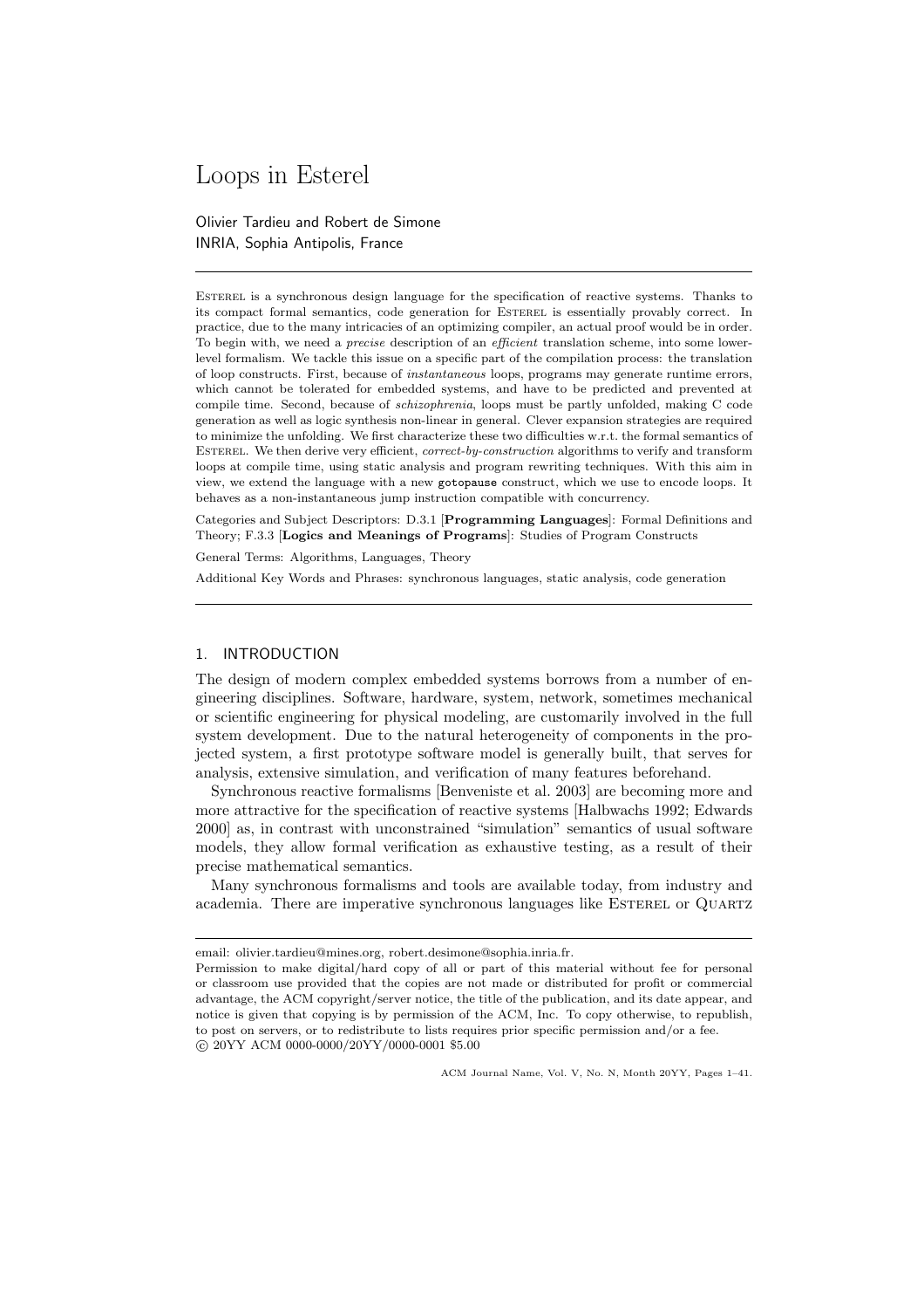# Loops in Esterel

Olivier Tardieu and Robert de Simone
INRIA, Sophia Antipolis, France

---

ESTEREL is a synchronous design language for the specification of reactive systems. Thanks to its compact formal semantics, code generation for ESTEREL is essentially provably correct. In practice, due to the many intricacies of an optimizing compiler, an actual proof would be in order. To begin with, we need a *precise* description of an *efficient* translation scheme, into some lower-level formalism. We tackle this issue on a specific part of the compilation process: the translation of loop constructs. First, because of *instantaneous* loops, programs may generate runtime errors, which cannot be tolerated for embedded systems, and have to be predicted and prevented at compile time. Second, because of *schizophrenia*, loops must be partly unfolded, making C code generation as well as logic synthesis non-linear in general. Clever expansion strategies are required to minimize the unfolding. We first characterize these two difficulties w.r.t. the formal semantics of ESTEREL. We then derive very efficient, *correct-by-construction* algorithms to verify and transform loops at compile time, using static analysis and program rewriting techniques. With this aim in view, we extend the language with a new `gotopause` construct, which we use to encode loops. It behaves as a non-instantaneous jump instruction compatible with concurrency.

Categories and Subject Descriptors: D.3.1 [**Programming Languages**]: Formal Definitions and Theory; F.3.3 [**Logics and Meanings of Programs**]: Studies of Program Constructs

General Terms: Algorithms, Languages, Theory

Additional Key Words and Phrases: synchronous languages, static analysis, code generation

---

## 1. INTRODUCTION

The design of modern complex embedded systems borrows from a number of engineering disciplines. Software, hardware, system, network, sometimes mechanical or scientific engineering for physical modeling, are customarily involved in the full system development. Due to the natural heterogeneity of components in the projected system, a first prototype software model is generally built, that serves for analysis, extensive simulation, and verification of many features beforehand.

Synchronous reactive formalisms [Benveniste et al. 2003] are becoming more and more attractive for the specification of reactive systems [Halbwachs 1992; Edwards 2000] as, in contrast with unconstrained "simulation" semantics of usual software models, they allow formal verification as exhaustive testing, as a result of their precise mathematical semantics.

Many synchronous formalisms and tools are available today, from industry and academia. There are imperative synchronous languages like ESTEREL or QUARTZ

---

email: olivier.tardieu@mines.org, robert.desimone@sophia.inria.fr.

Permission to make digital/hard copy of all or part of this material without fee for personal or classroom use provided that the copies are not made or distributed for profit or commercial advantage, the ACM copyright/server notice, the title of the publication, and its date appear, and notice is given that copying is by permission of the ACM, Inc. To copy otherwise, to republish, to post on servers, or to redistribute to lists requires prior specific permission and/or a fee.
© 20YY ACM 0000-0000/20YY/0000-0001 $5.00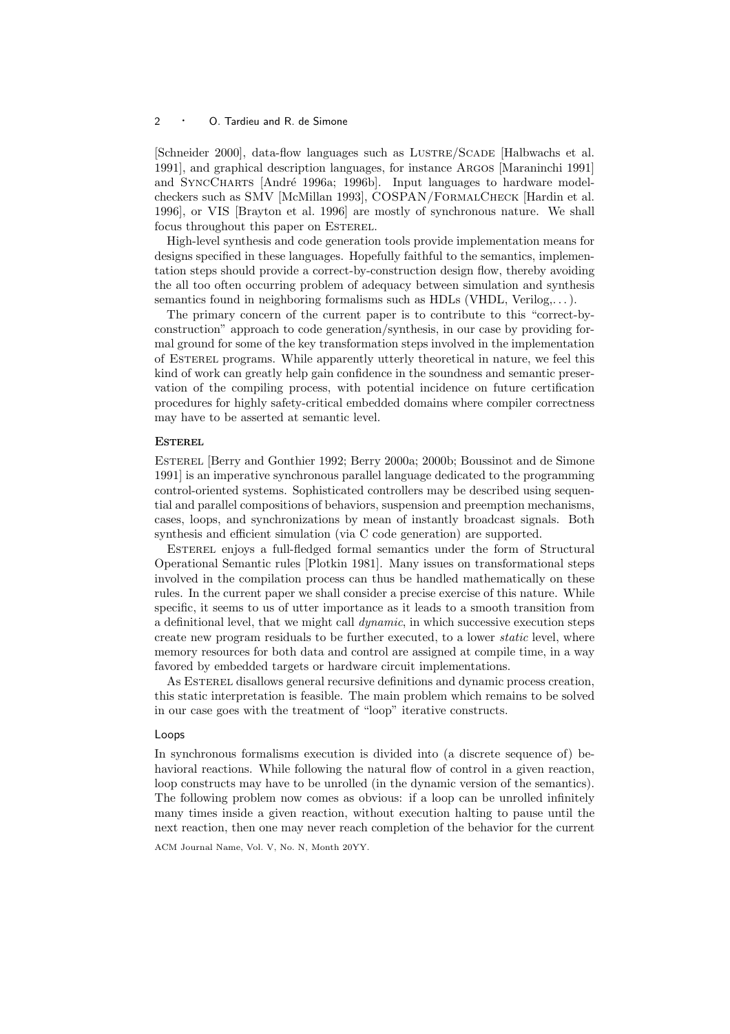[Schneider 2000], data-flow languages such as Lustre/Scade [Halbwachs et al. 1991], and graphical description languages, for instance Argos [Maraninchi 1991] and SyncCharts [André 1996a; 1996b]. Input languages to hardware model-checkers such as SMV [McMillan 1993], COSPAN/FormalCheck [Hardin et al. 1996], or VIS [Brayton et al. 1996] are mostly of synchronous nature. We shall focus throughout this paper on Esterel.

High-level synthesis and code generation tools provide implementation means for designs specified in these languages. Hopefully faithful to the semantics, implementation steps should provide a correct-by-construction design flow, thereby avoiding the all too often occurring problem of adequacy between simulation and synthesis semantics found in neighboring formalisms such as HDLs (VHDL, Verilog,. . . ).

The primary concern of the current paper is to contribute to this "correct-by-construction" approach to code generation/synthesis, in our case by providing formal ground for some of the key transformation steps involved in the implementation of Esterel programs. While apparently utterly theoretical in nature, we feel this kind of work can greatly help gain confidence in the soundness and semantic preservation of the compiling process, with potential incidence on future certification procedures for highly safety-critical embedded domains where compiler correctness may have to be asserted at semantic level.

### Esterel

Esterel [Berry and Gonthier 1992; Berry 2000a; 2000b; Boussinot and de Simone 1991] is an imperative synchronous parallel language dedicated to the programming control-oriented systems. Sophisticated controllers may be described using sequential and parallel compositions of behaviors, suspension and preemption mechanisms, cases, loops, and synchronizations by mean of instantly broadcast signals. Both synthesis and efficient simulation (via C code generation) are supported.

Esterel enjoys a full-fledged formal semantics under the form of Structural Operational Semantic rules [Plotkin 1981]. Many issues on transformational steps involved in the compilation process can thus be handled mathematically on these rules. In the current paper we shall consider a precise exercise of this nature. While specific, it seems to us of utter importance as it leads to a smooth transition from a definitional level, that we might call *dynamic*, in which successive execution steps create new program residuals to be further executed, to a lower *static* level, where memory resources for both data and control are assigned at compile time, in a way favored by embedded targets or hardware circuit implementations.

As Esterel disallows general recursive definitions and dynamic process creation, this static interpretation is feasible. The main problem which remains to be solved in our case goes with the treatment of "loop" iterative constructs.

### Loops

In synchronous formalisms execution is divided into (a discrete sequence of) behavioral reactions. While following the natural flow of control in a given reaction, loop constructs may have to be unrolled (in the dynamic version of the semantics). The following problem now comes as obvious: if a loop can be unrolled infinitely many times inside a given reaction, without execution halting to pause until the next reaction, then one may never reach completion of the behavior for the current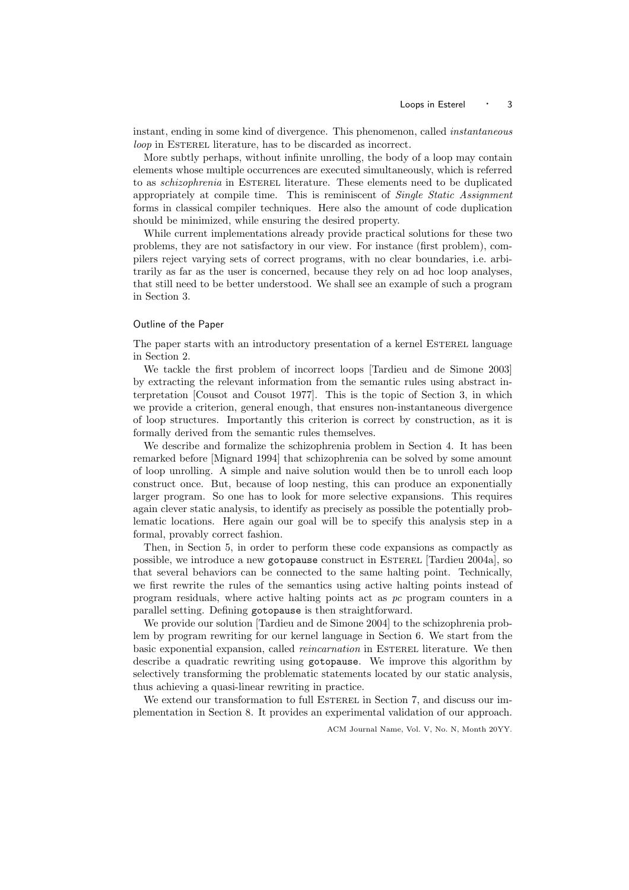instant, ending in some kind of divergence. This phenomenon, called *instantaneous loop* in ESTEREL literature, has to be discarded as incorrect.

More subtly perhaps, without infinite unrolling, the body of a loop may contain elements whose multiple occurrences are executed simultaneously, which is referred to as *schizophrenia* in ESTEREL literature. These elements need to be duplicated appropriately at compile time. This is reminiscent of *Single Static Assignment* forms in classical compiler techniques. Here also the amount of code duplication should be minimized, while ensuring the desired property.

While current implementations already provide practical solutions for these two problems, they are not satisfactory in our view. For instance (first problem), compilers reject varying sets of correct programs, with no clear boundaries, i.e. arbitrarily as far as the user is concerned, because they rely on ad hoc loop analyses, that still need to be better understood. We shall see an example of such a program in Section 3.

### Outline of the Paper

The paper starts with an introductory presentation of a kernel ESTEREL language in Section 2.

We tackle the first problem of incorrect loops [Tardieu and de Simone 2003] by extracting the relevant information from the semantic rules using abstract interpretation [Cousot and Cousot 1977]. This is the topic of Section 3, in which we provide a criterion, general enough, that ensures non-instantaneous divergence of loop structures. Importantly this criterion is correct by construction, as it is formally derived from the semantic rules themselves.

We describe and formalize the schizophrenia problem in Section 4. It has been remarked before [Mignard 1994] that schizophrenia can be solved by some amount of loop unrolling. A simple and naive solution would then be to unroll each loop construct once. But, because of loop nesting, this can produce an exponentially larger program. So one has to look for more selective expansions. This requires again clever static analysis, to identify as precisely as possible the potentially problematic locations. Here again our goal will be to specify this analysis step in a formal, provably correct fashion.

Then, in Section 5, in order to perform these code expansions as compactly as possible, we introduce a new `gotopause` construct in ESTEREL [Tardieu 2004a], so that several behaviors can be connected to the same halting point. Technically, we first rewrite the rules of the semantics using active halting points instead of program residuals, where active halting points act as *pc* program counters in a parallel setting. Defining `gotopause` is then straightforward.

We provide our solution [Tardieu and de Simone 2004] to the schizophrenia problem by program rewriting for our kernel language in Section 6. We start from the basic exponential expansion, called *reincarnation* in ESTEREL literature. We then describe a quadratic rewriting using `gotopause`. We improve this algorithm by selectively transforming the problematic statements located by our static analysis, thus achieving a quasi-linear rewriting in practice.

We extend our transformation to full ESTEREL in Section 7, and discuss our implementation in Section 8. It provides an experimental validation of our approach.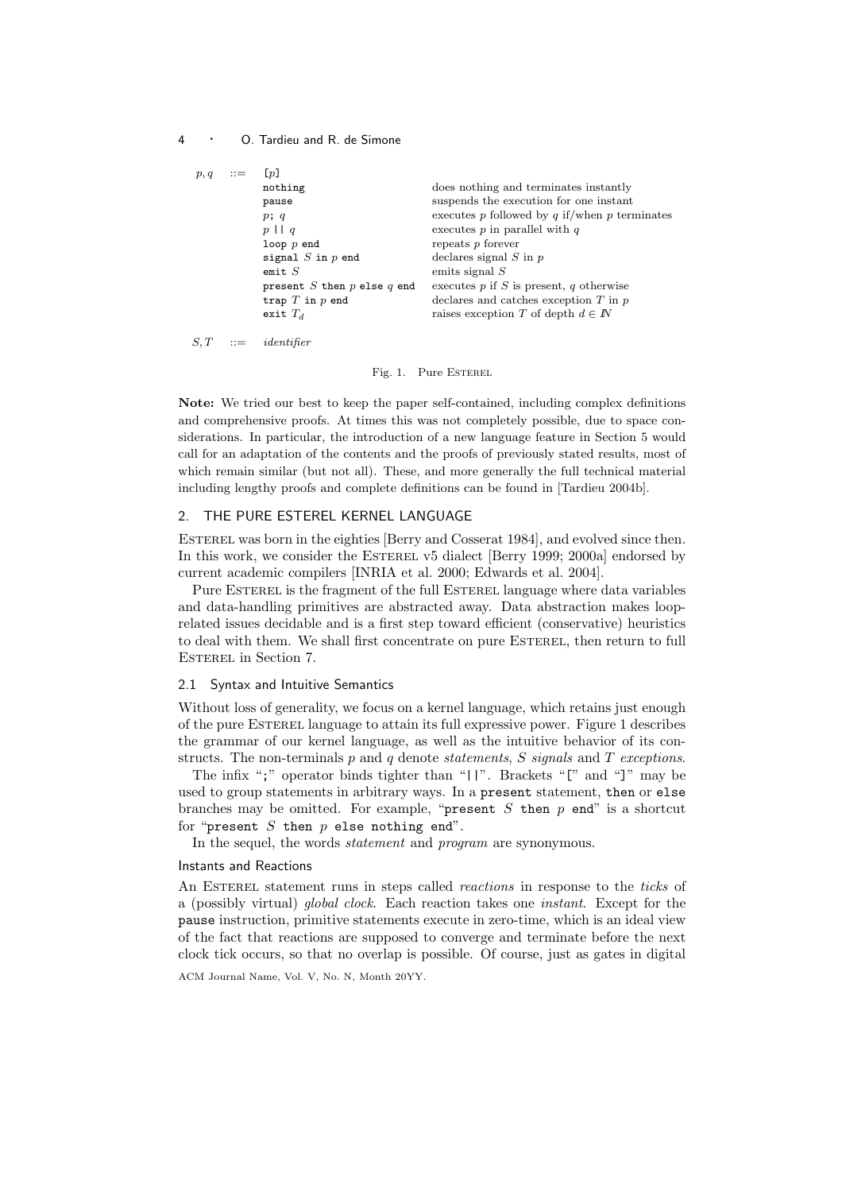| | | | |
|---|---|---|---|
| $p, q$ | ::= | `[p]` | |
| | | `nothing` | does nothing and terminates instantly |
| | | `pause` | suspends the execution for one instant |
| | | `p; q` | executes $p$ followed by $q$ if/when $p$ terminates |
| | | `p || q` | executes $p$ in parallel with $q$ |
| | | `loop p end` | repeats $p$ forever |
| | | `signal S in p end` | declares signal $S$ in $p$ |
| | | `emit S` | emits signal $S$ |
| | | `present S then p else q end` | executes $p$ if $S$ is present, $q$ otherwise |
| | | `trap T in p end` | declares and catches exception $T$ in $p$ |
| | | `exit` $T_d$ | raises exception $T$ of depth $d \in \mathbb{N}$ |
| $S, T$ | ::= | *identifier* | |

Fig. 1. Pure Esterel

**Note:** We tried our best to keep the paper self-contained, including complex definitions and comprehensive proofs. At times this was not completely possible, due to space considerations. In particular, the introduction of a new language feature in Section 5 would call for an adaptation of the contents and the proofs of previously stated results, most of which remain similar (but not all). These, and more generally the full technical material including lengthy proofs and complete definitions can be found in [Tardieu 2004b].

## 2. THE PURE ESTEREL KERNEL LANGUAGE

Esterel was born in the eighties [Berry and Cosserat 1984], and evolved since then. In this work, we consider the Esterel v5 dialect [Berry 1999; 2000a] endorsed by current academic compilers [INRIA et al. 2000; Edwards et al. 2004].

Pure Esterel is the fragment of the full Esterel language where data variables and data-handling primitives are abstracted away. Data abstraction makes loop-related issues decidable and is a first step toward efficient (conservative) heuristics to deal with them. We shall first concentrate on pure Esterel, then return to full Esterel in Section 7.

### 2.1 Syntax and Intuitive Semantics

Without loss of generality, we focus on a kernel language, which retains just enough of the pure Esterel language to attain its full expressive power. Figure 1 describes the grammar of our kernel language, as well as the intuitive behavior of its constructs. The non-terminals $p$ and $q$ denote *statements*, $S$ *signals* and $T$ *exceptions*.

The infix "`;`" operator binds tighter than "`||`". Brackets "`[`" and "`]`" may be used to group statements in arbitrary ways. In a `present` statement, `then` or `else` branches may be omitted. For example, "`present` $S$ `then` $p$ `end`" is a shortcut for "`present` $S$ `then` $p$ `else nothing end`".

In the sequel, the words *statement* and *program* are synonymous.

#### Instants and Reactions

An Esterel statement runs in steps called *reactions* in response to the *ticks* of a (possibly virtual) *global clock*. Each reaction takes one *instant*. Except for the `pause` instruction, primitive statements execute in zero-time, which is an ideal view of the fact that reactions are supposed to converge and terminate before the next clock tick occurs, so that no overlap is possible. Of course, just as gates in digital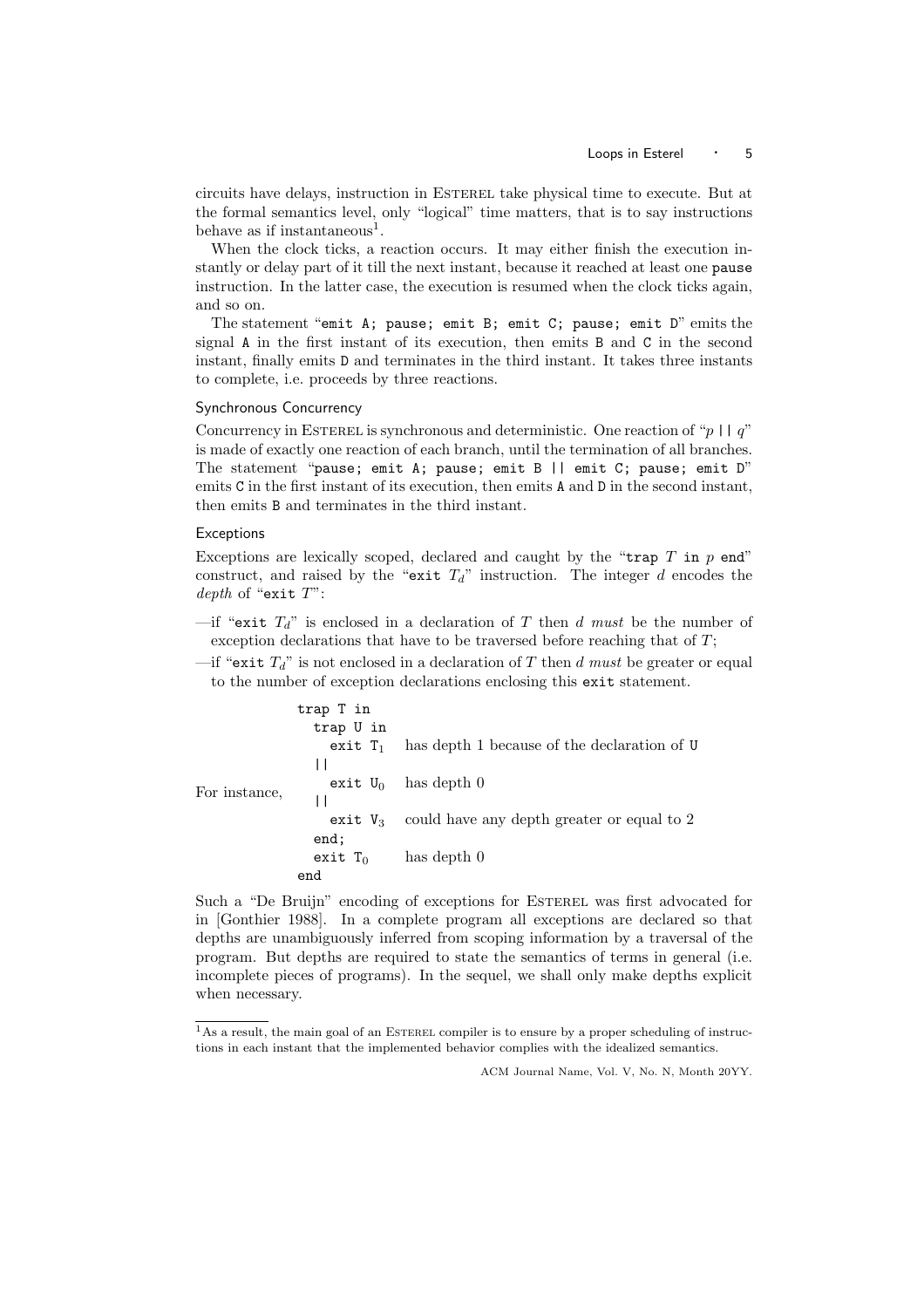circuits have delays, instruction in ESTEREL take physical time to execute. But at the formal semantics level, only "logical" time matters, that is to say instructions behave as if instantaneous[1].

When the clock ticks, a reaction occurs. It may either finish the execution instantly or delay part of it till the next instant, because it reached at least one `pause` instruction. In the latter case, the execution is resumed when the clock ticks again, and so on.

The statement "`emit A; pause; emit B; emit C; pause; emit D`" emits the signal A in the first instant of its execution, then emits B and C in the second instant, finally emits D and terminates in the third instant. It takes three instants to complete, i.e. proceeds by three reactions.

### Synchronous Concurrency

Concurrency in ESTEREL is synchronous and deterministic. One reaction of "$p$ || $q$" is made of exactly one reaction of each branch, until the termination of all branches. The statement "`pause; emit A; pause; emit B || emit C; pause; emit D`" emits C in the first instant of its execution, then emits A and D in the second instant, then emits B and terminates in the third instant.

### Exceptions

Exceptions are lexically scoped, declared and caught by the "`trap` $T$ `in` $p$ `end`" construct, and raised by the "`exit` $T_d$" instruction. The integer $d$ encodes the *depth* of "`exit` $T$":

- if "`exit` $T_d$" is enclosed in a declaration of $T$ then $d$ *must* be the number of exception declarations that have to be traversed before reaching that of $T$;
- if "`exit` $T_d$" is not enclosed in a declaration of $T$ then $d$ *must* be greater or equal to the number of exception declarations enclosing this `exit` statement.

For instance,

```
trap T in
  trap U in
    exit T1    has depth 1 because of the declaration of U
  ||
    exit U0    has depth 0
  ||
    exit V3    could have any depth greater or equal to 2
  end;
  exit T0      has depth 0
end
```

Such a "De Bruijn" encoding of exceptions for ESTEREL was first advocated for in [Gonthier 1988]. In a complete program all exceptions are declared so that depths are unambiguously inferred from scoping information by a traversal of the program. But depths are required to state the semantics of terms in general (i.e. incomplete pieces of programs). In the sequel, we shall only make depths explicit when necessary.

[1] As a result, the main goal of an ESTEREL compiler is to ensure by a proper scheduling of instructions in each instant that the implemented behavior complies with the idealized semantics.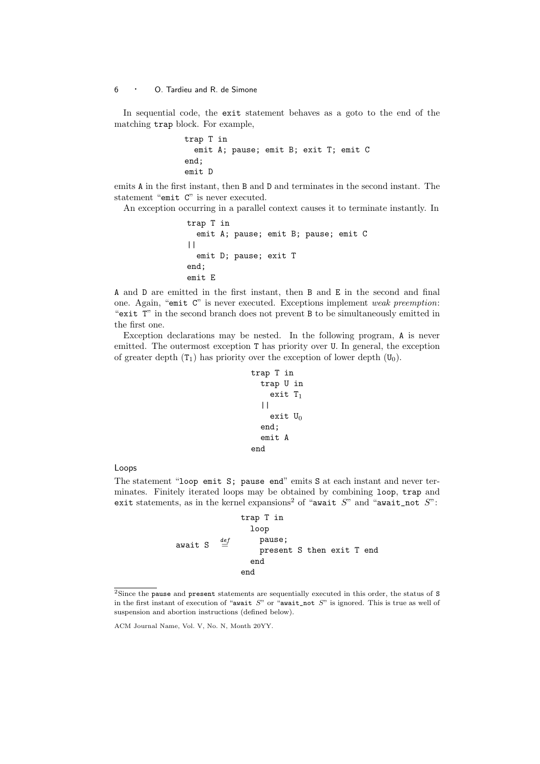In sequential code, the `exit` statement behaves as a goto to the end of the matching `trap` block. For example,

```
trap T in
  emit A; pause; emit B; exit T; emit C
end;
emit D
```

emits A in the first instant, then B and D and terminates in the second instant. The statement "`emit C`" is never executed.

An exception occurring in a parallel context causes it to terminate instantly. In

```
trap T in
  emit A; pause; emit B; pause; emit C
||
  emit D; pause; exit T
end;
emit E
```

A and D are emitted in the first instant, then B and E in the second and final one. Again, "`emit C`" is never executed. Exceptions implement *weak preemption*: "`exit T`" in the second branch does not prevent B to be simultaneously emitted in the first one.

Exception declarations may be nested. In the following program, A is never emitted. The outermost exception T has priority over U. In general, the exception of greater depth ($T_1$) has priority over the exception of lower depth ($U_0$).

```
trap T in
  trap U in
    exit T₁
  ||
    exit U₀
  end;
  emit A
end
```

#### Loops

The statement "`loop emit S; pause end`" emits S at each instant and never terminates. Finitely iterated loops may be obtained by combining `loop`, `trap` and `exit` statements, as in the kernel expansions[2] of "`await` *S*" and "`await_not` *S*":

```
                  trap T in
                    loop
await S  def=         pause;
                      present S then exit T end
                    end
                  end
```

[2] Since the `pause` and `present` statements are sequentially executed in this order, the status of S in the first instant of execution of "`await` *S*" or "`await_not` *S*" is ignored. This is true as well of suspension and abortion instructions (defined below).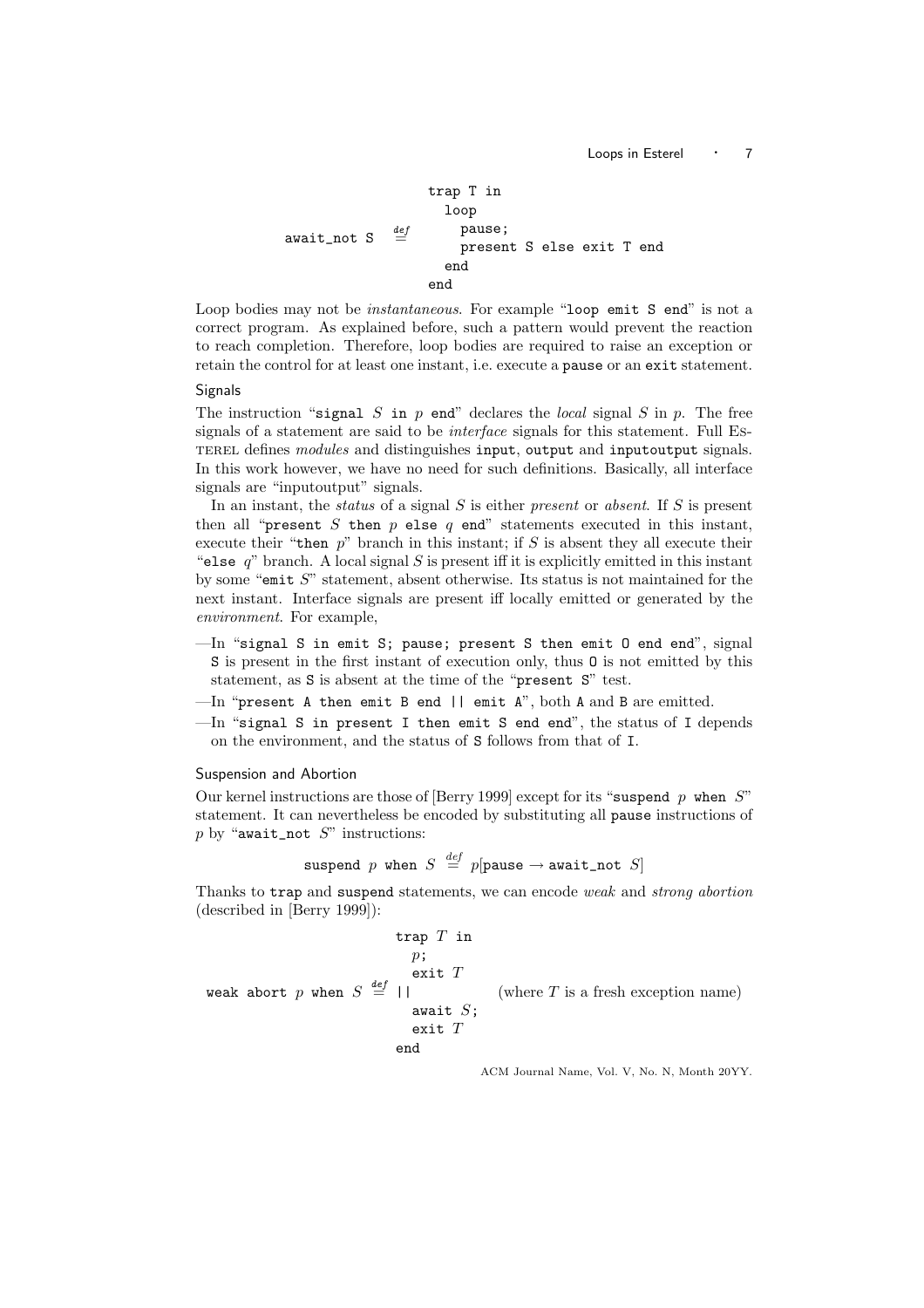```
                trap T in
                  loop
await_not S  def=   pause;
                    present S else exit T end
                  end
                end
```

Loop bodies may not be *instantaneous*. For example "`loop emit S end`" is not a correct program. As explained before, such a pattern would prevent the reaction to reach completion. Therefore, loop bodies are required to raise an exception or retain the control for at least one instant, i.e. execute a `pause` or an `exit` statement.

### Signals

The instruction "`signal` $S$ `in` $p$ `end`" declares the *local* signal $S$ in $p$. The free signals of a statement are said to be *interface* signals for this statement. Full Esterel defines *modules* and distinguishes `input`, `output` and `inputoutput` signals. In this work however, we have no need for such definitions. Basically, all interface signals are "inputoutput" signals.

In an instant, the *status* of a signal $S$ is either *present* or *absent*. If $S$ is present then all "`present` $S$ `then` $p$ `else` $q$ `end`" statements executed in this instant, execute their "`then` $p$" branch in this instant; if $S$ is absent they all execute their "`else` $q$" branch. A local signal $S$ is present iff it is explicitly emitted in this instant by some "`emit` $S$" statement, absent otherwise. Its status is not maintained for the next instant. Interface signals are present iff locally emitted or generated by the *environment*. For example,

—In "`signal S in emit S; pause; present S then emit O end end`", signal `S` is present in the first instant of execution only, thus `O` is not emitted by this statement, as `S` is absent at the time of the "`present S`" test.

—In "`present A then emit B end || emit A`", both `A` and `B` are emitted.

—In "`signal S in present I then emit S end end`", the status of `I` depends on the environment, and the status of `S` follows from that of `I`.

### Suspension and Abortion

Our kernel instructions are those of [Berry 1999] except for its "`suspend` $p$ `when` $S$" statement. It can nevertheless be encoded by substituting all `pause` instructions of $p$ by "`await_not` $S$" instructions:

$$\texttt{suspend } p \texttt{ when } S \stackrel{def}{=} p[\texttt{pause} \rightarrow \texttt{await\_not } S]$$

Thanks to `trap` and `suspend` statements, we can encode *weak* and *strong abortion* (described in [Berry 1999]):

```
                              trap T in
                                p;
                                exit T
weak abort p when S  def=     ||              (where T is a fresh exception name)
                                await S;
                                exit T
                              end
```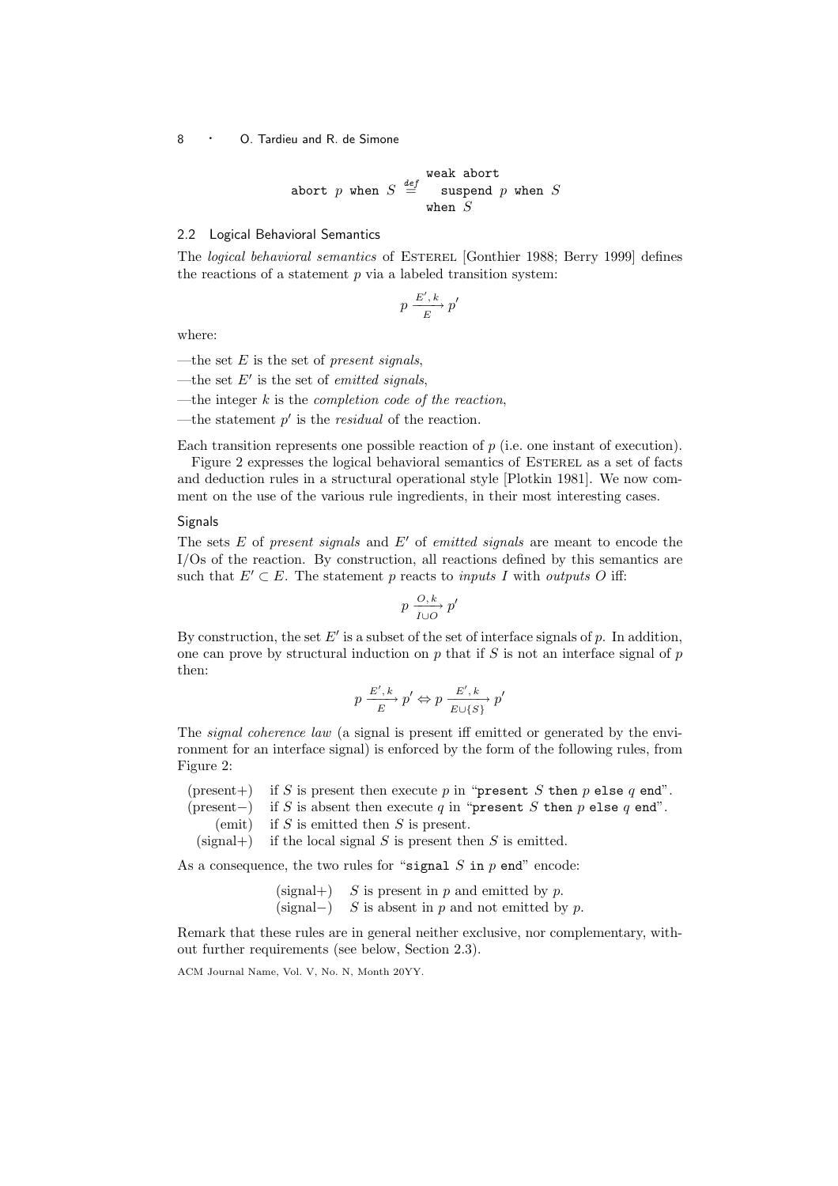$$\texttt{abort } p \texttt{ when } S \stackrel{def}{=} \begin{array}{l}\texttt{weak abort} \\ \quad \texttt{suspend } p \texttt{ when } S \\ \texttt{when } S\end{array}$$

### 2.2 Logical Behavioral Semantics

The *logical behavioral semantics* of ESTEREL [Gonthier 1988; Berry 1999] defines the reactions of a statement $p$ via a labeled transition system:

$$p \xrightarrow[E]{E',\,k} p'$$

where:

—the set $E$ is the set of *present signals*,

—the set $E'$ is the set of *emitted signals*,

—the integer $k$ is the *completion code of the reaction*,

—the statement $p'$ is the *residual* of the reaction.

Each transition represents one possible reaction of $p$ (i.e. one instant of execution).

Figure 2 expresses the logical behavioral semantics of ESTEREL as a set of facts and deduction rules in a structural operational style [Plotkin 1981]. We now comment on the use of the various rule ingredients, in their most interesting cases.

#### Signals

The sets $E$ of *present signals* and $E'$ of *emitted signals* are meant to encode the I/Os of the reaction. By construction, all reactions defined by this semantics are such that $E' \subset E$. The statement $p$ reacts to *inputs* $I$ with *outputs* $O$ iff:

$$p \xrightarrow[I \cup O]{O,\,k} p'$$

By construction, the set $E'$ is a subset of the set of interface signals of $p$. In addition, one can prove by structural induction on $p$ that if $S$ is not an interface signal of $p$ then:

$$p \xrightarrow[E]{E',\,k} p' \Leftrightarrow p \xrightarrow[E \cup \{S\}]{E',\,k} p'$$

The *signal coherence law* (a signal is present iff emitted or generated by the environment for an interface signal) is enforced by the form of the following rules, from Figure 2:

(present+) if $S$ is present then execute $p$ in "`present` $S$ `then` $p$ `else` $q$ `end`".
(present−) if $S$ is absent then execute $q$ in "`present` $S$ `then` $p$ `else` $q$ `end`".
(emit) if $S$ is emitted then $S$ is present.
(signal+) if the local signal $S$ is present then $S$ is emitted.

As a consequence, the two rules for "`signal` $S$ `in` $p$ `end`" encode:

(signal+) $S$ is present in $p$ and emitted by $p$.
(signal−) $S$ is absent in $p$ and not emitted by $p$.

Remark that these rules are in general neither exclusive, nor complementary, without further requirements (see below, Section 2.3).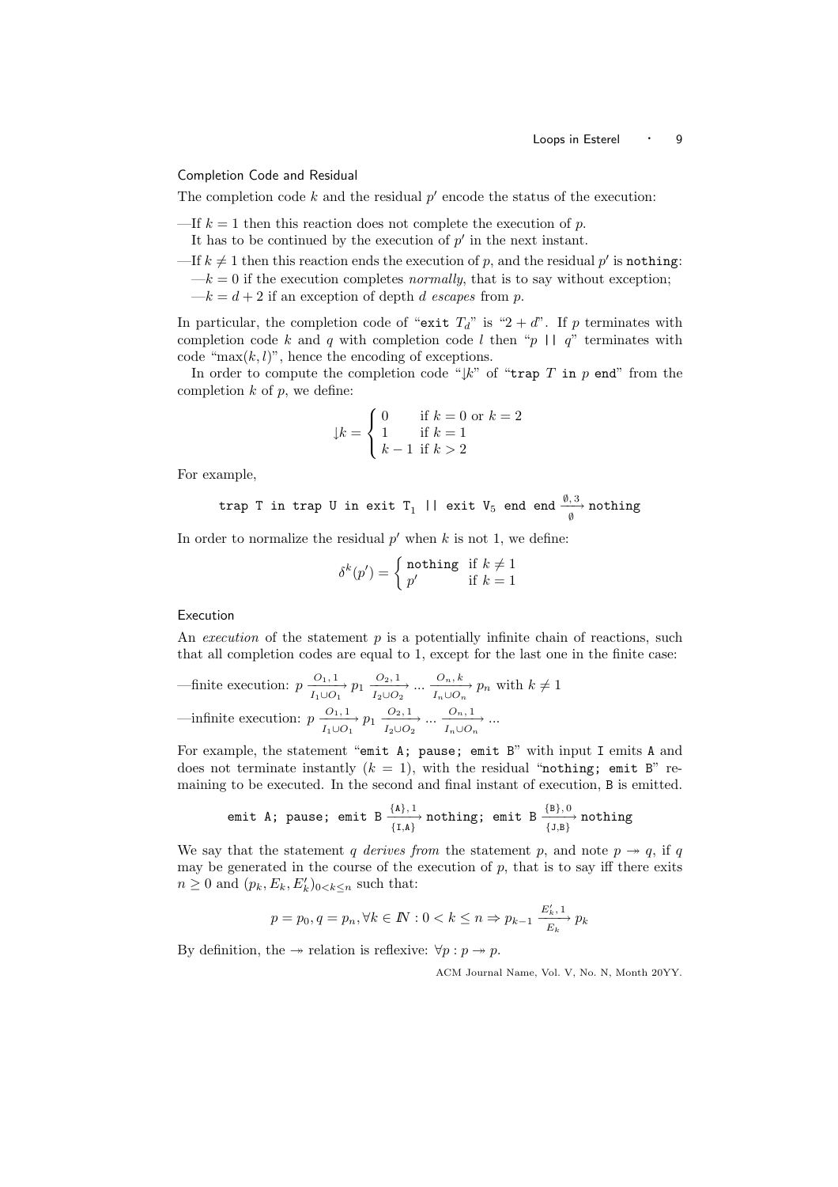### Completion Code and Residual

The completion code $k$ and the residual $p'$ encode the status of the execution:

—If $k = 1$ then this reaction does not complete the execution of $p$.
It has to be continued by the execution of $p'$ in the next instant.

—If $k \neq 1$ then this reaction ends the execution of $p$, and the residual $p'$ is `nothing`:

—$k = 0$ if the execution completes *normally*, that is to say without exception;

—$k = d + 2$ if an exception of depth $d$ *escapes* from $p$.

In particular, the completion code of "`exit` $T_d$" is "$2 + d$". If $p$ terminates with completion code $k$ and $q$ with completion code $l$ then "$p$ `||` $q$" terminates with code "$\max(k, l)$", hence the encoding of exceptions.

In order to compute the completion code "$\downharpoonleft k$" of "`trap` $T$ `in` $p$ `end`" from the completion $k$ of $p$, we define:

$$\downharpoonleft k = \begin{cases} 0 & \text{if } k = 0 \text{ or } k = 2 \\ 1 & \text{if } k = 1 \\ k - 1 & \text{if } k > 2 \end{cases}$$

For example,

$$\texttt{trap T in trap U in exit T}_1 \texttt{ || exit V}_5 \texttt{ end end} \xrightarrow[\emptyset]{\emptyset,\, 3} \texttt{nothing}$$

In order to normalize the residual $p'$ when $k$ is not 1, we define:

$$\delta^k(p') = \begin{cases} \texttt{nothing} & \text{if } k \neq 1 \\ p' & \text{if } k = 1 \end{cases}$$

### Execution

An *execution* of the statement $p$ is a potentially infinite chain of reactions, such that all completion codes are equal to 1, except for the last one in the finite case:

—finite execution: $p \xrightarrow[I_1 \cup O_1]{O_1,\, 1} p_1 \xrightarrow[I_2 \cup O_2]{O_2,\, 1} \ldots \xrightarrow[I_n \cup O_n]{O_n,\, k} p_n$ with $k \neq 1$

—infinite execution: $p \xrightarrow[I_1 \cup O_1]{O_1,\, 1} p_1 \xrightarrow[I_2 \cup O_2]{O_2,\, 1} \ldots \xrightarrow[I_n \cup O_n]{O_n,\, 1} \ldots$

For example, the statement "`emit A; pause; emit B`" with input `I` emits `A` and does not terminate instantly ($k = 1$), with the residual "`nothing; emit B`" remaining to be executed. In the second and final instant of execution, `B` is emitted.

$$\texttt{emit A; pause; emit B} \xrightarrow[\{\texttt{I},\texttt{A}\}]{\{\texttt{A}\},\, 1} \texttt{nothing; emit B} \xrightarrow[\{\texttt{J},\texttt{B}\}]{\{\texttt{B}\},\, 0} \texttt{nothing}$$

We say that the statement $q$ *derives from* the statement $p$, and note $p \twoheadrightarrow q$, if $q$ may be generated in the course of the execution of $p$, that is to say iff there exits $n \geq 0$ and $(p_k, E_k, E'_k)_{0<k\leq n}$ such that:

$$p = p_0, q = p_n, \forall k \in I\!N : 0 < k \leq n \Rightarrow p_{k-1} \xrightarrow[E_k]{E'_k,\, 1} p_k$$

By definition, the $\twoheadrightarrow$ relation is reflexive: $\forall p : p \twoheadrightarrow p$.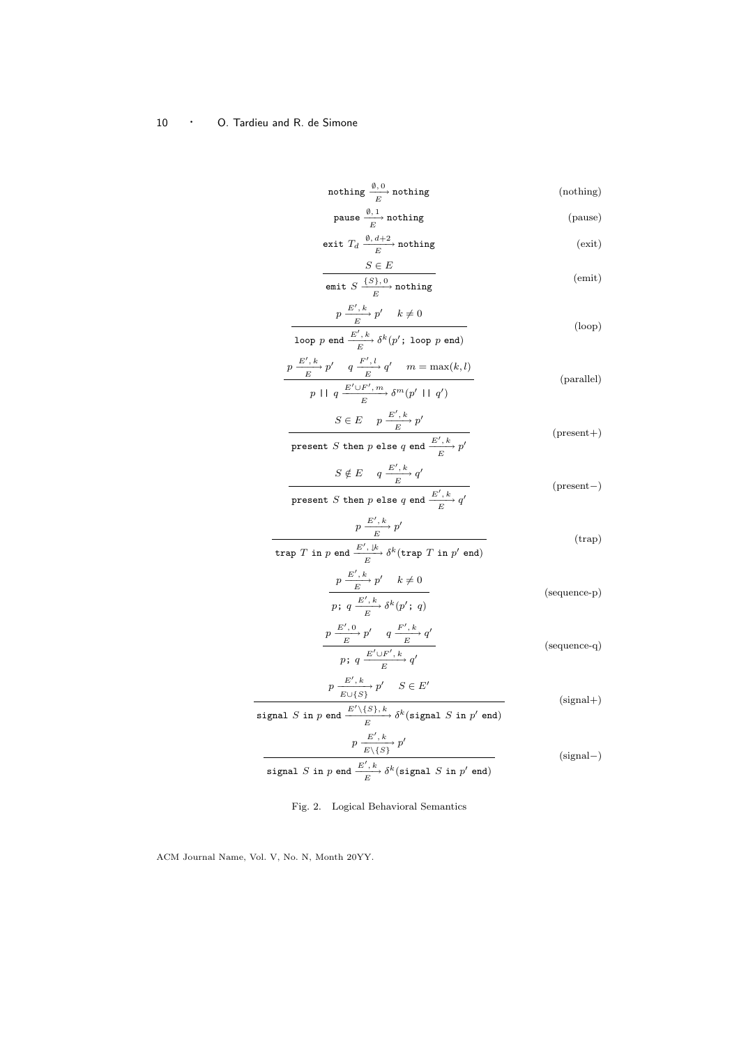$$\texttt{nothing} \xrightarrow[E]{\emptyset,\,0} \texttt{nothing} \qquad \text{(nothing)}$$

$$\texttt{pause} \xrightarrow[E]{\emptyset,\,1} \texttt{nothing} \qquad \text{(pause)}$$

$$\texttt{exit}\ T_d \xrightarrow[E]{\emptyset,\,d+2} \texttt{nothing} \qquad \text{(exit)}$$

$$\frac{S \in E}{\texttt{emit}\ S \xrightarrow[E]{\{S\},\,0} \texttt{nothing}} \qquad \text{(emit)}$$

$$\frac{p \xrightarrow[E]{E',\,k} p' \quad k \neq 0}{\texttt{loop}\ p\ \texttt{end} \xrightarrow[E]{E',\,k} \delta^k(p'\texttt{;}\ \texttt{loop}\ p\ \texttt{end})} \qquad \text{(loop)}$$

$$\frac{p \xrightarrow[E]{E',\,k} p' \quad q \xrightarrow[E]{F',\,l} q' \quad m = \max(k, l)}{p\ \texttt{||}\ q \xrightarrow[E]{E' \cup F',\,m} \delta^m(p'\ \texttt{||}\ q')} \qquad \text{(parallel)}$$

$$\frac{S \in E \quad p \xrightarrow[E]{E',\,k} p'}{\texttt{present}\ S\ \texttt{then}\ p\ \texttt{else}\ q\ \texttt{end} \xrightarrow[E]{E',\,k} p'} \qquad \text{(present+)}$$

$$\frac{S \notin E \quad q \xrightarrow[E]{E',\,k} q'}{\texttt{present}\ S\ \texttt{then}\ p\ \texttt{else}\ q\ \texttt{end} \xrightarrow[E]{E',\,k} q'} \qquad \text{(present−)}$$

$$\frac{p \xrightarrow[E]{E',\,k} p'}{\texttt{trap}\ T\ \texttt{in}\ p\ \texttt{end} \xrightarrow[E]{E',\,\downarrow k} \delta^k(\texttt{trap}\ T\ \texttt{in}\ p'\ \texttt{end})} \qquad \text{(trap)}$$

$$\frac{p \xrightarrow[E]{E',\,k} p' \quad k \neq 0}{p\texttt{;}\ q \xrightarrow[E]{E',\,k} \delta^k(p'\texttt{;}\ q)} \qquad \text{(sequence-p)}$$

$$\frac{p \xrightarrow[E]{E',\,0} p' \quad q \xrightarrow[E]{F',\,k} q'}{p\texttt{;}\ q \xrightarrow[E]{E' \cup F',\,k} q'} \qquad \text{(sequence-q)}$$

$$\frac{p \xrightarrow[E \cup \{S\}]{E',\,k} p' \quad S \in E'}{\texttt{signal}\ S\ \texttt{in}\ p\ \texttt{end} \xrightarrow[E]{E' \setminus \{S\},\,k} \delta^k(\texttt{signal}\ S\ \texttt{in}\ p'\ \texttt{end})} \qquad \text{(signal+)}$$

$$\frac{p \xrightarrow[E \setminus \{S\}]{E',\,k} p'}{\texttt{signal}\ S\ \texttt{in}\ p\ \texttt{end} \xrightarrow[E]{E',\,k} \delta^k(\texttt{signal}\ S\ \texttt{in}\ p'\ \texttt{end})} \qquad \text{(signal−)}$$

Fig. 2. Logical Behavioral Semantics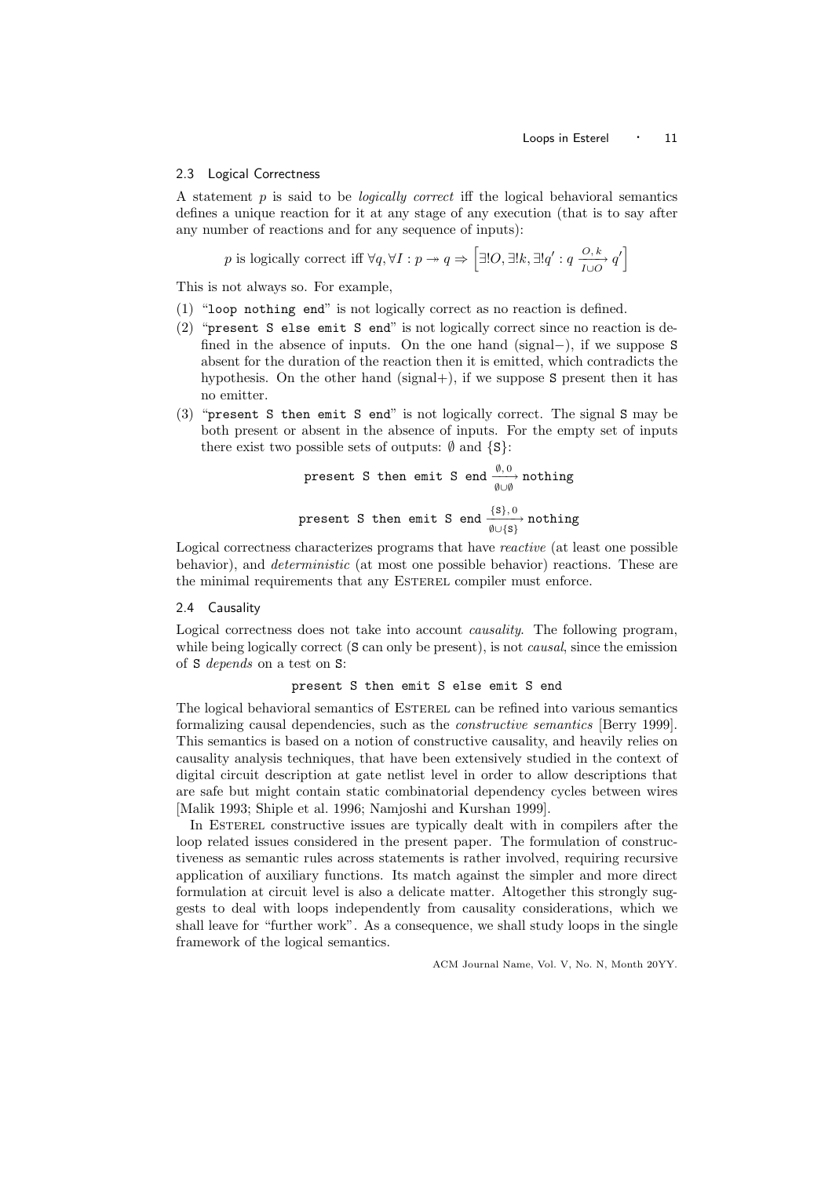### 2.3 Logical Correctness

A statement $p$ is said to be *logically correct* iff the logical behavioral semantics defines a unique reaction for it at any stage of any execution (that is to say after any number of reactions and for any sequence of inputs):

$$p \text{ is logically correct iff } \forall q, \forall I : p \twoheadrightarrow q \Rightarrow \left[\exists! O, \exists! k, \exists! q' : q \xrightarrow[I \cup O]{O,\, k} q'\right]$$

This is not always so. For example,

(1) "`loop nothing end`" is not logically correct as no reaction is defined.

(2) "`present S else emit S end`" is not logically correct since no reaction is defined in the absence of inputs. On the one hand (signal−), if we suppose `S` absent for the duration of the reaction then it is emitted, which contradicts the hypothesis. On the other hand (signal+), if we suppose `S` present then it has no emitter.

(3) "`present S then emit S end`" is not logically correct. The signal `S` may be both present or absent in the absence of inputs. For the empty set of inputs there exist two possible sets of outputs: $\emptyset$ and $\{\texttt{S}\}$:

$$\texttt{present S then emit S end} \xrightarrow[\emptyset \cup \emptyset]{\emptyset,\, 0} \texttt{nothing}$$

$$\texttt{present S then emit S end} \xrightarrow[\emptyset \cup \{\texttt{S}\}]{\{\texttt{S}\},\, 0} \texttt{nothing}$$

Logical correctness characterizes programs that have *reactive* (at least one possible behavior), and *deterministic* (at most one possible behavior) reactions. These are the minimal requirements that any Esterel compiler must enforce.

### 2.4 Causality

Logical correctness does not take into account *causality*. The following program, while being logically correct (`S` can only be present), is not *causal*, since the emission of `S` *depends* on a test on `S`:

```
present S then emit S else emit S end
```

The logical behavioral semantics of Esterel can be refined into various semantics formalizing causal dependencies, such as the *constructive semantics* [Berry 1999]. This semantics is based on a notion of constructive causality, and heavily relies on causality analysis techniques, that have been extensively studied in the context of digital circuit description at gate netlist level in order to allow descriptions that are safe but might contain static combinatorial dependency cycles between wires [Malik 1993; Shiple et al. 1996; Namjoshi and Kurshan 1999].

In Esterel constructive issues are typically dealt with in compilers after the loop related issues considered in the present paper. The formulation of constructiveness as semantic rules across statements is rather involved, requiring recursive application of auxiliary functions. Its match against the simpler and more direct formulation at circuit level is also a delicate matter. Altogether this strongly suggests to deal with loops independently from causality considerations, which we shall leave for "further work". As a consequence, we shall study loops in the single framework of the logical semantics.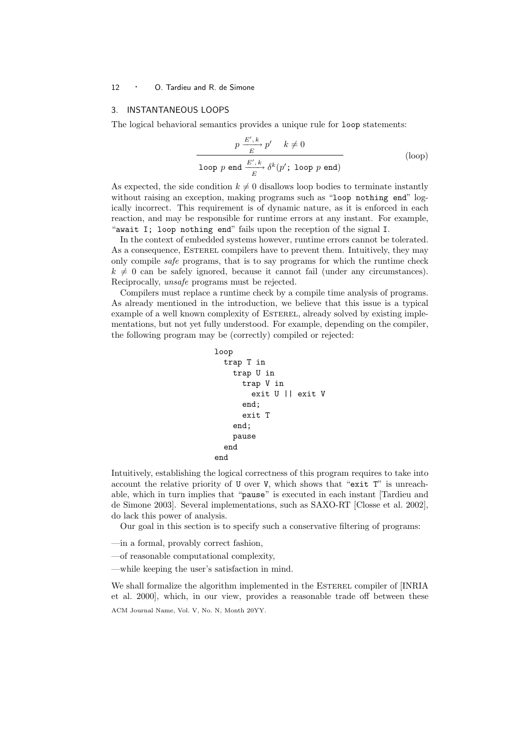## 3. INSTANTANEOUS LOOPS

The logical behavioral semantics provides a unique rule for `loop` statements:

$$\frac{p \xrightarrow[E]{E',\,k} p' \quad k \neq 0}{\texttt{loop } p \texttt{ end} \xrightarrow[E]{E',\,k} \delta^k(p'\texttt{; loop } p \texttt{ end})} \quad \text{(loop)}$$

As expected, the side condition $k \neq 0$ disallows loop bodies to terminate instantly without raising an exception, making programs such as "`loop nothing end`" logically incorrect. This requirement is of dynamic nature, as it is enforced in each reaction, and may be responsible for runtime errors at any instant. For example, "`await I; loop nothing end`" fails upon the reception of the signal `I`.

In the context of embedded systems however, runtime errors cannot be tolerated. As a consequence, Esterel compilers have to prevent them. Intuitively, they may only compile *safe* programs, that is to say programs for which the runtime check $k \neq 0$ can be safely ignored, because it cannot fail (under any circumstances). Reciprocally, *unsafe* programs must be rejected.

Compilers must replace a runtime check by a compile time analysis of programs. As already mentioned in the introduction, we believe that this issue is a typical example of a well known complexity of Esterel, already solved by existing implementations, but not yet fully understood. For example, depending on the compiler, the following program may be (correctly) compiled or rejected:

```
loop
  trap T in
    trap U in
      trap V in
        exit U || exit V
      end;
      exit T
    end;
    pause
  end
end
```

Intuitively, establishing the logical correctness of this program requires to take into account the relative priority of `U` over `V`, which shows that "`exit T`" is unreachable, which in turn implies that "`pause`" is executed in each instant [Tardieu and de Simone 2003]. Several implementations, such as SAXO-RT [Closse et al. 2002], do lack this power of analysis.

Our goal in this section is to specify such a conservative filtering of programs:

—in a formal, provably correct fashion,

—of reasonable computational complexity,

—while keeping the user's satisfaction in mind.

We shall formalize the algorithm implemented in the Esterel compiler of [INRIA et al. 2000], which, in our view, provides a reasonable trade off between these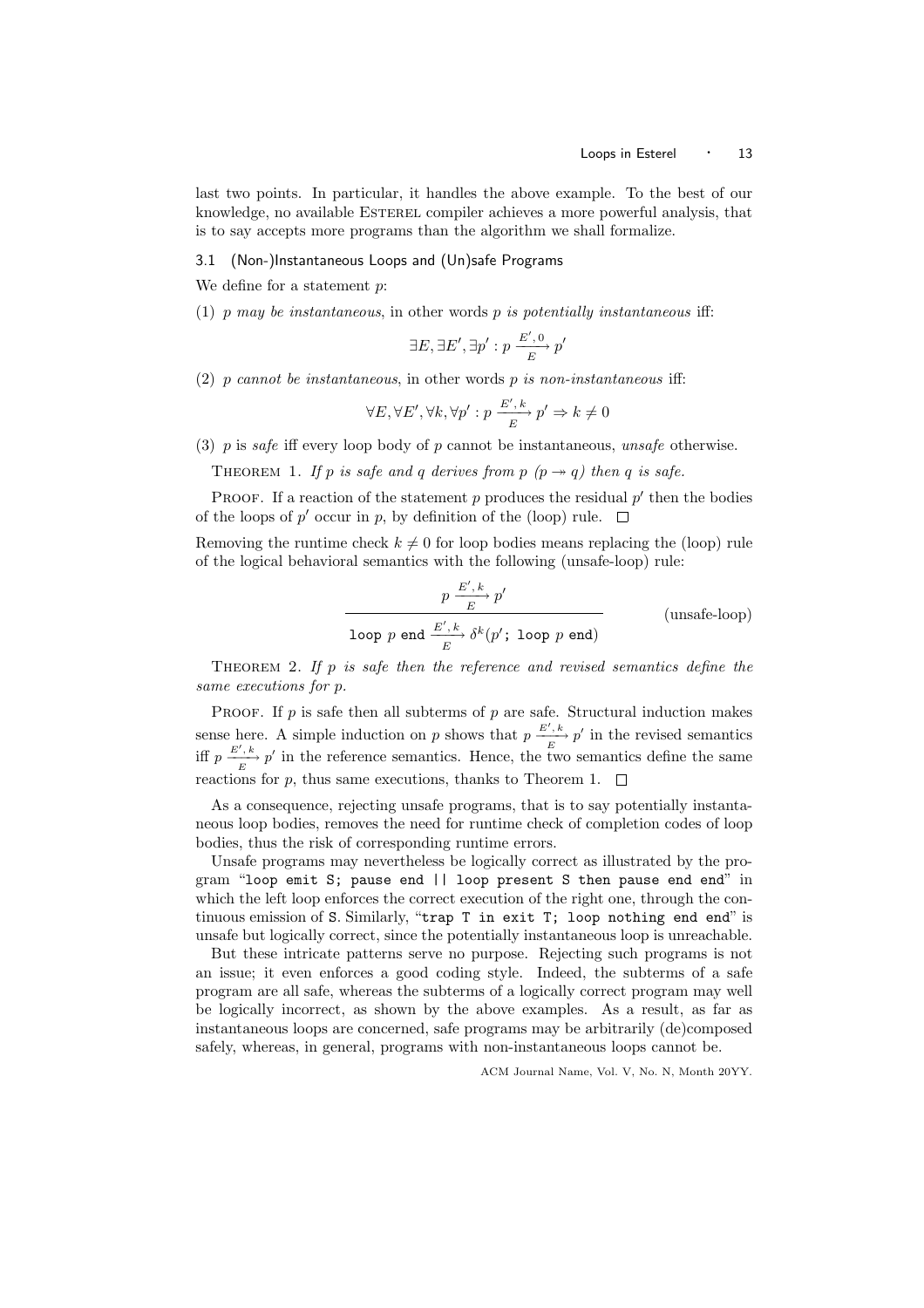last two points. In particular, it handles the above example. To the best of our knowledge, no available ESTEREL compiler achieves a more powerful analysis, that is to say accepts more programs than the algorithm we shall formalize.

### 3.1 (Non-)Instantaneous Loops and (Un)safe Programs

We define for a statement $p$:

(1) *$p$ may be instantaneous*, in other words *$p$ is potentially instantaneous* iff:

$$\exists E, \exists E', \exists p' : p \xrightarrow[E]{E',\,0} p'$$

(2) *$p$ cannot be instantaneous*, in other words *$p$ is non-instantaneous* iff:

$$\forall E, \forall E', \forall k, \forall p' : p \xrightarrow[E]{E',\,k} p' \Rightarrow k \neq 0$$

(3) $p$ is *safe* iff every loop body of $p$ cannot be instantaneous, *unsafe* otherwise.

THEOREM 1. *If $p$ is safe and $q$ derives from $p$ ($p \twoheadrightarrow q$) then $q$ is safe.*

PROOF. If a reaction of the statement $p$ produces the residual $p'$ then the bodies of the loops of $p'$ occur in $p$, by definition of the (loop) rule. □

Removing the runtime check $k \neq 0$ for loop bodies means replacing the (loop) rule of the logical behavioral semantics with the following (unsafe-loop) rule:

$$\frac{p \xrightarrow[E]{E',\,k} p'}{\texttt{loop } p \texttt{ end} \xrightarrow[E]{E',\,k} \delta^k(p' \texttt{; loop } p \texttt{ end})} \qquad \text{(unsafe-loop)}$$

THEOREM 2. *If $p$ is safe then the reference and revised semantics define the same executions for $p$.*

PROOF. If $p$ is safe then all subterms of $p$ are safe. Structural induction makes sense here. A simple induction on $p$ shows that $p \xrightarrow[E]{E',\,k} p'$ in the revised semantics iff $p \xrightarrow[E]{E',\,k} p'$ in the reference semantics. Hence, the two semantics define the same reactions for $p$, thus same executions, thanks to Theorem 1. □

As a consequence, rejecting unsafe programs, that is to say potentially instantaneous loop bodies, removes the need for runtime check of completion codes of loop bodies, thus the risk of corresponding runtime errors.

Unsafe programs may nevertheless be logically correct as illustrated by the program "`loop emit S; pause end || loop present S then pause end end`" in which the left loop enforces the correct execution of the right one, through the continuous emission of `S`. Similarly, "`trap T in exit T; loop nothing end end`" is unsafe but logically correct, since the potentially instantaneous loop is unreachable.

But these intricate patterns serve no purpose. Rejecting such programs is not an issue; it even enforces a good coding style. Indeed, the subterms of a safe program are all safe, whereas the subterms of a logically correct program may well be logically incorrect, as shown by the above examples. As a result, as far as instantaneous loops are concerned, safe programs may be arbitrarily (de)composed safely, whereas, in general, programs with non-instantaneous loops cannot be.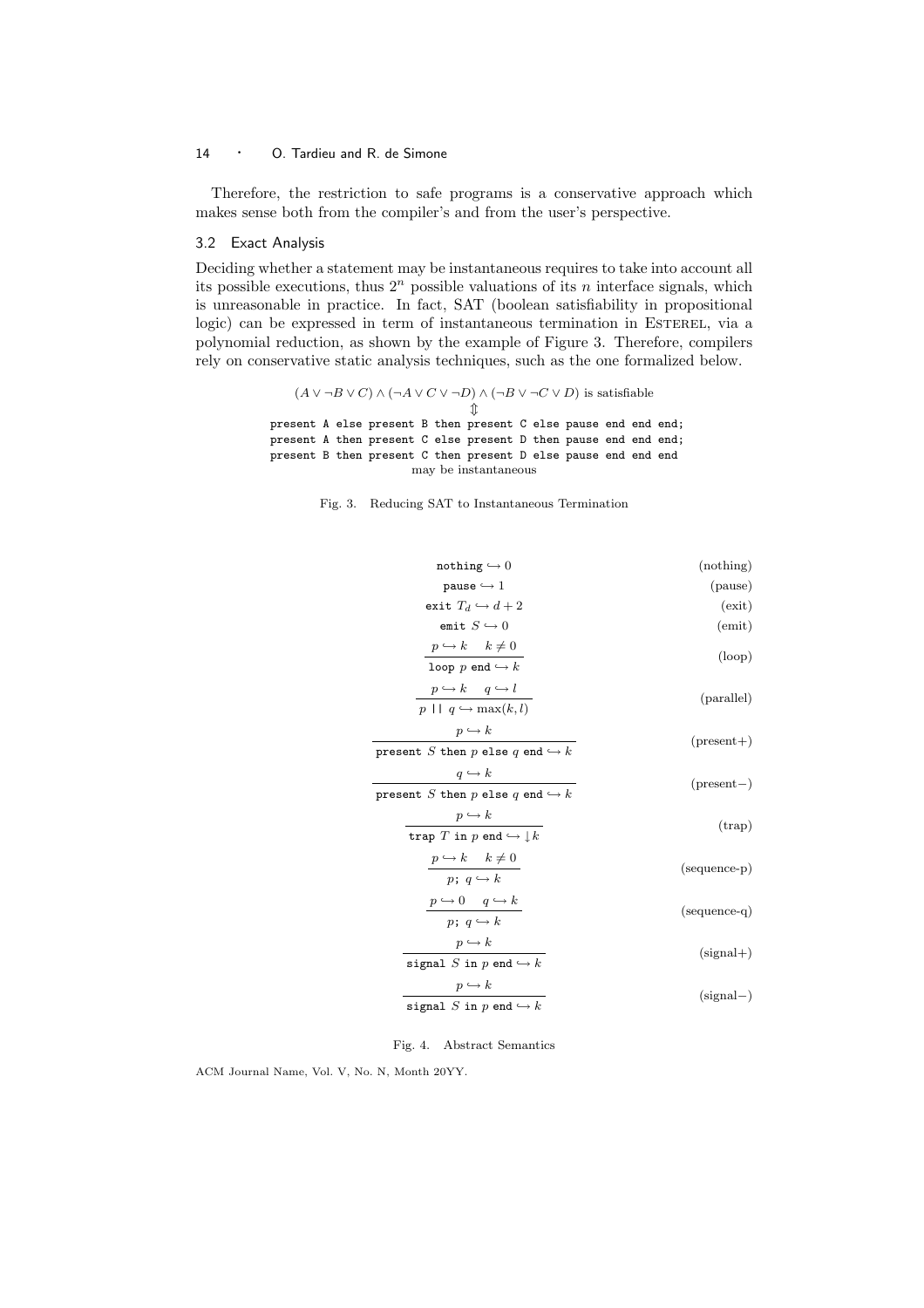Therefore, the restriction to safe programs is a conservative approach which makes sense both from the compiler's and from the user's perspective.

### 3.2 Exact Analysis

Deciding whether a statement may be instantaneous requires to take into account all its possible executions, thus $2^n$ possible valuations of its $n$ interface signals, which is unreasonable in practice. In fact, SAT (boolean satisfiability in propositional logic) can be expressed in term of instantaneous termination in Esterel, via a polynomial reduction, as shown by the example of Figure 3. Therefore, compilers rely on conservative static analysis techniques, such as the one formalized below.

$$(A \vee \neg B \vee C) \wedge (\neg A \vee C \vee \neg D) \wedge (\neg B \vee \neg C \vee D) \text{ is satisfiable}$$

$$\Updownarrow$$

```
present A else present B then present C else pause end end end;
present A then present C else present D then pause end end end;
present B then present C then present D else pause end end end
```

may be instantaneous

Fig. 3. Reducing SAT to Instantaneous Termination

$$\texttt{nothing} \hookrightarrow 0 \qquad \text{(nothing)}$$

$$\texttt{pause} \hookrightarrow 1 \qquad \text{(pause)}$$

$$\texttt{exit } T_d \hookrightarrow d+2 \qquad \text{(exit)}$$

$$\texttt{emit } S \hookrightarrow 0 \qquad \text{(emit)}$$

$$\frac{p \hookrightarrow k \quad k \neq 0}{\texttt{loop } p \texttt{ end} \hookrightarrow k} \qquad \text{(loop)}$$

$$\frac{p \hookrightarrow k \quad q \hookrightarrow l}{p \texttt{ || } q \hookrightarrow \max(k, l)} \qquad \text{(parallel)}$$

$$\frac{p \hookrightarrow k}{\texttt{present } S \texttt{ then } p \texttt{ else } q \texttt{ end} \hookrightarrow k} \qquad \text{(present+)}$$

$$\frac{q \hookrightarrow k}{\texttt{present } S \texttt{ then } p \texttt{ else } q \texttt{ end} \hookrightarrow k} \qquad \text{(present−)}$$

$$\frac{p \hookrightarrow k}{\texttt{trap } T \texttt{ in } p \texttt{ end} \hookrightarrow \downarrow k} \qquad \text{(trap)}$$

$$\frac{p \hookrightarrow k \quad k \neq 0}{p\texttt{; } q \hookrightarrow k} \qquad \text{(sequence-p)}$$

$$\frac{p \hookrightarrow 0 \quad q \hookrightarrow k}{p\texttt{; } q \hookrightarrow k} \qquad \text{(sequence-q)}$$

$$\frac{p \hookrightarrow k}{\texttt{signal } S \texttt{ in } p \texttt{ end} \hookrightarrow k} \qquad \text{(signal+)}$$

$$\frac{p \hookrightarrow k}{\texttt{signal } S \texttt{ in } p \texttt{ end} \hookrightarrow k} \qquad \text{(signal−)}$$

Fig. 4. Abstract Semantics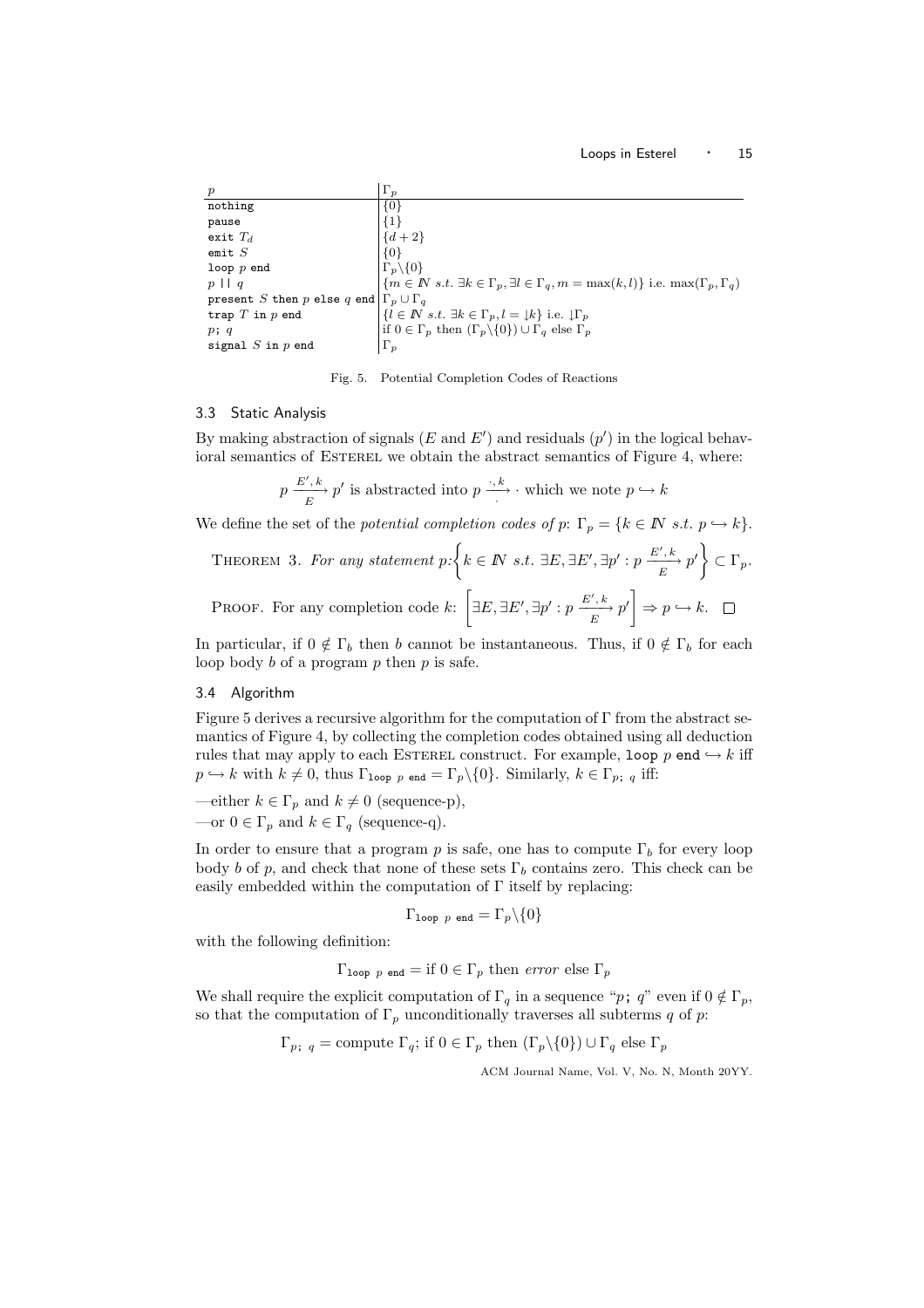| $p$ | $\Gamma_p$ |
|---|---|
| `nothing` | $\{0\}$ |
| `pause` | $\{1\}$ |
| `exit` $T_d$ | $\{d+2\}$ |
| `emit` $S$ | $\{0\}$ |
| `loop` $p$ `end` | $\Gamma_p \backslash \{0\}$ |
| $p$ `\|\|` $q$ | $\{m \in I\!N \ s.t. \ \exists k \in \Gamma_p, \exists l \in \Gamma_q, m = \max(k,l)\}$ i.e. $\max(\Gamma_p, \Gamma_q)$ |
| `present` $S$ `then` $p$ `else` $q$ `end` | $\Gamma_p \cup \Gamma_q$ |
| `trap` $T$ `in` $p$ `end` | $\{l \in I\!N \ s.t. \ \exists k \in \Gamma_p, l = \downarrow k\}$ i.e. $\downarrow \Gamma_p$ |
| $p$`;` $q$ | if $0 \in \Gamma_p$ then $(\Gamma_p \backslash \{0\}) \cup \Gamma_q$ else $\Gamma_p$ |
| `signal` $S$ `in` $p$ `end` | $\Gamma_p$ |

Fig. 5. Potential Completion Codes of Reactions

### 3.3 Static Analysis

By making abstraction of signals ($E$ and $E'$) and residuals ($p'$) in the logical behavioral semantics of Esterel we obtain the abstract semantics of Figure 4, where:

$$p \xrightarrow[E]{E',\,k} p' \text{ is abstracted into } p \xrightarrow[\cdot]{\cdot,\,k} \cdot \text{ which we note } p \hookrightarrow k$$

We define the set of the *potential completion codes of* $p$: $\Gamma_p = \{k \in I\!N \ s.t. \ p \hookrightarrow k\}$.

Theorem 3. *For any statement* $p$: $\left\{ k \in I\!N \ s.t. \ \exists E, \exists E', \exists p' : p \xrightarrow[E]{E',\,k} p' \right\} \subset \Gamma_p$.

Proof. For any completion code $k$: $\left[ \exists E, \exists E', \exists p' : p \xrightarrow[E]{E',\,k} p' \right] \Rightarrow p \hookrightarrow k$. □

In particular, if $0 \notin \Gamma_b$ then $b$ cannot be instantaneous. Thus, if $0 \notin \Gamma_b$ for each loop body $b$ of a program $p$ then $p$ is safe.

### 3.4 Algorithm

Figure 5 derives a recursive algorithm for the computation of $\Gamma$ from the abstract semantics of Figure 4, by collecting the completion codes obtained using all deduction rules that may apply to each Esterel construct. For example, `loop` $p$ `end` $\hookrightarrow k$ iff $p \hookrightarrow k$ with $k \neq 0$, thus $\Gamma_{\texttt{loop}\ p\ \texttt{end}} = \Gamma_p \backslash \{0\}$. Similarly, $k \in \Gamma_{p;\ q}$ iff:

—either $k \in \Gamma_p$ and $k \neq 0$ (sequence-p),

—or $0 \in \Gamma_p$ and $k \in \Gamma_q$ (sequence-q).

In order to ensure that a program $p$ is safe, one has to compute $\Gamma_b$ for every loop body $b$ of $p$, and check that none of these sets $\Gamma_b$ contains zero. This check can be easily embedded within the computation of $\Gamma$ itself by replacing:

$$\Gamma_{\texttt{loop}\ p\ \texttt{end}} = \Gamma_p \backslash \{0\}$$

with the following definition:

$$\Gamma_{\texttt{loop}\ p\ \texttt{end}} = \text{if } 0 \in \Gamma_p \text{ then } \textit{error} \text{ else } \Gamma_p$$

We shall require the explicit computation of $\Gamma_q$ in a sequence "$p$; $q$" even if $0 \notin \Gamma_p$, so that the computation of $\Gamma_p$ unconditionally traverses all subterms $q$ of $p$:

$$\Gamma_{p;\ q} = \text{compute } \Gamma_q; \text{ if } 0 \in \Gamma_p \text{ then } (\Gamma_p \backslash \{0\}) \cup \Gamma_q \text{ else } \Gamma_p$$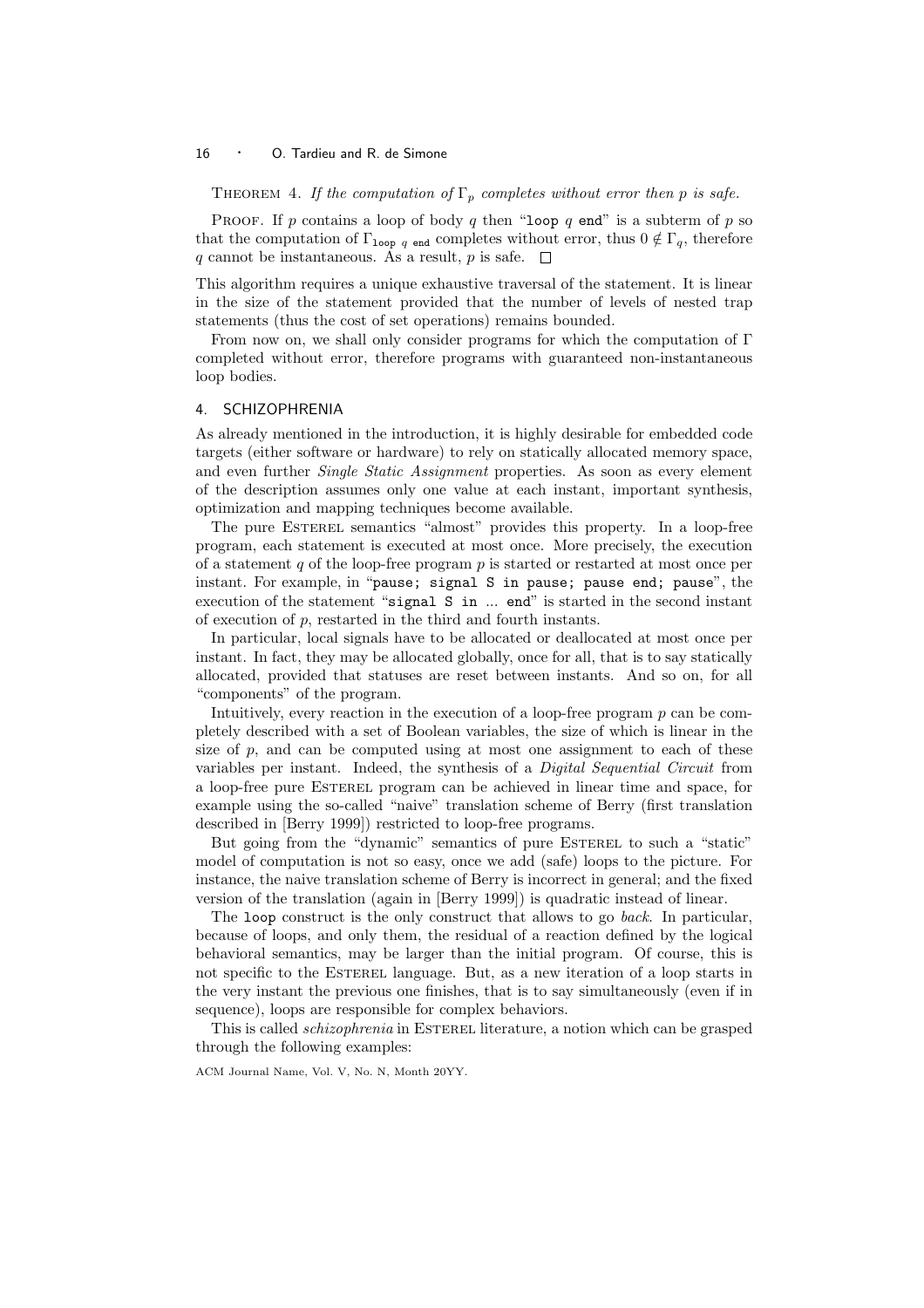Theorem 4. *If the computation of $\Gamma_p$ completes without error then $p$ is safe.*

Proof. If $p$ contains a loop of body $q$ then "`loop` $q$ `end`" is a subterm of $p$ so that the computation of $\Gamma_{\texttt{loop}\ q\ \texttt{end}}$ completes without error, thus $0 \notin \Gamma_q$, therefore $q$ cannot be instantaneous. As a result, $p$ is safe. □

This algorithm requires a unique exhaustive traversal of the statement. It is linear in the size of the statement provided that the number of levels of nested trap statements (thus the cost of set operations) remains bounded.

From now on, we shall only consider programs for which the computation of $\Gamma$ completed without error, therefore programs with guaranteed non-instantaneous loop bodies.

## 4. SCHIZOPHRENIA

As already mentioned in the introduction, it is highly desirable for embedded code targets (either software or hardware) to rely on statically allocated memory space, and even further *Single Static Assignment* properties. As soon as every element of the description assumes only one value at each instant, important synthesis, optimization and mapping techniques become available.

The pure Esterel semantics "almost" provides this property. In a loop-free program, each statement is executed at most once. More precisely, the execution of a statement $q$ of the loop-free program $p$ is started or restarted at most once per instant. For example, in "`pause; signal S in pause; pause end; pause`", the execution of the statement "`signal S in ... end`" is started in the second instant of execution of $p$, restarted in the third and fourth instants.

In particular, local signals have to be allocated or deallocated at most once per instant. In fact, they may be allocated globally, once for all, that is to say statically allocated, provided that statuses are reset between instants. And so on, for all "components" of the program.

Intuitively, every reaction in the execution of a loop-free program $p$ can be completely described with a set of Boolean variables, the size of which is linear in the size of $p$, and can be computed using at most one assignment to each of these variables per instant. Indeed, the synthesis of a *Digital Sequential Circuit* from a loop-free pure Esterel program can be achieved in linear time and space, for example using the so-called "naive" translation scheme of Berry (first translation described in [Berry 1999]) restricted to loop-free programs.

But going from the "dynamic" semantics of pure Esterel to such a "static" model of computation is not so easy, once we add (safe) loops to the picture. For instance, the naive translation scheme of Berry is incorrect in general; and the fixed version of the translation (again in [Berry 1999]) is quadratic instead of linear.

The `loop` construct is the only construct that allows to go *back*. In particular, because of loops, and only them, the residual of a reaction defined by the logical behavioral semantics, may be larger than the initial program. Of course, this is not specific to the Esterel language. But, as a new iteration of a loop starts in the very instant the previous one finishes, that is to say simultaneously (even if in sequence), loops are responsible for complex behaviors.

This is called *schizophrenia* in Esterel literature, a notion which can be grasped through the following examples: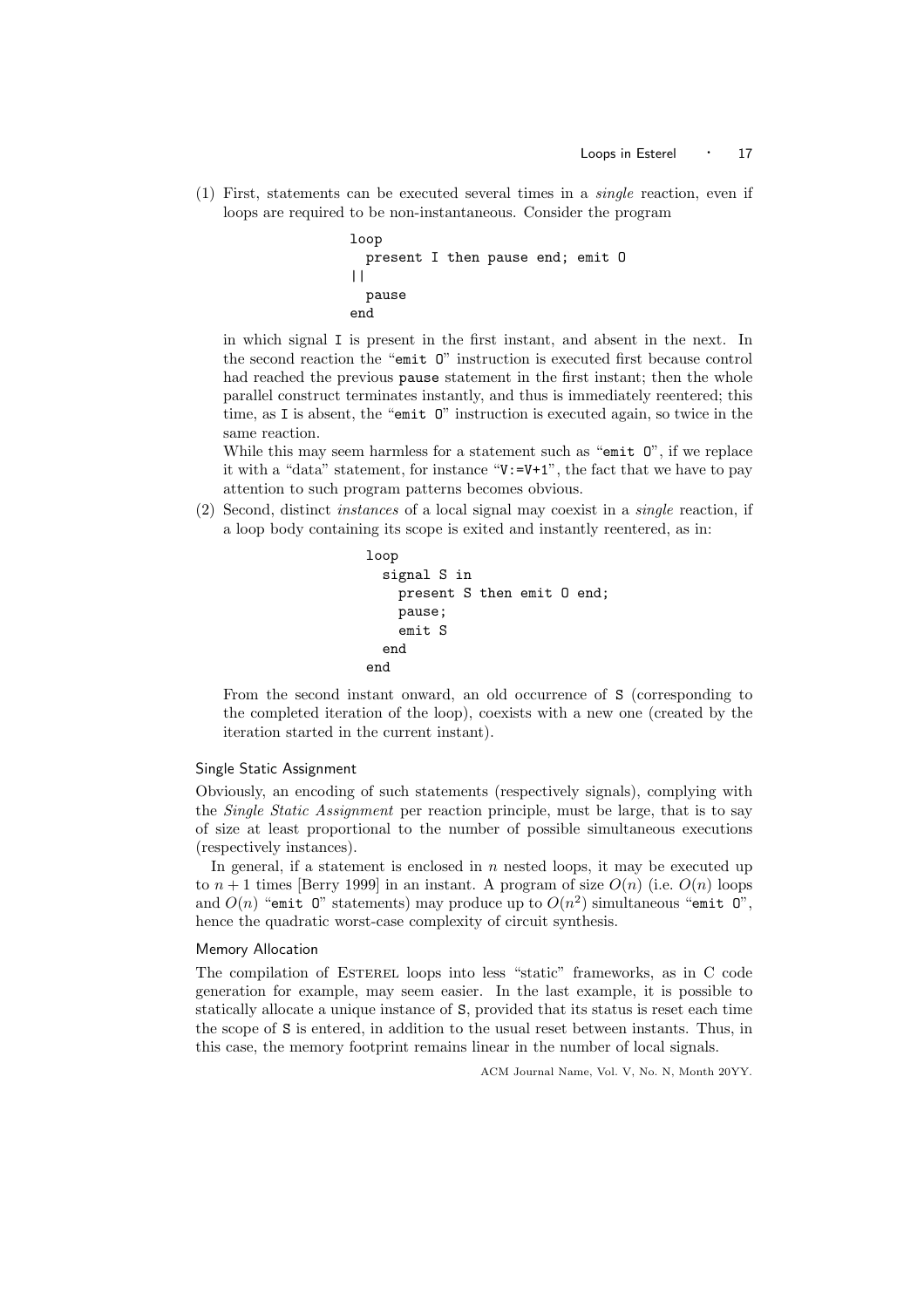(1) First, statements can be executed several times in a *single* reaction, even if loops are required to be non-instantaneous. Consider the program

```
loop
  present I then pause end; emit O
||
  pause
end
```

in which signal I is present in the first instant, and absent in the next. In the second reaction the "`emit O`" instruction is executed first because control had reached the previous `pause` statement in the first instant; then the whole parallel construct terminates instantly, and thus is immediately reentered; this time, as I is absent, the "`emit O`" instruction is executed again, so twice in the same reaction.

While this may seem harmless for a statement such as "`emit O`", if we replace it with a "data" statement, for instance "`V:=V+1`", the fact that we have to pay attention to such program patterns becomes obvious.

(2) Second, distinct *instances* of a local signal may coexist in a *single* reaction, if a loop body containing its scope is exited and instantly reentered, as in:

```
loop
  signal S in
    present S then emit O end;
    pause;
    emit S
  end
end
```

From the second instant onward, an old occurrence of S (corresponding to the completed iteration of the loop), coexists with a new one (created by the iteration started in the current instant).

### Single Static Assignment

Obviously, an encoding of such statements (respectively signals), complying with the *Single Static Assignment* per reaction principle, must be large, that is to say of size at least proportional to the number of possible simultaneous executions (respectively instances).

In general, if a statement is enclosed in $n$ nested loops, it may be executed up to $n+1$ times [Berry 1999] in an instant. A program of size $O(n)$ (i.e. $O(n)$ loops and $O(n)$ "`emit O`" statements) may produce up to $O(n^2)$ simultaneous "`emit O`", hence the quadratic worst-case complexity of circuit synthesis.

### Memory Allocation

The compilation of Esterel loops into less "static" frameworks, as in C code generation for example, may seem easier. In the last example, it is possible to statically allocate a unique instance of S, provided that its status is reset each time the scope of S is entered, in addition to the usual reset between instants. Thus, in this case, the memory footprint remains linear in the number of local signals.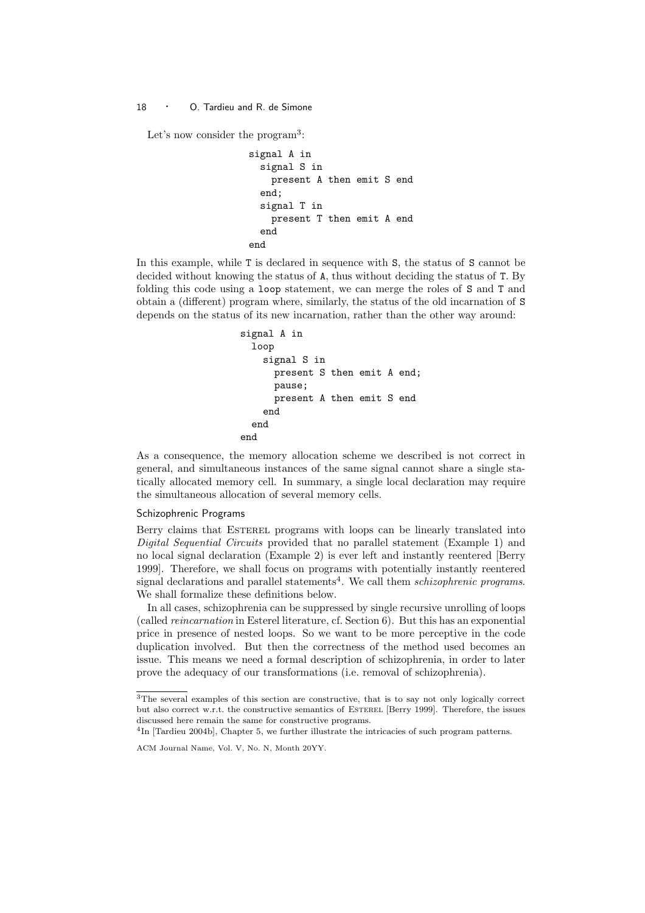Let's now consider the program[3]:

```
signal A in
  signal S in
    present A then emit S end
  end;
  signal T in
    present T then emit A end
  end
end
```

In this example, while T is declared in sequence with S, the status of S cannot be decided without knowing the status of A, thus without deciding the status of T. By folding this code using a `loop` statement, we can merge the roles of S and T and obtain a (different) program where, similarly, the status of the old incarnation of S depends on the status of its new incarnation, rather than the other way around:

```
signal A in
  loop
    signal S in
      present S then emit A end;
      pause;
      present A then emit S end
    end
  end
end
```

As a consequence, the memory allocation scheme we described is not correct in general, and simultaneous instances of the same signal cannot share a single statically allocated memory cell. In summary, a single local declaration may require the simultaneous allocation of several memory cells.

### Schizophrenic Programs

Berry claims that Esterel programs with loops can be linearly translated into *Digital Sequential Circuits* provided that no parallel statement (Example 1) and no local signal declaration (Example 2) is ever left and instantly reentered [Berry 1999]. Therefore, we shall focus on programs with potentially instantly reentered signal declarations and parallel statements[4]. We call them *schizophrenic programs*. We shall formalize these definitions below.

In all cases, schizophrenia can be suppressed by single recursive unrolling of loops (called *reincarnation* in Esterel literature, cf. Section 6). But this has an exponential price in presence of nested loops. So we want to be more perceptive in the code duplication involved. But then the correctness of the method used becomes an issue. This means we need a formal description of schizophrenia, in order to later prove the adequacy of our transformations (i.e. removal of schizophrenia).

---

[3] The several examples of this section are constructive, that is to say not only logically correct but also correct w.r.t. the constructive semantics of Esterel [Berry 1999]. Therefore, the issues discussed here remain the same for constructive programs.

[4] In [Tardieu 2004b], Chapter 5, we further illustrate the intricacies of such program patterns.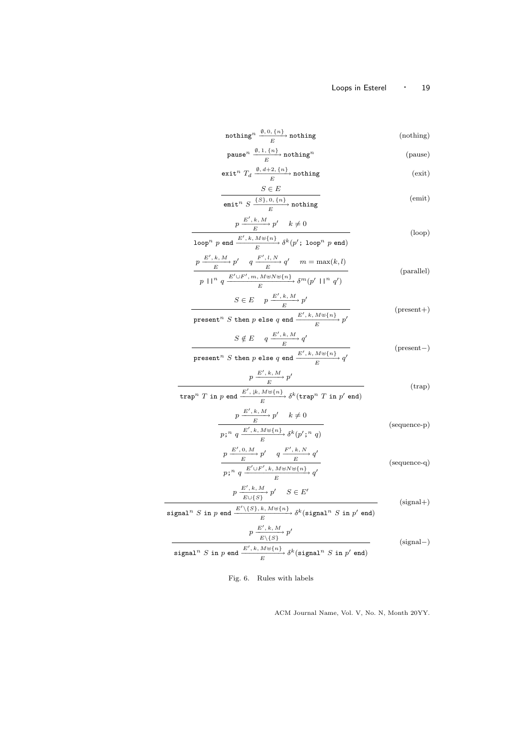$$\texttt{nothing}^n \xrightarrow[E]{\emptyset,\,0,\,\{n\}} \texttt{nothing} \qquad \text{(nothing)}$$

$$\texttt{pause}^n \xrightarrow[E]{\emptyset,\,1,\,\{n\}} \texttt{nothing}^n \qquad \text{(pause)}$$

$$\texttt{exit}^n\ T_d \xrightarrow[E]{\emptyset,\,d{+}2,\,\{n\}} \texttt{nothing} \qquad \text{(exit)}$$

$$\frac{S \in E}{\texttt{emit}^n\ S \xrightarrow[E]{\{S\},\,0,\,\{n\}} \texttt{nothing}} \qquad \text{(emit)}$$

$$\frac{p \xrightarrow[E]{E',\,k,\,M} p' \qquad k \neq 0}{\texttt{loop}^n\ p\ \texttt{end} \xrightarrow[E]{E',\,k,\,M \uplus \{n\}} \delta^k(p'\texttt{;}\ \texttt{loop}^n\ p\ \texttt{end})} \qquad \text{(loop)}$$

$$\frac{p \xrightarrow[E]{E',\,k,\,M} p' \qquad q \xrightarrow[E]{F',\,l,\,N} q' \qquad m = \max(k,l)}{p\ \texttt{||}^n\ q \xrightarrow[E]{E' \cup F',\,m,\,M \uplus N \uplus \{n\}} \delta^m(p'\ \texttt{||}^n\ q')} \qquad \text{(parallel)}$$

$$\frac{S \in E \qquad p \xrightarrow[E]{E',\,k,\,M} p'}{\texttt{present}^n\ S\ \texttt{then}\ p\ \texttt{else}\ q\ \texttt{end} \xrightarrow[E]{E',\,k,\,M \uplus \{n\}} p'} \qquad \text{(present+)}$$

$$\frac{S \notin E \qquad q \xrightarrow[E]{E',\,k,\,M} q'}{\texttt{present}^n\ S\ \texttt{then}\ p\ \texttt{else}\ q\ \texttt{end} \xrightarrow[E]{E',\,k,\,M \uplus \{n\}} q'} \qquad \text{(present−)}$$

$$\frac{p \xrightarrow[E]{E',\,k,\,M} p'}{\texttt{trap}^n\ T\ \texttt{in}\ p\ \texttt{end} \xrightarrow[E]{E',\,\downarrow k,\,M \uplus \{n\}} \delta^k(\texttt{trap}^n\ T\ \texttt{in}\ p'\ \texttt{end})} \qquad \text{(trap)}$$

$$\frac{p \xrightarrow[E]{E',\,k,\,M} p' \qquad k \neq 0}{p\texttt{;}^n\ q \xrightarrow[E]{E',\,k,\,M \uplus \{n\}} \delta^k(p'\texttt{;}^n\ q)} \qquad \text{(sequence-p)}$$

$$\frac{p \xrightarrow[E]{E',\,0,\,M} p' \qquad q \xrightarrow[E]{F',\,k,\,N} q'}{p\texttt{;}^n\ q \xrightarrow[E]{E' \cup F',\,k,\,M \uplus N \uplus \{n\}} q'} \qquad \text{(sequence-q)}$$

$$\frac{p \xrightarrow[E \cup \{S\}]{E',\,k,\,M} p' \qquad S \in E'}{\texttt{signal}^n\ S\ \texttt{in}\ p\ \texttt{end} \xrightarrow[E]{E' \setminus \{S\},\,k,\,M \uplus \{n\}} \delta^k(\texttt{signal}^n\ S\ \texttt{in}\ p'\ \texttt{end})} \qquad \text{(signal+)}$$

$$\frac{p \xrightarrow[E \setminus \{S\}]{E',\,k,\,M} p'}{\texttt{signal}^n\ S\ \texttt{in}\ p\ \texttt{end} \xrightarrow[E]{E',\,k,\,M \uplus \{n\}} \delta^k(\texttt{signal}^n\ S\ \texttt{in}\ p'\ \texttt{end})} \qquad \text{(signal−)}$$

Fig. 6. Rules with labels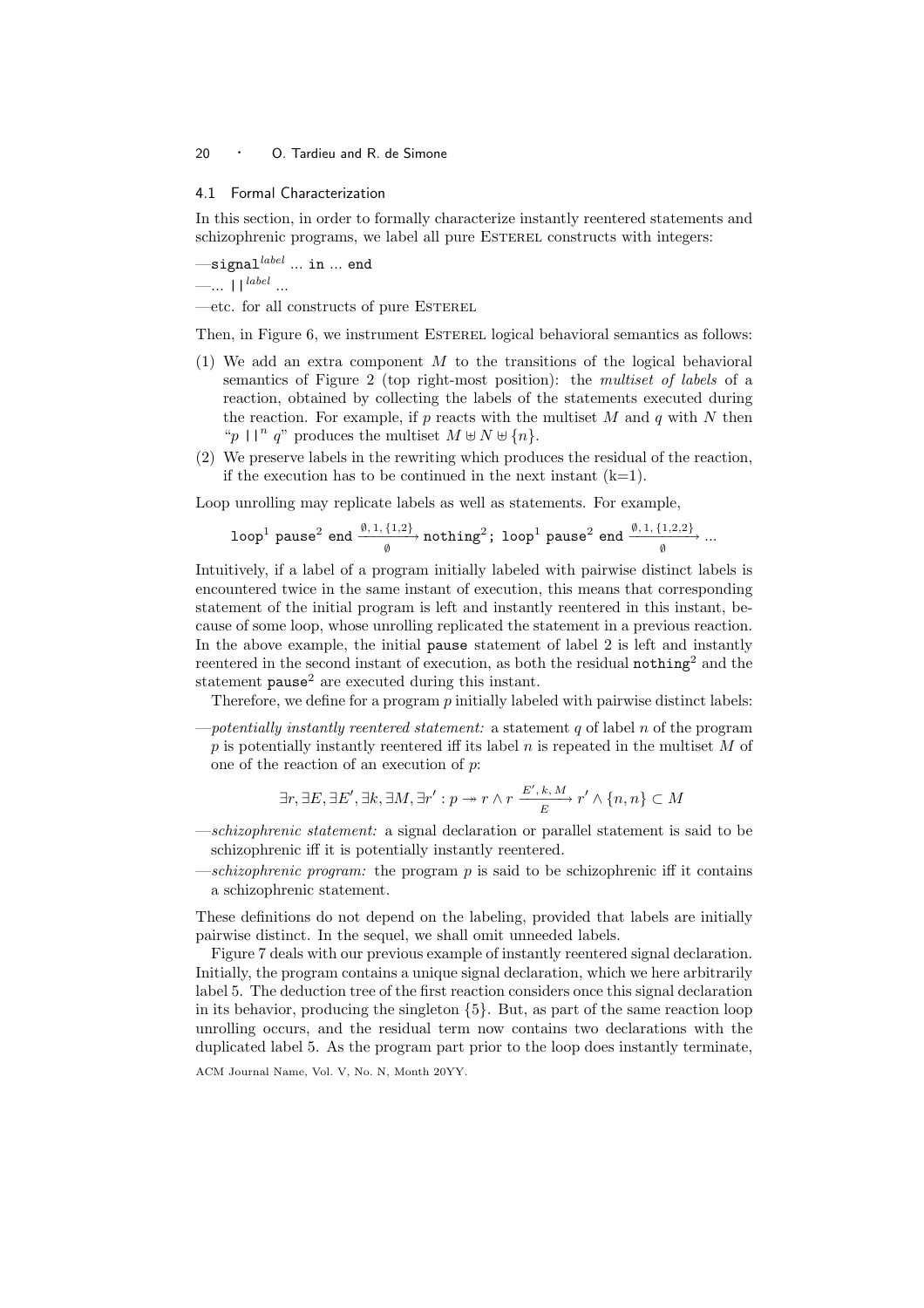### 4.1 Formal Characterization

In this section, in order to formally characterize instantly reentered statements and schizophrenic programs, we label all pure Esterel constructs with integers:

—$\texttt{signal}^{label}$ ... `in` ... `end`

—... $\texttt{||}^{label}$ ...

—etc. for all constructs of pure Esterel

Then, in Figure 6, we instrument Esterel logical behavioral semantics as follows:

(1) We add an extra component $M$ to the transitions of the logical behavioral semantics of Figure 2 (top right-most position): the *multiset of labels* of a reaction, obtained by collecting the labels of the statements executed during the reaction. For example, if $p$ reacts with the multiset $M$ and $q$ with $N$ then "$p \texttt{ ||}^n\ q$" produces the multiset $M \uplus N \uplus \{n\}$.

(2) We preserve labels in the rewriting which produces the residual of the reaction, if the execution has to be continued in the next instant (k=1).

Loop unrolling may replicate labels as well as statements. For example,

$$\texttt{loop}^1\ \texttt{pause}^2\ \texttt{end} \xrightarrow[\emptyset]{\emptyset,\,1,\,\{1,2\}} \texttt{nothing}^2\texttt{;}\ \texttt{loop}^1\ \texttt{pause}^2\ \texttt{end} \xrightarrow[\emptyset]{\emptyset,\,1,\,\{1,2,2\}} ...$$

Intuitively, if a label of a program initially labeled with pairwise distinct labels is encountered twice in the same instant of execution, this means that corresponding statement of the initial program is left and instantly reentered in this instant, because of some loop, whose unrolling replicated the statement in a previous reaction. In the above example, the initial `pause` statement of label 2 is left and instantly reentered in the second instant of execution, as both the residual $\texttt{nothing}^2$ and the statement $\texttt{pause}^2$ are executed during this instant.

Therefore, we define for a program $p$ initially labeled with pairwise distinct labels:

—*potentially instantly reentered statement:* a statement $q$ of label $n$ of the program $p$ is potentially instantly reentered iff its label $n$ is repeated in the multiset $M$ of one of the reaction of an execution of $p$:

$$\exists r, \exists E, \exists E', \exists k, \exists M, \exists r' : p \twoheadrightarrow r \wedge r \xrightarrow[E]{E',\,k,\,M} r' \wedge \{n, n\} \subset M$$

—*schizophrenic statement:* a signal declaration or parallel statement is said to be schizophrenic iff it is potentially instantly reentered.

—*schizophrenic program:* the program $p$ is said to be schizophrenic iff it contains a schizophrenic statement.

These definitions do not depend on the labeling, provided that labels are initially pairwise distinct. In the sequel, we shall omit unneeded labels.

Figure 7 deals with our previous example of instantly reentered signal declaration. Initially, the program contains a unique signal declaration, which we here arbitrarily label 5. The deduction tree of the first reaction considers once this signal declaration in its behavior, producing the singleton $\{5\}$. But, as part of the same reaction loop unrolling occurs, and the residual term now contains two declarations with the duplicated label 5. As the program part prior to the loop does instantly terminate,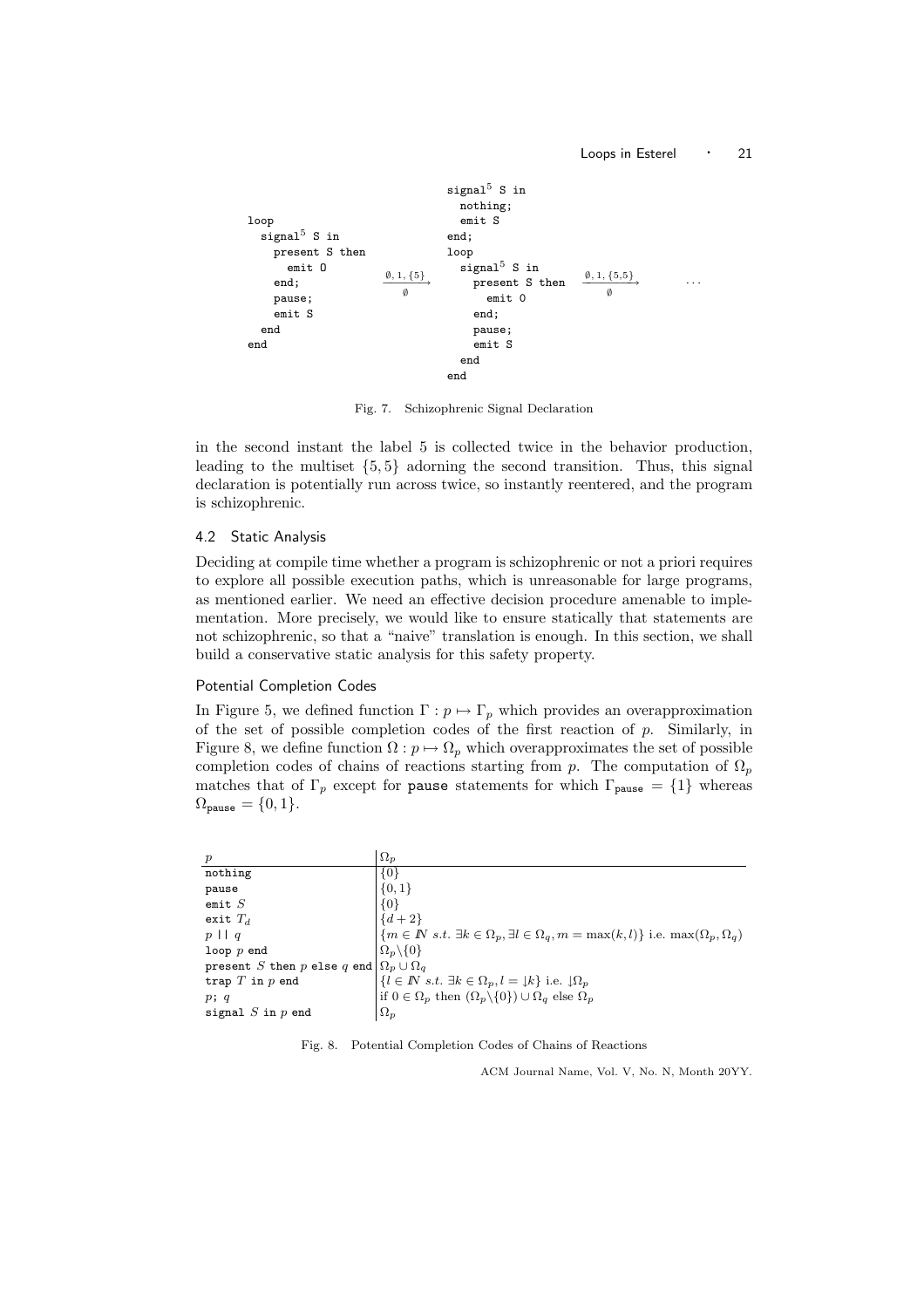```
                                     signal⁵ S in
                                       nothing;
loop                                   emit S
  signal⁵ S in                       end;
    present S then                   loop
      emit O                           signal⁵ S in
    end;          --∅, 1, {5}-->         present S then   --∅, 1, {5,5}-->   ...
    pause;             ∅                   emit O                ∅
    emit S                               end;
  end                                    pause;
end                                      emit S
                                       end
                                     end
```

Fig. 7. Schizophrenic Signal Declaration

in the second instant the label 5 is collected twice in the behavior production, leading to the multiset $\{5, 5\}$ adorning the second transition. Thus, this signal declaration is potentially run across twice, so instantly reentered, and the program is schizophrenic.

### 4.2 Static Analysis

Deciding at compile time whether a program is schizophrenic or not a priori requires to explore all possible execution paths, which is unreasonable for large programs, as mentioned earlier. We need an effective decision procedure amenable to implementation. More precisely, we would like to ensure statically that statements are not schizophrenic, so that a "naive" translation is enough. In this section, we shall build a conservative static analysis for this safety property.

#### Potential Completion Codes

In Figure 5, we defined function $\Gamma : p \mapsto \Gamma_p$ which provides an overapproximation of the set of possible completion codes of the first reaction of $p$. Similarly, in Figure 8, we define function $\Omega : p \mapsto \Omega_p$ which overapproximates the set of possible completion codes of chains of reactions starting from $p$. The computation of $\Omega_p$ matches that of $\Gamma_p$ except for `pause` statements for which $\Gamma_{\texttt{pause}} = \{1\}$ whereas $\Omega_{\texttt{pause}} = \{0, 1\}$.

| $p$ | $\Omega_p$ |
|---|---|
| `nothing` | $\{0\}$ |
| `pause` | $\{0, 1\}$ |
| `emit` $S$ | $\{0\}$ |
| `exit` $T_d$ | $\{d + 2\}$ |
| $p$ `\|\|` $q$ | $\{m \in \mathbb{N} \text{ s.t. } \exists k \in \Omega_p, \exists l \in \Omega_q, m = \max(k, l)\}$ i.e. $\max(\Omega_p, \Omega_q)$ |
| `loop` $p$ `end` | $\Omega_p \backslash \{0\}$ |
| `present` $S$ `then` $p$ `else` $q$ `end` | $\Omega_p \cup \Omega_q$ |
| `trap` $T$ `in` $p$ `end` | $\{l \in \mathbb{N} \text{ s.t. } \exists k \in \Omega_p, l = \downarrow k\}$ i.e. $\downarrow \Omega_p$ |
| $p$`;` $q$ | if $0 \in \Omega_p$ then $(\Omega_p \backslash \{0\}) \cup \Omega_q$ else $\Omega_p$ |
| `signal` $S$ `in` $p$ `end` | $\Omega_p$ |

Fig. 8. Potential Completion Codes of Chains of Reactions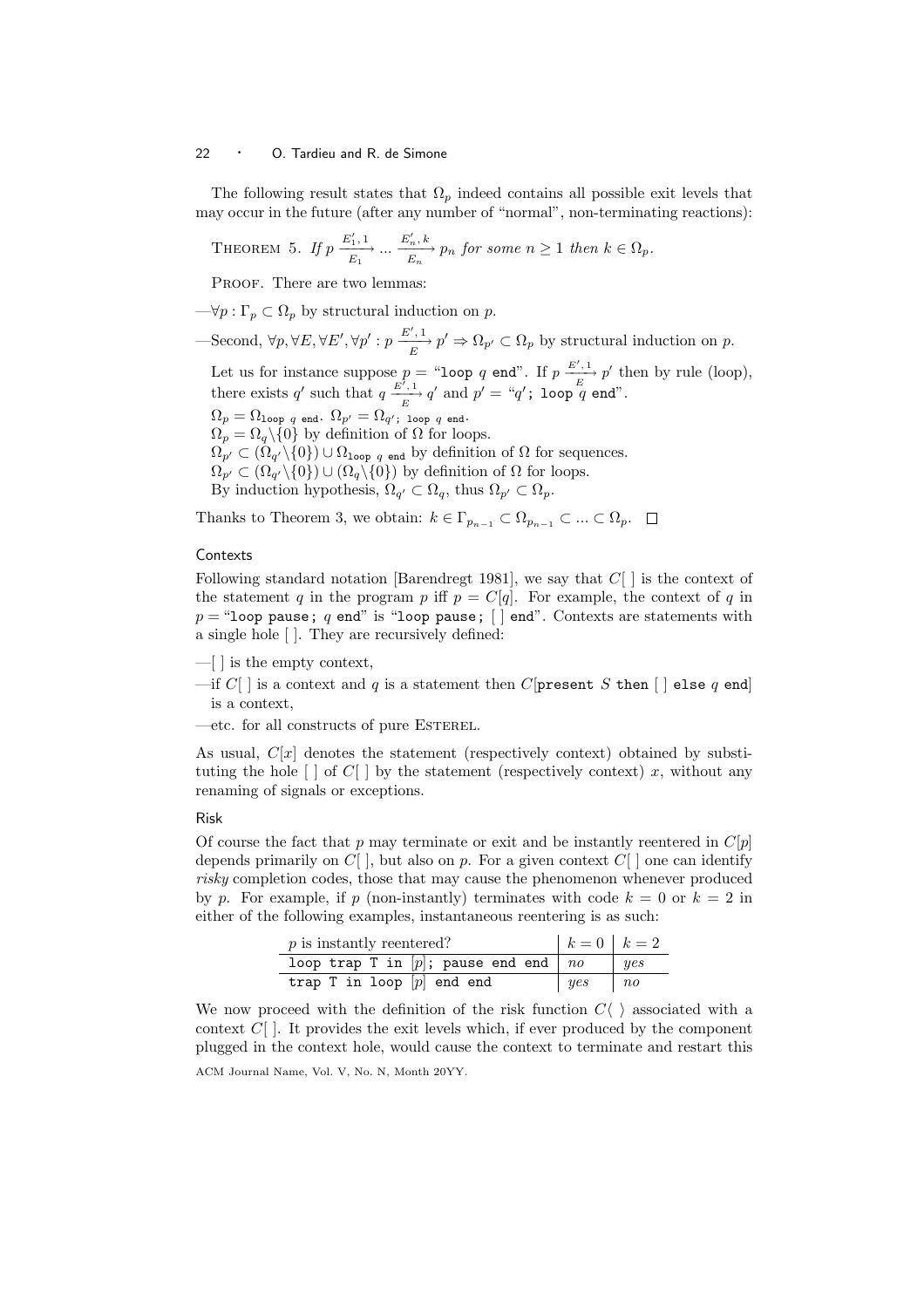The following result states that $\Omega_p$ indeed contains all possible exit levels that may occur in the future (after any number of "normal", non-terminating reactions):

THEOREM 5. *If* $p \xrightarrow[E_1]{E'_1,\,1} \ldots \xrightarrow[E_n]{E'_n,\,k} p_n$ *for some* $n \geq 1$ *then* $k \in \Omega_p$.

PROOF. There are two lemmas:

—$\forall p : \Gamma_p \subset \Omega_p$ by structural induction on $p$.

—Second, $\forall p, \forall E, \forall E', \forall p' : p \xrightarrow[E]{E',\,1} p' \Rightarrow \Omega_{p'} \subset \Omega_p$ by structural induction on $p$.

Let us for instance suppose $p =$ "`loop` $q$ `end`". If $p \xrightarrow[E]{E',\,1} p'$ then by rule (loop), there exists $q'$ such that $q \xrightarrow[E]{E',\,1} q'$ and $p' =$ "$q'$`; loop` $q$ `end`".

$\Omega_p = \Omega_{\texttt{loop}\ q\ \texttt{end}}$. $\Omega_{p'} = \Omega_{q';\ \texttt{loop}\ q\ \texttt{end}}$.

$\Omega_p = \Omega_q \backslash \{0\}$ by definition of $\Omega$ for loops.

$\Omega_{p'} \subset (\Omega_{q'} \backslash \{0\}) \cup \Omega_{\texttt{loop}\ q\ \texttt{end}}$ by definition of $\Omega$ for sequences.

$\Omega_{p'} \subset (\Omega_{q'} \backslash \{0\}) \cup (\Omega_q \backslash \{0\})$ by definition of $\Omega$ for loops.

By induction hypothesis, $\Omega_{q'} \subset \Omega_q$, thus $\Omega_{p'} \subset \Omega_p$.

Thanks to Theorem 3, we obtain: $k \in \Gamma_{p_{n-1}} \subset \Omega_{p_{n-1}} \subset \ldots \subset \Omega_p$. □

### Contexts

Following standard notation [Barendregt 1981], we say that $C[\ ]$ is the context of the statement $q$ in the program $p$ iff $p = C[q]$. For example, the context of $q$ in $p =$ "`loop pause;` $q$ `end`" is "`loop pause;` [ ] `end`". Contexts are statements with a single hole [ ]. They are recursively defined:

—[ ] is the empty context,

—if $C[\ ]$ is a context and $q$ is a statement then $C$[`present` $S$ `then` [ ] `else` $q$ `end`] is a context,

—etc. for all constructs of pure ESTEREL.

As usual, $C[x]$ denotes the statement (respectively context) obtained by substituting the hole [ ] of $C[\ ]$ by the statement (respectively context) $x$, without any renaming of signals or exceptions.

### Risk

Of course the fact that $p$ may terminate or exit and be instantly reentered in $C[p]$ depends primarily on $C[\ ]$, but also on $p$. For a given context $C[\ ]$ one can identify *risky* completion codes, those that may cause the phenomenon whenever produced by $p$. For example, if $p$ (non-instantly) terminates with code $k = 0$ or $k = 2$ in either of the following examples, instantaneous reentering is as such:

| $p$ is instantly reentered? | $k = 0$ | $k = 2$ |
|---|---|---|
| `loop trap T in` [$p$]`; pause end end` | *no* | *yes* |
| `trap T in loop` [$p$] `end end` | *yes* | *no* |

We now proceed with the definition of the risk function $C\langle\ \rangle$ associated with a context $C[\ ]$. It provides the exit levels which, if ever produced by the component plugged in the context hole, would cause the context to terminate and restart this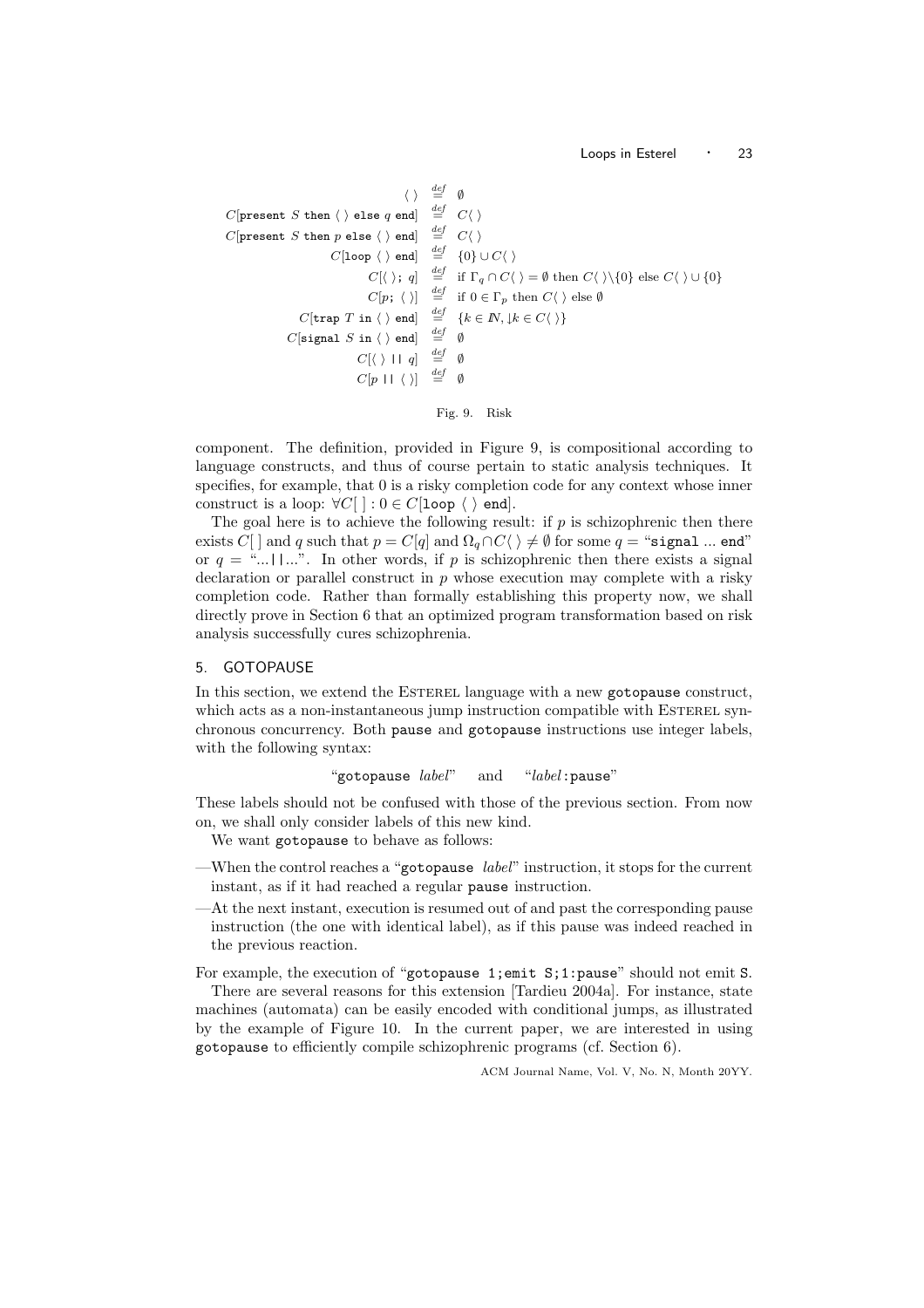$$
\begin{array}{rcl}
\langle\,\rangle & \stackrel{def}{=} & \emptyset \\
C[\texttt{present } S \texttt{ then } \langle\,\rangle \texttt{ else } q \texttt{ end}] & \stackrel{def}{=} & C\langle\,\rangle \\
C[\texttt{present } S \texttt{ then } p \texttt{ else } \langle\,\rangle \texttt{ end}] & \stackrel{def}{=} & C\langle\,\rangle \\
C[\texttt{loop } \langle\,\rangle \texttt{ end}] & \stackrel{def}{=} & \{0\} \cup C\langle\,\rangle \\
C[\langle\,\rangle\texttt{; } q] & \stackrel{def}{=} & \text{if } \Gamma_q \cap C\langle\,\rangle = \emptyset \text{ then } C\langle\,\rangle \backslash \{0\} \text{ else } C\langle\,\rangle \cup \{0\} \\
C[p\texttt{; } \langle\,\rangle] & \stackrel{def}{=} & \text{if } 0 \in \Gamma_p \text{ then } C\langle\,\rangle \text{ else } \emptyset \\
C[\texttt{trap } T \texttt{ in } \langle\,\rangle \texttt{ end}] & \stackrel{def}{=} & \{k \in I\!N, \downarrow\! k \in C\langle\,\rangle\} \\
C[\texttt{signal } S \texttt{ in } \langle\,\rangle \texttt{ end}] & \stackrel{def}{=} & \emptyset \\
C[\langle\,\rangle \texttt{ || } q] & \stackrel{def}{=} & \emptyset \\
C[p \texttt{ || } \langle\,\rangle] & \stackrel{def}{=} & \emptyset
\end{array}
$$

Fig. 9. Risk

component. The definition, provided in Figure 9, is compositional according to language constructs, and thus of course pertain to static analysis techniques. It specifies, for example, that 0 is a risky completion code for any context whose inner construct is a loop: $\forall C[\,] : 0 \in C[\texttt{loop } \langle\,\rangle \texttt{ end}]$.

The goal here is to achieve the following result: if $p$ is schizophrenic then there exists $C[\,]$ and $q$ such that $p = C[q]$ and $\Omega_q \cap C\langle\,\rangle \neq \emptyset$ for some $q =$ "`signal` ... `end`" or $q =$ "...`||`...". In other words, if $p$ is schizophrenic then there exists a signal declaration or parallel construct in $p$ whose execution may complete with a risky completion code. Rather than formally establishing this property now, we shall directly prove in Section 6 that an optimized program transformation based on risk analysis successfully cures schizophrenia.

## 5. GOTOPAUSE

In this section, we extend the Esterel language with a new `gotopause` construct, which acts as a non-instantaneous jump instruction compatible with Esterel synchronous concurrency. Both `pause` and `gotopause` instructions use integer labels, with the following syntax:

"`gotopause` *label*" and "*label*`:pause`"

These labels should not be confused with those of the previous section. From now on, we shall only consider labels of this new kind.

We want `gotopause` to behave as follows:

— When the control reaches a "`gotopause` *label*" instruction, it stops for the current instant, as if it had reached a regular `pause` instruction.

— At the next instant, execution is resumed out of and past the corresponding pause instruction (the one with identical label), as if this pause was indeed reached in the previous reaction.

For example, the execution of "`gotopause 1;emit S;1:pause`" should not emit `S`.

There are several reasons for this extension [Tardieu 2004a]. For instance, state machines (automata) can be easily encoded with conditional jumps, as illustrated by the example of Figure 10. In the current paper, we are interested in using `gotopause` to efficiently compile schizophrenic programs (cf. Section 6).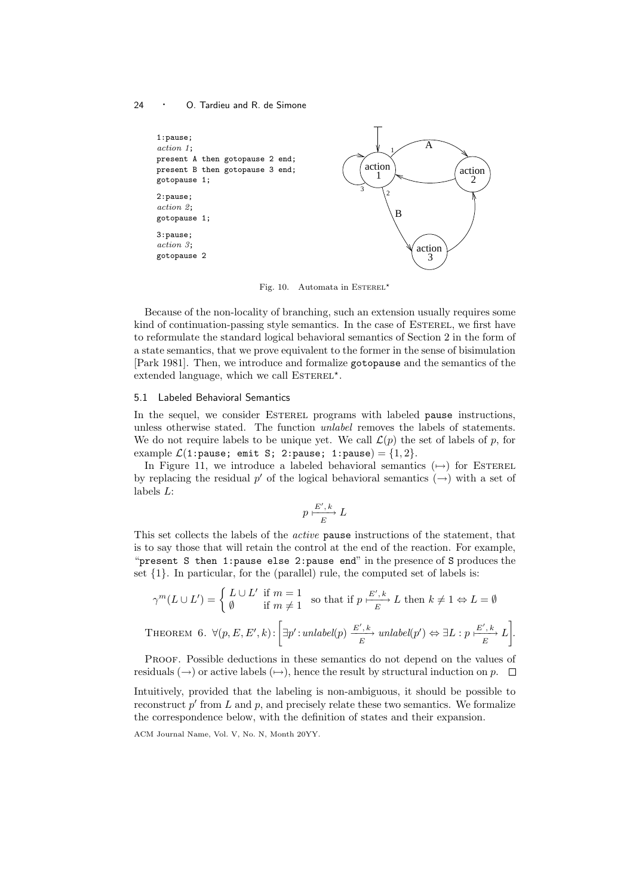```
1:pause;
action 1;
present A then gotopause 2 end;
present B then gotopause 3 end;
gotopause 1;

2:pause;
action 2;
gotopause 1;

3:pause;
action 3;
gotopause 2
```

Fig. 10. Automata in ESTEREL*

Because of the non-locality of branching, such an extension usually requires some kind of continuation-passing style semantics. In the case of ESTEREL, we first have to reformulate the standard logical behavioral semantics of Section 2 in the form of a state semantics, that we prove equivalent to the former in the sense of bisimulation [Park 1981]. Then, we introduce and formalize `gotopause` and the semantics of the extended language, which we call ESTEREL*.

### 5.1 Labeled Behavioral Semantics

In the sequel, we consider ESTEREL programs with labeled `pause` instructions, unless otherwise stated. The function *unlabel* removes the labels of statements. We do not require labels to be unique yet. We call $\mathcal{L}(p)$ the set of labels of $p$, for example $\mathcal{L}(\texttt{1:pause; emit S; 2:pause; 1:pause}) = \{1, 2\}$.

In Figure 11, we introduce a labeled behavioral semantics ($\mapsto$) for ESTEREL by replacing the residual $p'$ of the logical behavioral semantics ($\rightarrow$) with a set of labels $L$:

$$p \xmapsto[E]{E',\,k} L$$

This set collects the labels of the *active* `pause` instructions of the statement, that is to say those that will retain the control at the end of the reaction. For example, "`present S then 1:pause else 2:pause end`" in the presence of `S` produces the set $\{1\}$. In particular, for the (parallel) rule, the computed set of labels is:

$$\gamma^m(L \cup L') = \begin{cases} L \cup L' & \text{if } m = 1 \\ \emptyset & \text{if } m \neq 1 \end{cases} \quad \text{so that if } p \xmapsto[E]{E',\,k} L \text{ then } k \neq 1 \Leftrightarrow L = \emptyset$$

THEOREM 6. $\forall (p, E, E', k)\colon \left[\exists p' \colon \mathit{unlabel}(p) \xrightarrow[E]{E',\,k} \mathit{unlabel}(p') \Leftrightarrow \exists L : p \xmapsto[E]{E',\,k} L\right]$.

PROOF. Possible deductions in these semantics do not depend on the values of residuals ($\rightarrow$) or active labels ($\mapsto$), hence the result by structural induction on $p$. □

Intuitively, provided that the labeling is non-ambiguous, it should be possible to reconstruct $p'$ from $L$ and $p$, and precisely relate these two semantics. We formalize the correspondence below, with the definition of states and their expansion.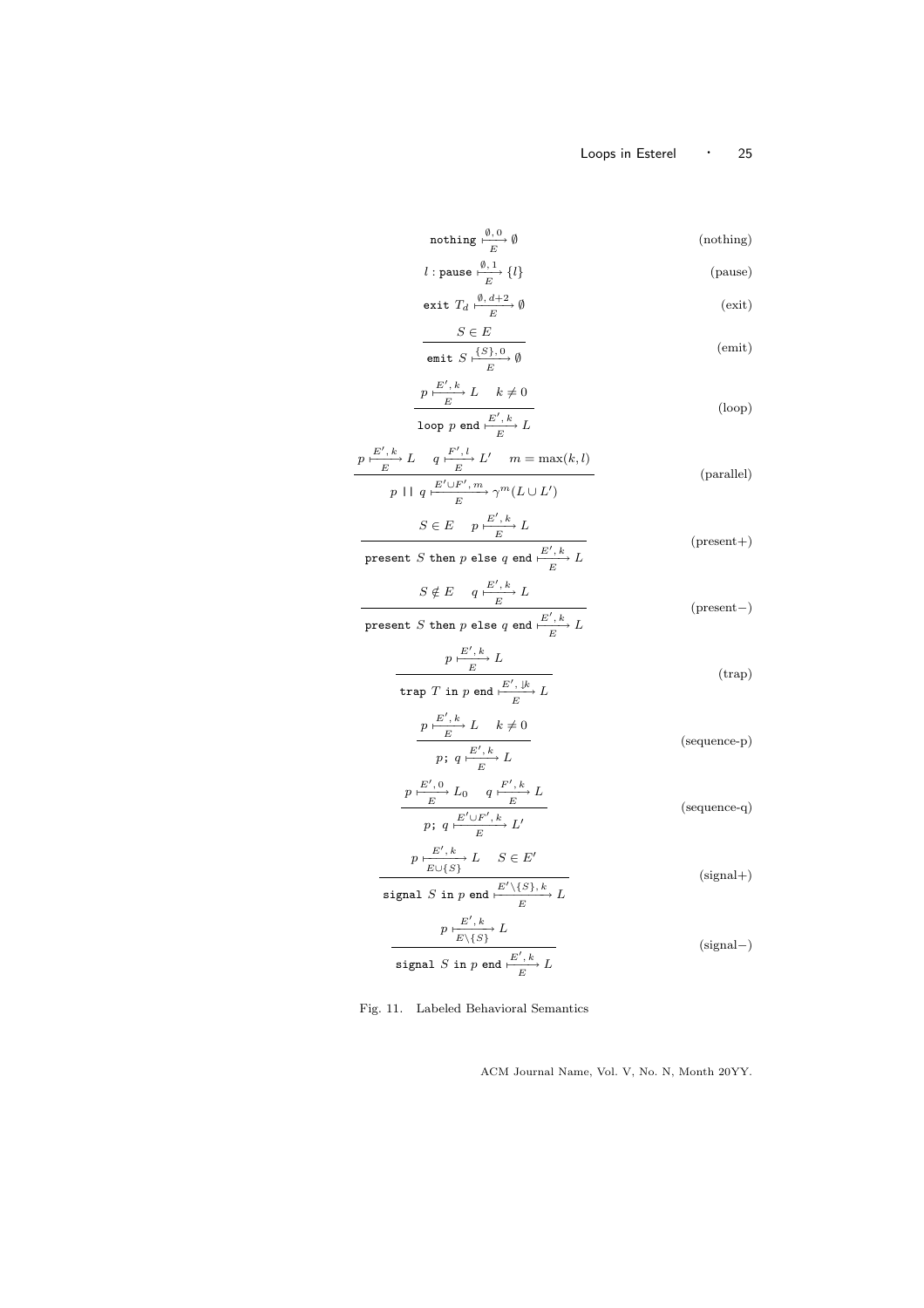$$\texttt{nothing} \xmapsto[E]{\emptyset,\, 0} \emptyset \qquad \text{(nothing)}$$

$$l : \texttt{pause} \xmapsto[E]{\emptyset,\, 1} \{l\} \qquad \text{(pause)}$$

$$\texttt{exit}\ T_d \xmapsto[E]{\emptyset,\, d+2} \emptyset \qquad \text{(exit)}$$

$$\frac{S \in E}{\texttt{emit}\ S \xmapsto[E]{\{S\},\, 0} \emptyset} \qquad \text{(emit)}$$

$$\frac{p \xmapsto[E]{E',\, k} L \quad k \neq 0}{\texttt{loop}\ p\ \texttt{end} \xmapsto[E]{E',\, k} L} \qquad \text{(loop)}$$

$$\frac{p \xmapsto[E]{E',\, k} L \quad q \xmapsto[E]{F',\, l} L' \quad m = \max(k, l)}{p\ \texttt{||}\ q \xmapsto[E]{E' \cup F',\, m} \gamma^m(L \cup L')} \qquad \text{(parallel)}$$

$$\frac{S \in E \quad p \xmapsto[E]{E',\, k} L}{\texttt{present}\ S\ \texttt{then}\ p\ \texttt{else}\ q\ \texttt{end} \xmapsto[E]{E',\, k} L} \qquad \text{(present+)}$$

$$\frac{S \notin E \quad q \xmapsto[E]{E',\, k} L}{\texttt{present}\ S\ \texttt{then}\ p\ \texttt{else}\ q\ \texttt{end} \xmapsto[E]{E',\, k} L} \qquad \text{(present−)}$$

$$\frac{p \xmapsto[E]{E',\, k} L}{\texttt{trap}\ T\ \texttt{in}\ p\ \texttt{end} \xmapsto[E]{E',\, \downarrow k} L} \qquad \text{(trap)}$$

$$\frac{p \xmapsto[E]{E',\, k} L \quad k \neq 0}{p\texttt{;}\ q \xmapsto[E]{E',\, k} L} \qquad \text{(sequence-p)}$$

$$\frac{p \xmapsto[E]{E',\, 0} L_0 \quad q \xmapsto[E]{F',\, k} L}{p\texttt{;}\ q \xmapsto[E]{E' \cup F',\, k} L'} \qquad \text{(sequence-q)}$$

$$\frac{p \xmapsto[E \cup \{S\}]{E',\, k} L \quad S \in E'}{\texttt{signal}\ S\ \texttt{in}\ p\ \texttt{end} \xmapsto[E]{E' \setminus \{S\},\, k} L} \qquad \text{(signal+)}$$

$$\frac{p \xmapsto[E \setminus \{S\}]{E',\, k} L}{\texttt{signal}\ S\ \texttt{in}\ p\ \texttt{end} \xmapsto[E]{E',\, k} L} \qquad \text{(signal−)}$$

Fig. 11. Labeled Behavioral Semantics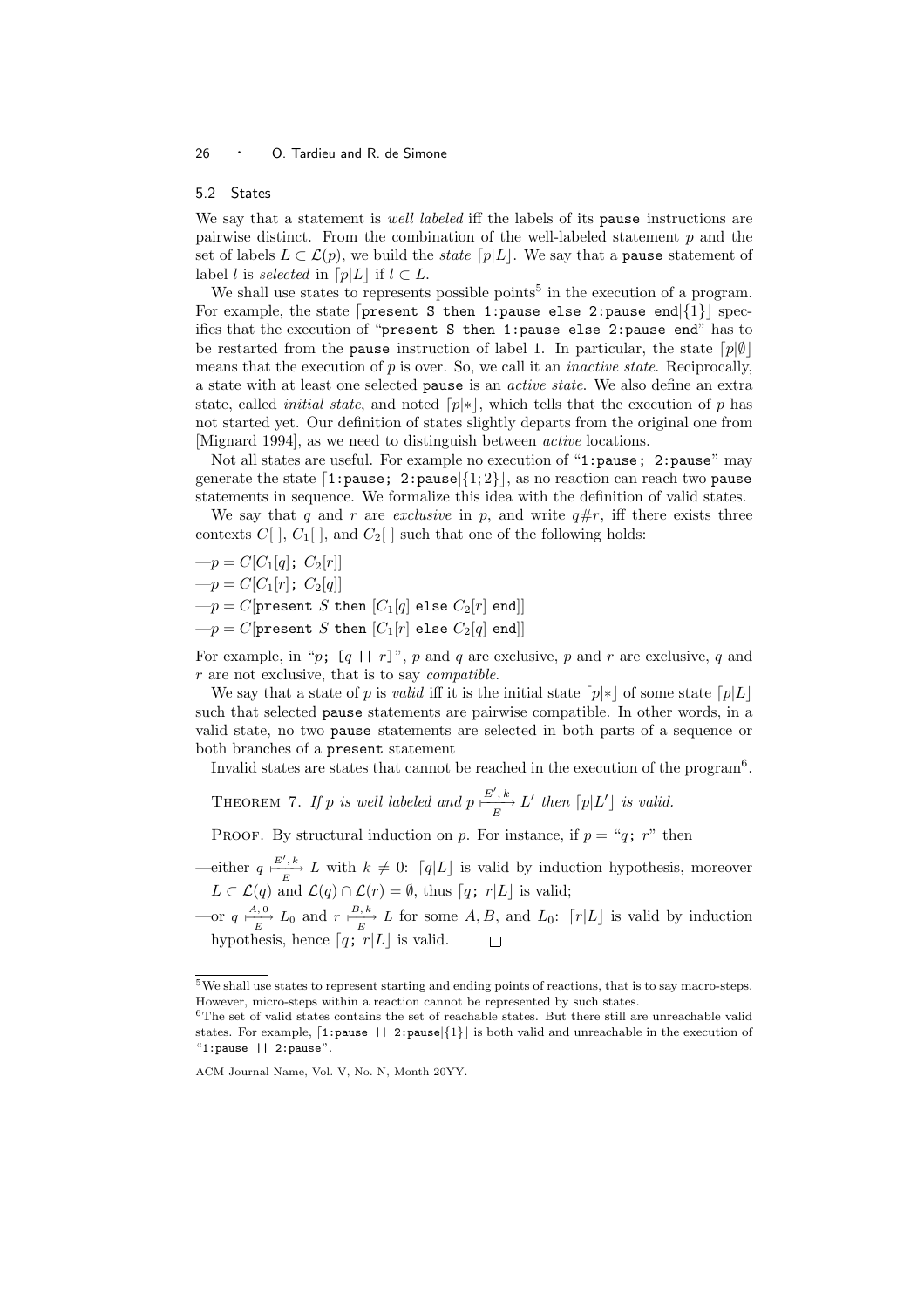## 5.2 States

We say that a statement is *well labeled* iff the labels of its `pause` instructions are pairwise distinct. From the combination of the well-labeled statement $p$ and the set of labels $L \subset \mathcal{L}(p)$, we build the *state* $\lceil p|L \rfloor$. We say that a `pause` statement of label $l$ is *selected* in $\lceil p|L \rfloor$ if $l \subset L$.

We shall use states to represents possible points[5] in the execution of a program. For example, the state $\lceil$`present S then 1:pause else 2:pause end`$|\{1\}\rfloor$ specifies that the execution of "`present S then 1:pause else 2:pause end`" has to be restarted from the `pause` instruction of label 1. In particular, the state $\lceil p|\emptyset \rfloor$ means that the execution of $p$ is over. So, we call it an *inactive state*. Reciprocally, a state with at least one selected `pause` is an *active state*. We also define an extra state, called *initial state*, and noted $\lceil p|* \rfloor$, which tells that the execution of $p$ has not started yet. Our definition of states slightly departs from the original one from [Mignard 1994], as we need to distinguish between *active* locations.

Not all states are useful. For example no execution of "`1:pause; 2:pause`" may generate the state $\lceil$`1:pause; 2:pause`$|\{1;2\}\rfloor$, as no reaction can reach two `pause` statements in sequence. We formalize this idea with the definition of valid states.

We say that $q$ and $r$ are *exclusive* in $p$, and write $q\#r$, iff there exists three contexts $C[\,]$, $C_1[\,]$, and $C_2[\,]$ such that one of the following holds:

- $p = C[C_1[q]$`;` $C_2[r]]$
- $p = C[C_1[r]$`;` $C_2[q]]$
- $p = C[$`present` $S$ `then` $[C_1[q]$ `else` $C_2[r]$ `end`$]]$
- $p = C[$`present` $S$ `then` $[C_1[r]$ `else` $C_2[q]$ `end`$]]$

For example, in "$p$`; [`$q$ `||` $r$`]`", $p$ and $q$ are exclusive, $p$ and $r$ are exclusive, $q$ and $r$ are not exclusive, that is to say *compatible*.

We say that a state of $p$ is *valid* iff it is the initial state $\lceil p|* \rfloor$ of some state $\lceil p|L \rfloor$ such that selected `pause` statements are pairwise compatible. In other words, in a valid state, no two `pause` statements are selected in both parts of a sequence or both branches of a `present` statement

Invalid states are states that cannot be reached in the execution of the program[6].

THEOREM 7. *If $p$ is well labeled and $p \xrightarrow[E]{E',\,k} L'$ then $\lceil p|L' \rfloor$ is valid.*

PROOF. By structural induction on $p$. For instance, if $p =$ "$q$`;` $r$" then

- either $q \xrightarrow[E]{E',\,k} L$ with $k \neq 0$: $\lceil q|L \rfloor$ is valid by induction hypothesis, moreover $L \subset \mathcal{L}(q)$ and $\mathcal{L}(q) \cap \mathcal{L}(r) = \emptyset$, thus $\lceil q$`;` $r|L \rfloor$ is valid;
- or $q \xrightarrow[E]{A,\,0} L_0$ and $r \xrightarrow[E]{B,\,k} L$ for some $A, B$, and $L_0$: $\lceil r|L \rfloor$ is valid by induction hypothesis, hence $\lceil q$`;` $r|L \rfloor$ is valid. $\square$

---

[5] We shall use states to represent starting and ending points of reactions, that is to say macro-steps. However, micro-steps within a reaction cannot be represented by such states.

[6] The set of valid states contains the set of reachable states. But there still are unreachable valid states. For example, $\lceil$`1:pause || 2:pause`$|\{1\}\rfloor$ is both valid and unreachable in the execution of "`1:pause || 2:pause`".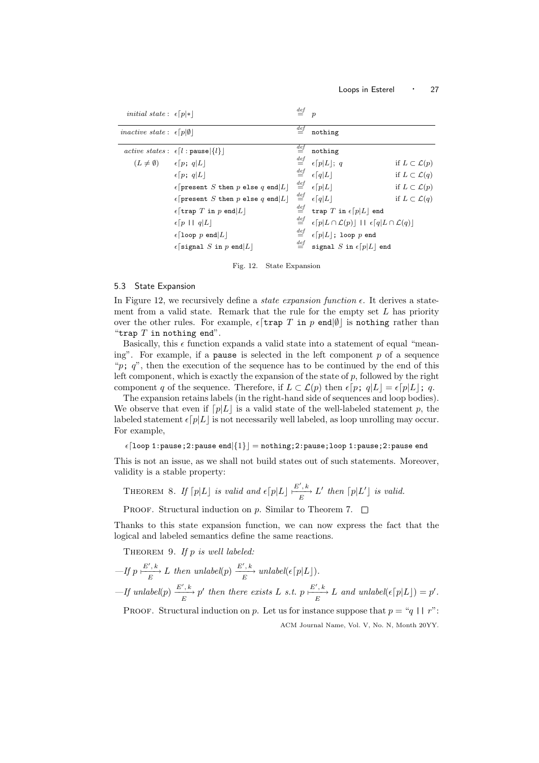| | | | | |
|---|---|---|---|---|
| *initial state* : | $\epsilon\lceil p \vert * \rfloor$ | $\stackrel{def}{=}$ | $p$ | |
| *inactive state* : | $\epsilon\lceil p \vert \emptyset \rfloor$ | $\stackrel{def}{=}$ | `nothing` | |
| *active states* : | $\epsilon\lceil l : \texttt{pause} \vert \{l\} \rfloor$ | $\stackrel{def}{=}$ | `nothing` | |
| $(L \neq \emptyset)$ | $\epsilon\lceil p\texttt{;}\ q \vert L \rfloor$ | $\stackrel{def}{=}$ | $\epsilon\lceil p \vert L \rfloor\texttt{;}\ q$ | if $L \subset \mathcal{L}(p)$ |
| | $\epsilon\lceil p\texttt{;}\ q \vert L \rfloor$ | $\stackrel{def}{=}$ | $\epsilon\lceil q \vert L \rfloor$ | if $L \subset \mathcal{L}(q)$ |
| | $\epsilon\lceil \texttt{present}\ S\ \texttt{then}\ p\ \texttt{else}\ q\ \texttt{end} \vert L \rfloor$ | $\stackrel{def}{=}$ | $\epsilon\lceil p \vert L \rfloor$ | if $L \subset \mathcal{L}(p)$ |
| | $\epsilon\lceil \texttt{present}\ S\ \texttt{then}\ p\ \texttt{else}\ q\ \texttt{end} \vert L \rfloor$ | $\stackrel{def}{=}$ | $\epsilon\lceil q \vert L \rfloor$ | if $L \subset \mathcal{L}(q)$ |
| | $\epsilon\lceil \texttt{trap}\ T\ \texttt{in}\ p\ \texttt{end} \vert L \rfloor$ | $\stackrel{def}{=}$ | `trap` $T$ `in` $\epsilon\lceil p \vert L \rfloor$ `end` | |
| | $\epsilon\lceil p\ \texttt{\vert\vert}\ q \vert L \rfloor$ | $\stackrel{def}{=}$ | $\epsilon\lceil p \vert L \cap \mathcal{L}(p) \rfloor$ `||` $\epsilon\lceil q \vert L \cap \mathcal{L}(q) \rfloor$ | |
| | $\epsilon\lceil \texttt{loop}\ p\ \texttt{end} \vert L \rfloor$ | $\stackrel{def}{=}$ | $\epsilon\lceil p \vert L \rfloor$`; loop` $p$ `end` | |
| | $\epsilon\lceil \texttt{signal}\ S\ \texttt{in}\ p\ \texttt{end} \vert L \rfloor$ | $\stackrel{def}{=}$ | `signal` $S$ `in` $\epsilon\lceil p \vert L \rfloor$ `end` | |

Fig. 12. State Expansion

### 5.3 State Expansion

In Figure 12, we recursively define a *state expansion function* $\epsilon$. It derives a statement from a valid state. Remark that the rule for the empty set $L$ has priority over the other rules. For example, $\epsilon\lceil\texttt{trap}\ T\ \texttt{in}\ p\ \texttt{end}|\emptyset\rfloor$ is `nothing` rather than "`trap` $T$ `in nothing end`".

Basically, this $\epsilon$ function expands a valid state into a statement of equal "meaning". For example, if a `pause` is selected in the left component $p$ of a sequence "$p$`;` $q$", then the execution of the sequence has to be continued by the end of this left component, which is exactly the expansion of the state of $p$, followed by the right component $q$ of the sequence. Therefore, if $L \subset \mathcal{L}(p)$ then $\epsilon\lceil p\texttt{;}\ q|L\rfloor = \epsilon\lceil p|L\rfloor\texttt{;}\ q$.

The expansion retains labels (in the right-hand side of sequences and loop bodies). We observe that even if $\lceil p|L\rfloor$ is a valid state of the well-labeled statement $p$, the labeled statement $\epsilon\lceil p|L\rfloor$ is not necessarily well labeled, as loop unrolling may occur. For example,

$\epsilon\lceil$`loop 1:pause;2:pause end`$|\{1\}\rfloor =$ `nothing;2:pause;loop 1:pause;2:pause end`

This is not an issue, as we shall not build states out of such statements. Moreover, validity is a stable property:

Theorem 8. *If $\lceil p|L\rfloor$ is valid and $\epsilon\lceil p|L\rfloor \xmapsto[E]{E',\,k} L'$ then $\lceil p|L'\rfloor$ is valid.*

Proof. Structural induction on $p$. Similar to Theorem 7. $\square$

Thanks to this state expansion function, we can now express the fact that the logical and labeled semantics define the same reactions.

Theorem 9. *If $p$ is well labeled:*

—*If $p \xmapsto[E]{E',\,k} L$ then unlabel$(p) \xrightarrow[E]{E',\,k}$ unlabel$(\epsilon\lceil p|L\rfloor)$.*

—*If unlabel$(p) \xrightarrow[E]{E',\,k} p'$ then there exists $L$ s.t. $p \xmapsto[E]{E',\,k} L$ and unlabel$(\epsilon\lceil p|L\rfloor) = p'$.*

Proof. Structural induction on $p$. Let us for instance suppose that $p =$ "$q$ `||` $r$":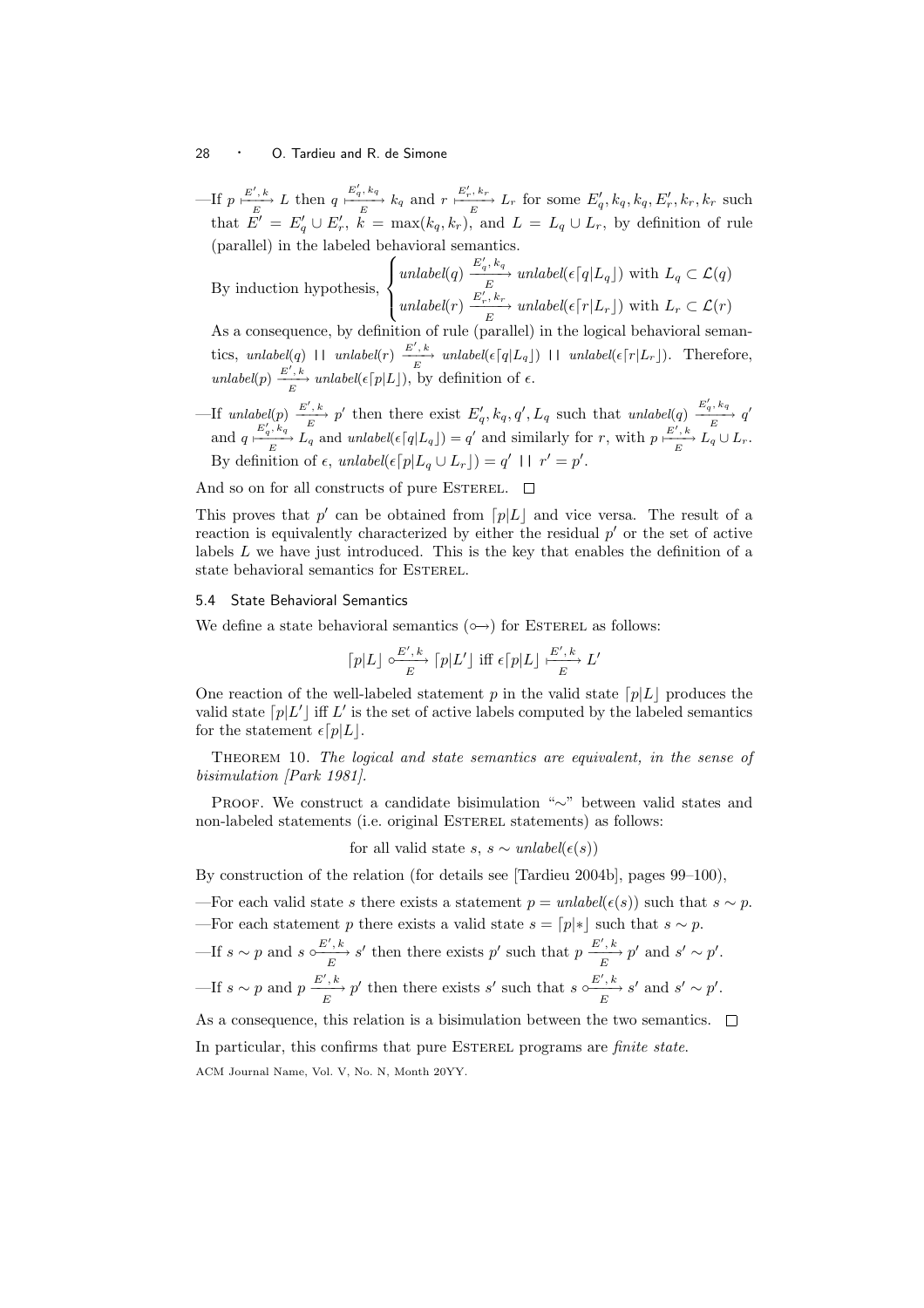—If $p \xmapsto[E]{E', k} L$ then $q \xmapsto[E]{E'_q, k_q} k_q$ and $r \xmapsto[E]{E'_r, k_r} L_r$ for some $E'_q, k_q, k_q, E'_r, k_r, k_r$ such that $E' = E'_q \cup E'_r$, $k = \max(k_q, k_r)$, and $L = L_q \cup L_r$, by definition of rule (parallel) in the labeled behavioral semantics.

By induction hypothesis, $\begin{cases} \mathit{unlabel}(q) \xrightarrow[E]{E'_q, k_q} \mathit{unlabel}(\epsilon\lceil q|L_q\rfloor) \text{ with } L_q \subset \mathcal{L}(q) \\ \mathit{unlabel}(r) \xrightarrow[E]{E'_r, k_r} \mathit{unlabel}(\epsilon\lceil r|L_r\rfloor) \text{ with } L_r \subset \mathcal{L}(r) \end{cases}$

As a consequence, by definition of rule (parallel) in the logical behavioral semantics, $\mathit{unlabel}(q) \;||\; \mathit{unlabel}(r) \xrightarrow[E]{E', k} \mathit{unlabel}(\epsilon\lceil p|L_q\rfloor) \;||\; \mathit{unlabel}(\epsilon\lceil r|L_r\rfloor)$. Therefore, $\mathit{unlabel}(p) \xrightarrow[E]{E', k} \mathit{unlabel}(\epsilon\lceil p|L\rfloor)$, by definition of $\epsilon$.

—If $\mathit{unlabel}(p) \xrightarrow[E]{E', k} p'$ then there exist $E'_q, k_q, q', L_q$ such that $\mathit{unlabel}(q) \xrightarrow[E]{E'_q, k_q} q'$ and $q \xmapsto[E]{E'_q, k_q} L_q$ and $\mathit{unlabel}(\epsilon\lceil q|L_q\rfloor) = q'$ and similarly for $r$, with $p \xmapsto[E]{E', k} L_q \cup L_r$. By definition of $\epsilon$, $\mathit{unlabel}(\epsilon\lceil p|L_q \cup L_r\rfloor) = q' \;||\; r' = p'$.

And so on for all constructs of pure Esterel. ☐

This proves that $p'$ can be obtained from $\lceil p|L\rfloor$ and vice versa. The result of a reaction is equivalently characterized by either the residual $p'$ or the set of active labels $L$ we have just introduced. This is the key that enables the definition of a state behavioral semantics for Esterel.

### 5.4 State Behavioral Semantics

We define a state behavioral semantics ($\circ\!\!\rightarrow$) for Esterel as follows:

$$\lceil p|L\rfloor \overset{E', k}{\underset{E}{\circ\!\!\longrightarrow}} \lceil p|L'\rfloor \text{ iff } \epsilon\lceil p|L\rfloor \xmapsto[E]{E', k} L'$$

One reaction of the well-labeled statement $p$ in the valid state $\lceil p|L\rfloor$ produces the valid state $\lceil p|L'\rfloor$ iff $L'$ is the set of active labels computed by the labeled semantics for the statement $\epsilon\lceil p|L\rfloor$.

Theorem 10. *The logical and state semantics are equivalent, in the sense of bisimulation [Park 1981].*

Proof. We construct a candidate bisimulation "$\sim$" between valid states and non-labeled statements (i.e. original Esterel statements) as follows:

$$\text{for all valid state } s,\; s \sim \mathit{unlabel}(\epsilon(s))$$

By construction of the relation (for details see [Tardieu 2004b], pages 99–100),

—For each valid state $s$ there exists a statement $p = \mathit{unlabel}(\epsilon(s))$ such that $s \sim p$.

—For each statement $p$ there exists a valid state $s = \lceil p|*\rfloor$ such that $s \sim p$.

—If $s \sim p$ and $s \overset{E', k}{\underset{E}{\circ\!\!\longrightarrow}} s'$ then there exists $p'$ such that $p \xrightarrow[E]{E', k} p'$ and $s' \sim p'$.

—If $s \sim p$ and $p \xrightarrow[E]{E', k} p'$ then there exists $s'$ such that $s \overset{E', k}{\underset{E}{\circ\!\!\longrightarrow}} s'$ and $s' \sim p'$.

As a consequence, this relation is a bisimulation between the two semantics. ☐

In particular, this confirms that pure Esterel programs are *finite state*.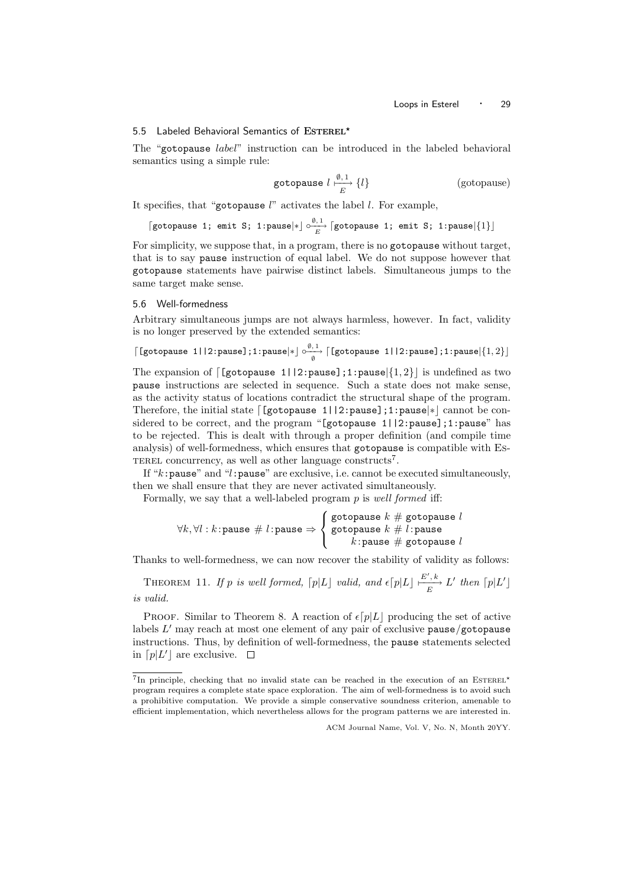### 5.5 Labeled Behavioral Semantics of Esterel*

The "gotopause *label*" instruction can be introduced in the labeled behavioral semantics using a simple rule:

$$\texttt{gotopause } l \xrightarrow[E]{\emptyset,1} \{l\} \qquad \text{(gotopause)}$$

It specifies, that "gotopause $l$" activates the label $l$. For example,

$$\lceil \texttt{gotopause 1; emit S; 1:pause} | * \rfloor \overset{\emptyset,1}{\underset{E}{\circ\!\!\longrightarrow}} \lceil \texttt{gotopause 1; emit S; 1:pause} | \{1\} \rfloor$$

For simplicity, we suppose that, in a program, there is no gotopause without target, that is to say pause instruction of equal label. We do not suppose however that gotopause statements have pairwise distinct labels. Simultaneous jumps to the same target make sense.

### 5.6 Well-formedness

Arbitrary simultaneous jumps are not always harmless, however. In fact, validity is no longer preserved by the extended semantics:

$$\lceil \texttt{[gotopause 1||2:pause];1:pause} | * \rfloor \overset{\emptyset,1}{\underset{\emptyset}{\circ\!\!\longrightarrow}} \lceil \texttt{[gotopause 1||2:pause];1:pause} | \{1,2\} \rfloor$$

The expansion of $\lceil$[gotopause 1||2:pause];1:pause$|\{1,2\}\rfloor$ is undefined as two pause instructions are selected in sequence. Such a state does not make sense, as the activity status of locations contradict the structural shape of the program. Therefore, the initial state $\lceil$[gotopause 1||2:pause];1:pause$|*\rfloor$ cannot be considered to be correct, and the program "[gotopause 1||2:pause];1:pause" has to be rejected. This is dealt with through a proper definition (and compile time analysis) of well-formedness, which ensures that gotopause is compatible with Esterel concurrency, as well as other language constructs[7].

If "$k$:pause" and "$l$:pause" are exclusive, i.e. cannot be executed simultaneously, then we shall ensure that they are never activated simultaneously.

Formally, we say that a well-labeled program $p$ is *well formed* iff:

$$\forall k, \forall l : k\texttt{:pause} \ \# \ l\texttt{:pause} \Rightarrow \begin{cases} \texttt{gotopause } k \ \# \ \texttt{gotopause } l \\ \texttt{gotopause } k \ \# \ l\texttt{:pause} \\ \qquad k\texttt{:pause} \ \# \ \texttt{gotopause } l \end{cases}$$

Thanks to well-formedness, we can now recover the stability of validity as follows:

Theorem 11. *If $p$ is well formed, $\lceil p|L\rfloor$ valid, and $\epsilon\lceil p|L\rfloor \xrightarrow[E]{E',k} L'$ then $\lceil p|L'\rfloor$ is valid.*

Proof. Similar to Theorem 8. A reaction of $\epsilon\lceil p|L\rfloor$ producing the set of active labels $L'$ may reach at most one element of any pair of exclusive pause/gotopause instructions. Thus, by definition of well-formedness, the pause statements selected in $\lceil p|L'\rfloor$ are exclusive. □

---

[7] In principle, checking that no invalid state can be reached in the execution of an Esterel* program requires a complete state space exploration. The aim of well-formedness is to avoid such a prohibitive computation. We provide a simple conservative soundness criterion, amenable to efficient implementation, which nevertheless allows for the program patterns we are interested in.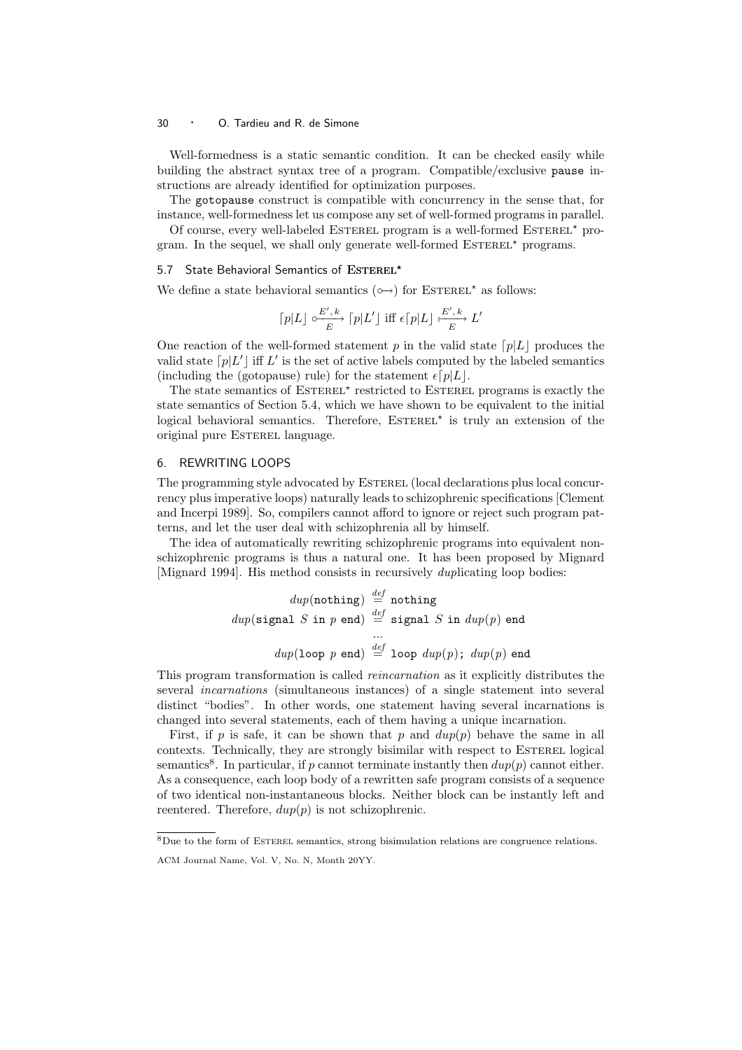Well-formedness is a static semantic condition. It can be checked easily while building the abstract syntax tree of a program. Compatible/exclusive `pause` instructions are already identified for optimization purposes.

The `gotopause` construct is compatible with concurrency in the sense that, for instance, well-formedness let us compose any set of well-formed programs in parallel.

Of course, every well-labeled Esterel program is a well-formed Esterel$^\star$ program. In the sequel, we shall only generate well-formed Esterel$^\star$ programs.

### 5.7 State Behavioral Semantics of Esterel$^\star$

We define a state behavioral semantics ($\circ\!\!\rightarrow$) for Esterel$^\star$ as follows:

$$\lceil p|L\rfloor \xrightarrow[E]{E',\,k} \lceil p|L'\rfloor \text{ iff } \epsilon\lceil p|L\rfloor \overset{E',\,k}{\underset{E}{\longmapsto}} L'$$

One reaction of the well-formed statement $p$ in the valid state $\lceil p|L\rfloor$ produces the valid state $\lceil p|L'\rfloor$ iff $L'$ is the set of active labels computed by the labeled semantics (including the (gotopause) rule) for the statement $\epsilon\lceil p|L\rfloor$.

The state semantics of Esterel$^\star$ restricted to Esterel programs is exactly the state semantics of Section 5.4, which we have shown to be equivalent to the initial logical behavioral semantics. Therefore, Esterel$^\star$ is truly an extension of the original pure Esterel language.

## 6. REWRITING LOOPS

The programming style advocated by Esterel (local declarations plus local concurrency plus imperative loops) naturally leads to schizophrenic specifications [Clement and Incerpi 1989]. So, compilers cannot afford to ignore or reject such program patterns, and let the user deal with schizophrenia all by himself.

The idea of automatically rewriting schizophrenic programs into equivalent non-schizophrenic programs is thus a natural one. It has been proposed by Mignard [Mignard 1994]. His method consists in recursively *dup*licating loop bodies:

$$dup(\texttt{nothing}) \overset{def}{=} \texttt{nothing}$$

$$dup(\texttt{signal } S \texttt{ in } p \texttt{ end}) \overset{def}{=} \texttt{signal } S \texttt{ in } dup(p) \texttt{ end}$$

$$\ldots$$

$$dup(\texttt{loop } p \texttt{ end}) \overset{def}{=} \texttt{loop } dup(p)\texttt{; } dup(p) \texttt{ end}$$

This program transformation is called *reincarnation* as it explicitly distributes the several *incarnations* (simultaneous instances) of a single statement into several distinct "bodies". In other words, one statement having several incarnations is changed into several statements, each of them having a unique incarnation.

First, if $p$ is safe, it can be shown that $p$ and $dup(p)$ behave the same in all contexts. Technically, they are strongly bisimilar with respect to Esterel logical semantics[8]. In particular, if $p$ cannot terminate instantly then $dup(p)$ cannot either. As a consequence, each loop body of a rewritten safe program consists of a sequence of two identical non-instantaneous blocks. Neither block can be instantly left and reentered. Therefore, $dup(p)$ is not schizophrenic.

[8] Due to the form of Esterel semantics, strong bisimulation relations are congruence relations.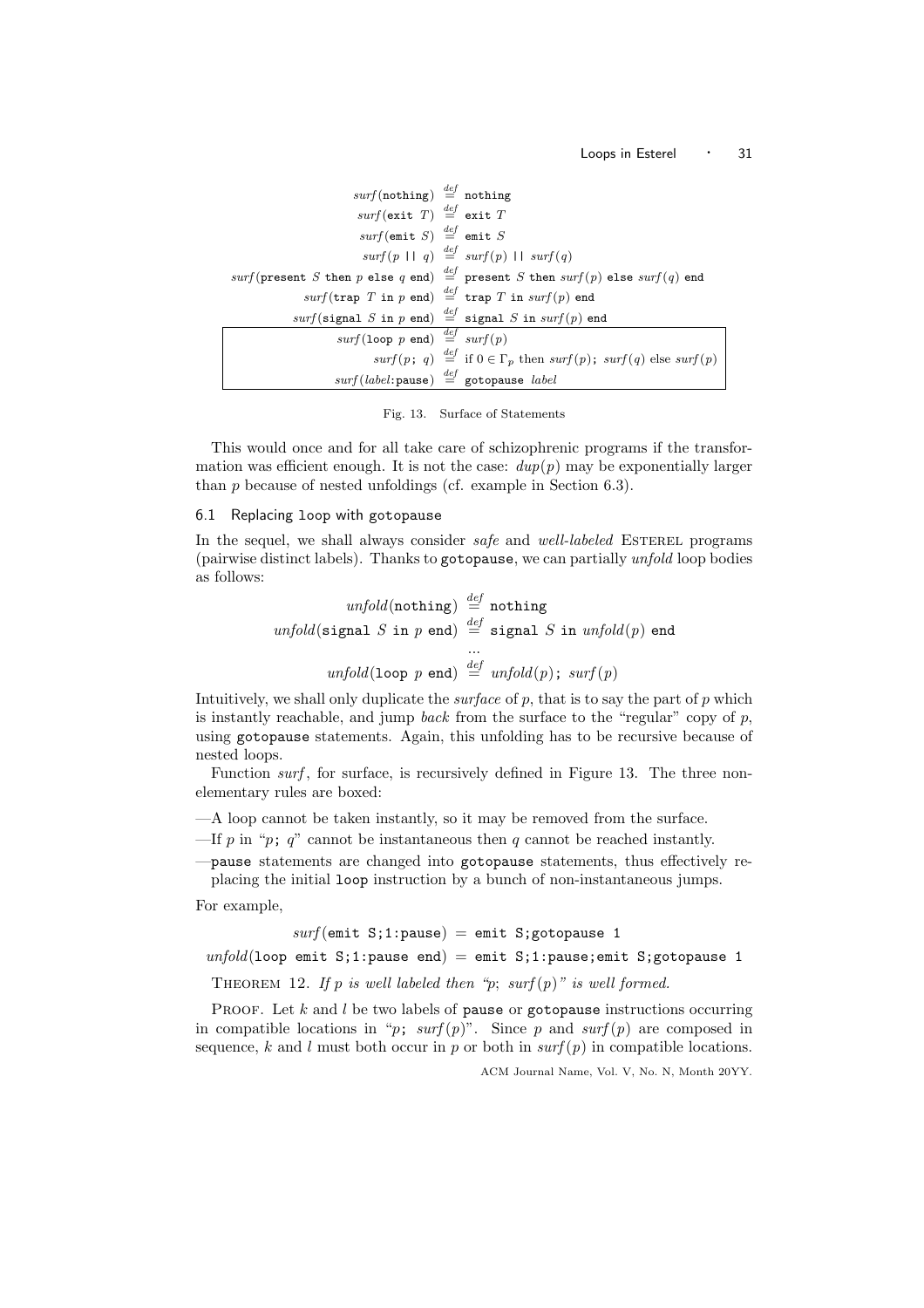$$
\begin{aligned}
surf(\texttt{nothing}) &\stackrel{def}{=} \texttt{nothing}\\
surf(\texttt{exit } T) &\stackrel{def}{=} \texttt{exit } T\\
surf(\texttt{emit } S) &\stackrel{def}{=} \texttt{emit } S\\
surf(p \texttt{ || } q) &\stackrel{def}{=} surf(p) \texttt{ || } surf(q)\\
surf(\texttt{present } S \texttt{ then } p \texttt{ else } q \texttt{ end}) &\stackrel{def}{=} \texttt{present } S \texttt{ then } surf(p) \texttt{ else } surf(q) \texttt{ end}\\
surf(\texttt{trap } T \texttt{ in } p \texttt{ end}) &\stackrel{def}{=} \texttt{trap } T \texttt{ in } surf(p) \texttt{ end}\\
surf(\texttt{signal } S \texttt{ in } p \texttt{ end}) &\stackrel{def}{=} \texttt{signal } S \texttt{ in } surf(p) \texttt{ end}\\
\hline
surf(\texttt{loop } p \texttt{ end}) &\stackrel{def}{=} surf(p)\\
surf(p\texttt{; } q) &\stackrel{def}{=} \text{if } 0 \in \Gamma_p \text{ then } surf(p)\texttt{; } surf(q) \text{ else } surf(p)\\
surf(label\texttt{:pause}) &\stackrel{def}{=} \texttt{gotopause } label
\end{aligned}
$$

Fig. 13. Surface of Statements

This would once and for all take care of schizophrenic programs if the transformation was efficient enough. It is not the case: $dup(p)$ may be exponentially larger than $p$ because of nested unfoldings (cf. example in Section 6.3).

### 6.1 Replacing loop with gotopause

In the sequel, we shall always consider *safe* and *well-labeled* ESTEREL programs (pairwise distinct labels). Thanks to `gotopause`, we can partially *unfold* loop bodies as follows:

$$
\begin{aligned}
unfold(\texttt{nothing}) &\stackrel{def}{=} \texttt{nothing}\\
unfold(\texttt{signal } S \texttt{ in } p \texttt{ end}) &\stackrel{def}{=} \texttt{signal } S \texttt{ in } unfold(p) \texttt{ end}\\
&\;\;\ldots\\
unfold(\texttt{loop } p \texttt{ end}) &\stackrel{def}{=} unfold(p)\texttt{; } surf(p)
\end{aligned}
$$

Intuitively, we shall only duplicate the *surface* of $p$, that is to say the part of $p$ which is instantly reachable, and jump *back* from the surface to the "regular" copy of $p$, using `gotopause` statements. Again, this unfolding has to be recursive because of nested loops.

Function *surf*, for surface, is recursively defined in Figure 13. The three non-elementary rules are boxed:

—A loop cannot be taken instantly, so it may be removed from the surface.

—If $p$ in "$p$; $q$" cannot be instantaneous then $q$ cannot be reached instantly.

—`pause` statements are changed into `gotopause` statements, thus effectively replacing the initial `loop` instruction by a bunch of non-instantaneous jumps.

For example,

$$surf(\texttt{emit S;1:pause}) = \texttt{emit S;gotopause 1}$$

$$unfold(\texttt{loop emit S;1:pause end}) = \texttt{emit S;1:pause;emit S;gotopause 1}$$

THEOREM 12. *If $p$ is well labeled then "$p$; $surf(p)$" is well formed.*

PROOF. Let $k$ and $l$ be two labels of `pause` or `gotopause` instructions occurring in compatible locations in "$p$; $surf(p)$". Since $p$ and $surf(p)$ are composed in sequence, $k$ and $l$ must both occur in $p$ or both in $surf(p)$ in compatible locations.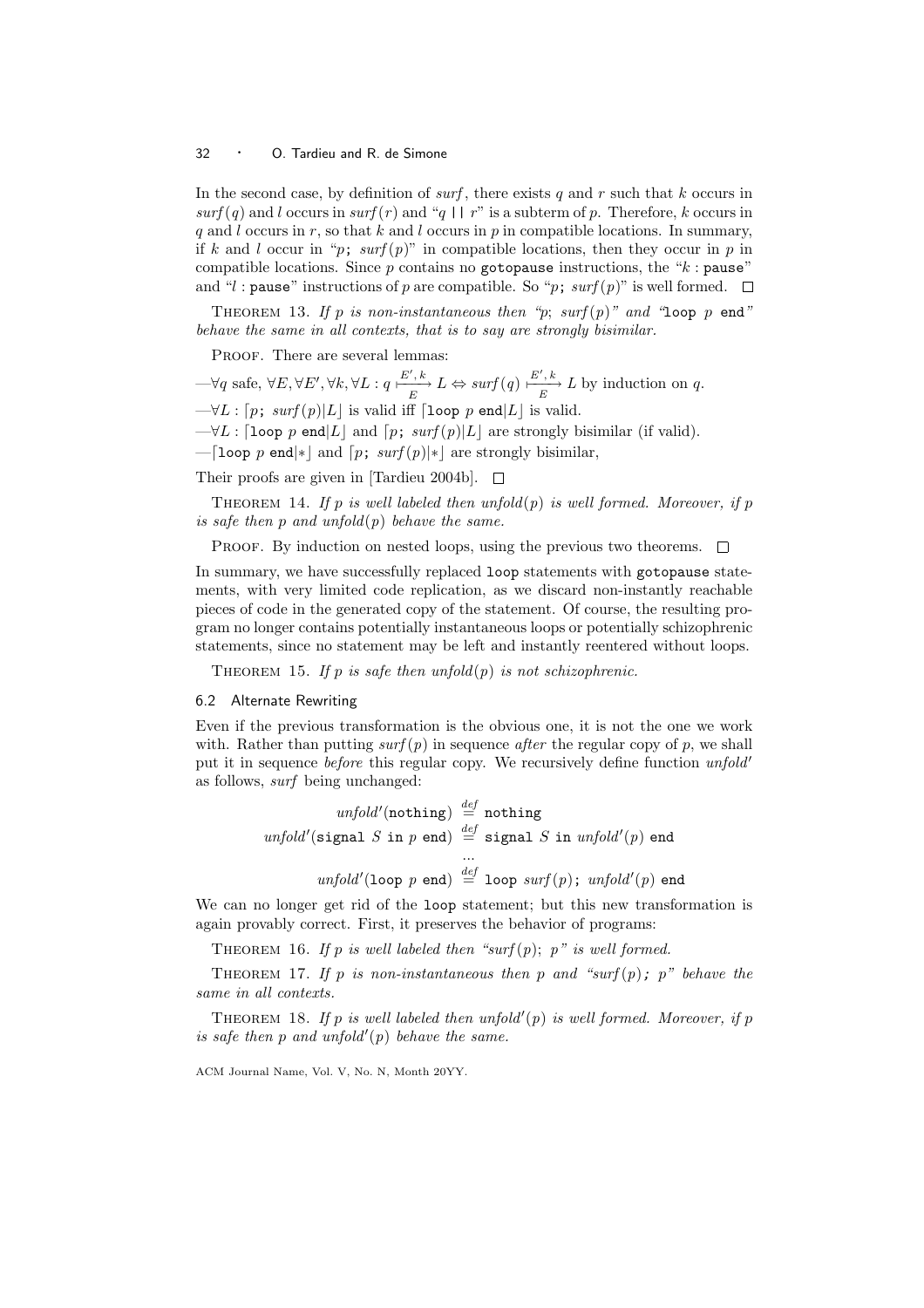In the second case, by definition of *surf*, there exists $q$ and $r$ such that $k$ occurs in $surf(q)$ and $l$ occurs in $surf(r)$ and "$q$ `||` $r$" is a subterm of $p$. Therefore, $k$ occurs in $q$ and $l$ occurs in $r$, so that $k$ and $l$ occurs in $p$ in compatible locations. In summary, if $k$ and $l$ occur in "$p$; $surf(p)$" in compatible locations, then they occur in $p$ in compatible locations. Since $p$ contains no `gotopause` instructions, the "$k$ : `pause`" and "$l$ : `pause`" instructions of $p$ are compatible. So "$p$; $surf(p)$" is well formed. □

THEOREM 13. *If $p$ is non-instantaneous then "$p$; $surf(p)$" and "`loop` $p$ `end`" behave the same in all contexts, that is to say are strongly bisimilar.*

PROOF. There are several lemmas:

—$\forall q$ safe, $\forall E, \forall E', \forall k, \forall L : q \xmapsto[E]{E', k} L \Leftrightarrow surf(q) \xmapsto[E]{E', k} L$ by induction on $q$.

—$\forall L : \lceil p;\ surf(p)|L\rfloor$ is valid iff $\lceil \texttt{loop}\ p\ \texttt{end}|L\rfloor$ is valid.

—$\forall L : \lceil \texttt{loop}\ p\ \texttt{end}|L\rfloor$ and $\lceil p;\ surf(p)|L\rfloor$ are strongly bisimilar (if valid).

—$\lceil \texttt{loop}\ p\ \texttt{end}|*\rfloor$ and $\lceil p;\ surf(p)|*\rfloor$ are strongly bisimilar,

Their proofs are given in [Tardieu 2004b]. □

THEOREM 14. *If $p$ is well labeled then $unfold(p)$ is well formed. Moreover, if $p$ is safe then $p$ and $unfold(p)$ behave the same.*

PROOF. By induction on nested loops, using the previous two theorems. □

In summary, we have successfully replaced `loop` statements with `gotopause` statements, with very limited code replication, as we discard non-instantly reachable pieces of code in the generated copy of the statement. Of course, the resulting program no longer contains potentially instantaneous loops or potentially schizophrenic statements, since no statement may be left and instantly reentered without loops.

THEOREM 15. *If $p$ is safe then $unfold(p)$ is not schizophrenic.*

### 6.2 Alternate Rewriting

Even if the previous transformation is the obvious one, it is not the one we work with. Rather than putting $surf(p)$ in sequence *after* the regular copy of $p$, we shall put it in sequence *before* this regular copy. We recursively define function $unfold'$ as follows, *surf* being unchanged:

$$
\begin{aligned}
unfold'(\texttt{nothing}) &\stackrel{def}{=} \texttt{nothing} \\
unfold'(\texttt{signal}\ S\ \texttt{in}\ p\ \texttt{end}) &\stackrel{def}{=} \texttt{signal}\ S\ \texttt{in}\ unfold'(p)\ \texttt{end} \\
&\ \ \ldots \\
unfold'(\texttt{loop}\ p\ \texttt{end}) &\stackrel{def}{=} \texttt{loop}\ surf(p);\ unfold'(p)\ \texttt{end}
\end{aligned}
$$

We can no longer get rid of the `loop` statement; but this new transformation is again provably correct. First, it preserves the behavior of programs:

THEOREM 16. *If $p$ is well labeled then "$surf(p)$; $p$" is well formed.*

THEOREM 17. *If $p$ is non-instantaneous then $p$ and "$surf(p)$; $p$" behave the same in all contexts.*

THEOREM 18. *If $p$ is well labeled then $unfold'(p)$ is well formed. Moreover, if $p$ is safe then $p$ and $unfold'(p)$ behave the same.*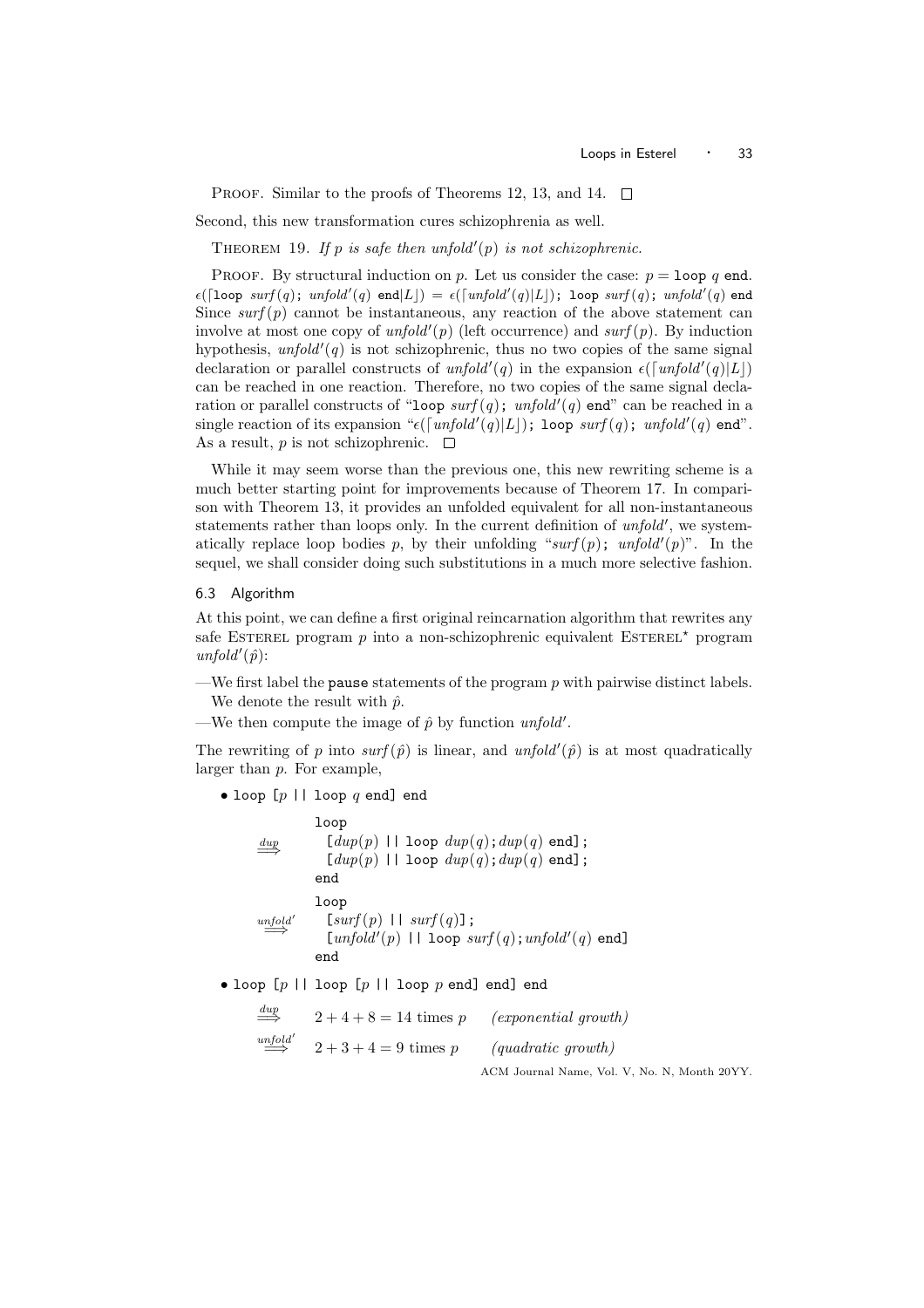PROOF. Similar to the proofs of Theorems 12, 13, and 14. □

Second, this new transformation cures schizophrenia as well.

THEOREM 19. *If $p$ is safe then $\mathit{unfold}'(p)$ is not schizophrenic.*

PROOF. By structural induction on $p$. Let us consider the case: $p = \texttt{loop } q \texttt{ end}$. $\epsilon(\lceil\texttt{loop } \mathit{surf}(q)\texttt{; } \mathit{unfold}'(q) \texttt{ end}|L\rfloor) = \epsilon(\lceil \mathit{unfold}'(q)|L\rfloor)\texttt{; loop } \mathit{surf}(q)\texttt{; } \mathit{unfold}'(q) \texttt{ end}$ Since $\mathit{surf}(p)$ cannot be instantaneous, any reaction of the above statement can involve at most one copy of $\mathit{unfold}'(p)$ (left occurrence) and $\mathit{surf}(p)$. By induction hypothesis, $\mathit{unfold}'(q)$ is not schizophrenic, thus no two copies of the same signal declaration or parallel constructs of $\mathit{unfold}'(q)$ in the expansion $\epsilon(\lceil \mathit{unfold}'(q)|L\rfloor)$ can be reached in one reaction. Therefore, no two copies of the same signal declaration or parallel constructs of "$\texttt{loop } \mathit{surf}(q)\texttt{; } \mathit{unfold}'(q) \texttt{ end}$" can be reached in a single reaction of its expansion "$\epsilon(\lceil \mathit{unfold}'(q)|L\rfloor)\texttt{; loop } \mathit{surf}(q)\texttt{; } \mathit{unfold}'(q) \texttt{ end}$". As a result, $p$ is not schizophrenic. □

While it may seem worse than the previous one, this new rewriting scheme is a much better starting point for improvements because of Theorem 17. In comparison with Theorem 13, it provides an unfolded equivalent for all non-instantaneous statements rather than loops only. In the current definition of *unfold*′, we systematically replace loop bodies $p$, by their unfolding "$\mathit{surf}(p)\texttt{; } \mathit{unfold}'(p)$". In the sequel, we shall consider doing such substitutions in a much more selective fashion.

### 6.3 Algorithm

At this point, we can define a first original reincarnation algorithm that rewrites any safe ESTEREL program $p$ into a non-schizophrenic equivalent ESTEREL$^\star$ program $\mathit{unfold}'(\hat{p})$:

— We first label the `pause` statements of the program $p$ with pairwise distinct labels. We denote the result with $\hat{p}$.

— We then compute the image of $\hat{p}$ by function *unfold*′.

The rewriting of $p$ into $\mathit{surf}(\hat{p})$ is linear, and $\mathit{unfold}'(\hat{p})$ is at most quadratically larger than $p$. For example,

- `loop [`$p$` || loop `$q$` end] end`

$\xrightarrow{dup}$
```
loop
  [dup(p) || loop dup(q);dup(q) end];
  [dup(p) || loop dup(q);dup(q) end];
end
```

$\xrightarrow{unfold'}$
```
loop
  [surf(p) || surf(q)];
  [unfold'(p) || loop surf(q);unfold'(q) end]
end
```

- `loop [`$p$` || loop [`$p$` || loop `$p$` end] end] end`

$\xrightarrow{dup}$ $2 + 4 + 8 = 14$ times $p$ *(exponential growth)*

$\xrightarrow{unfold'}$ $2 + 3 + 4 = 9$ times $p$ *(quadratic growth)*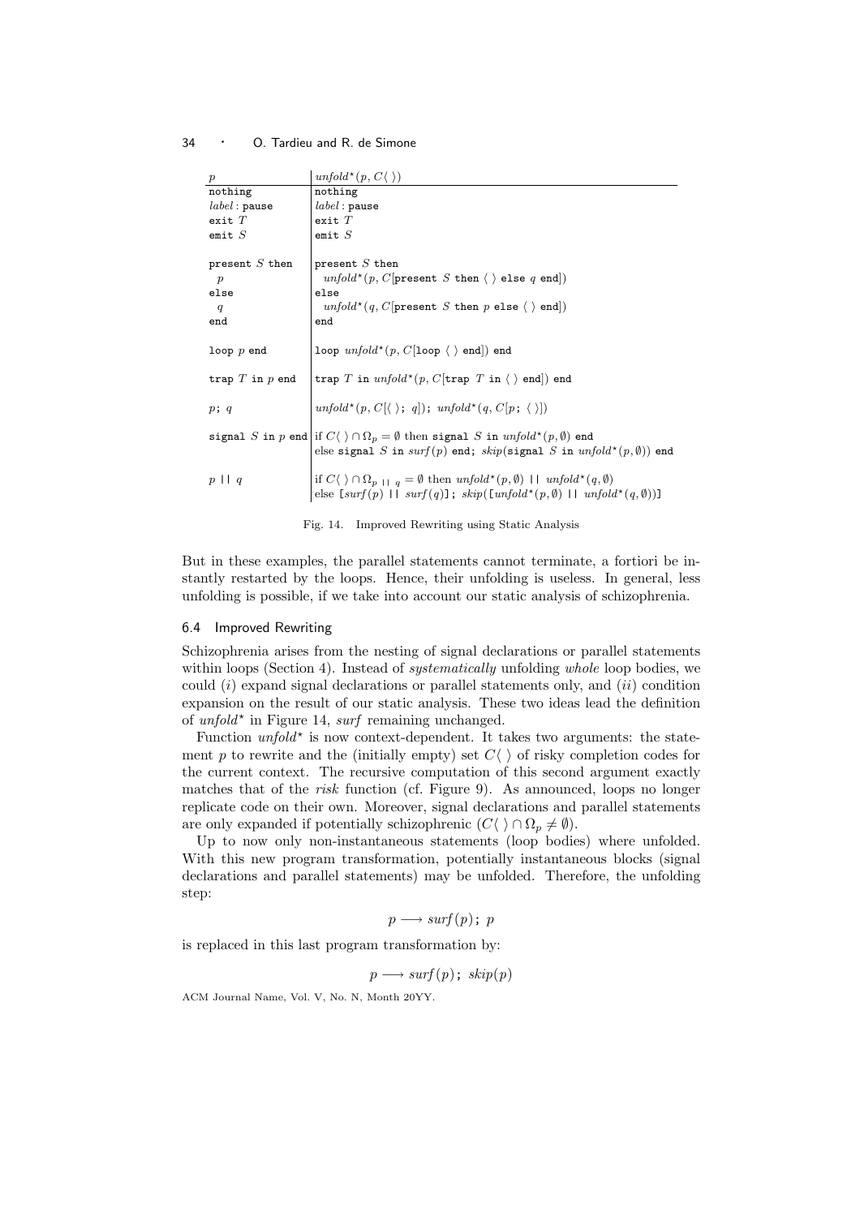| $p$ | $unfold^\star(p, C\langle\,\rangle)$ |
|---|---|
| `nothing` | `nothing` |
| *label* `: pause` | *label* `: pause` |
| `exit` $T$ | `exit` $T$ |
| `emit` $S$ | `emit` $S$ |
| `present` $S$ `then` $p$ `else` $q$ `end` | `present` $S$ `then` $unfold^\star(p, C[$`present` $S$ `then` $\langle\,\rangle$ `else` $q$ `end`$])$ `else` $unfold^\star(q, C[$`present` $S$ `then` $p$ `else` $\langle\,\rangle$ `end`$])$ `end` |
| `loop` $p$ `end` | `loop` $unfold^\star(p, C[$`loop` $\langle\,\rangle$ `end`$])$ `end` |
| `trap` $T$ `in` $p$ `end` | `trap` $T$ `in` $unfold^\star(p, C[$`trap` $T$ `in` $\langle\,\rangle$ `end`$])$ `end` |
| $p$`;` $q$ | $unfold^\star(p, C[\langle\,\rangle$`;` $q])$`;` $unfold^\star(q, C[p$`;` $\langle\,\rangle])$ |
| `signal` $S$ `in` $p$ `end` | if $C\langle\,\rangle \cap \Omega_p = \emptyset$ then `signal` $S$ `in` $unfold^\star(p, \emptyset)$ `end` else `signal` $S$ `in` $surf(p)$ `end`; $skip($`signal` $S$ `in` $unfold^\star(p, \emptyset))$ `end` |
| $p$ `\|\|` $q$ | if $C\langle\,\rangle \cap \Omega_{p\ \|\|\ q} = \emptyset$ then $unfold^\star(p, \emptyset)$ `\|\|` $unfold^\star(q, \emptyset)$ else `[`$surf(p)$ `\|\|` $surf(q)$`]`; $skip($`[`$unfold^\star(p, \emptyset)$ `\|\|` $unfold^\star(q, \emptyset)$`]`$)$ |

Fig. 14. Improved Rewriting using Static Analysis

But in these examples, the parallel statements cannot terminate, a fortiori be instantly restarted by the loops. Hence, their unfolding is useless. In general, less unfolding is possible, if we take into account our static analysis of schizophrenia.

### 6.4 Improved Rewriting

Schizophrenia arises from the nesting of signal declarations or parallel statements within loops (Section 4). Instead of *systematically* unfolding *whole* loop bodies, we could (*i*) expand signal declarations or parallel statements only, and (*ii*) condition expansion on the result of our static analysis. These two ideas lead the definition of $unfold^\star$ in Figure 14, *surf* remaining unchanged.

Function $unfold^\star$ is now context-dependent. It takes two arguments: the statement $p$ to rewrite and the (initially empty) set $C\langle\,\rangle$ of risky completion codes for the current context. The recursive computation of this second argument exactly matches that of the *risk* function (cf. Figure 9). As announced, loops no longer replicate code on their own. Moreover, signal declarations and parallel statements are only expanded if potentially schizophrenic ($C\langle\,\rangle \cap \Omega_p \neq \emptyset$).

Up to now only non-instantaneous statements (loop bodies) where unfolded. With this new program transformation, potentially instantaneous blocks (signal declarations and parallel statements) may be unfolded. Therefore, the unfolding step:

$$p \longrightarrow surf(p)\texttt{;}\ p$$

is replaced in this last program transformation by:

$$p \longrightarrow surf(p)\texttt{;}\ skip(p)$$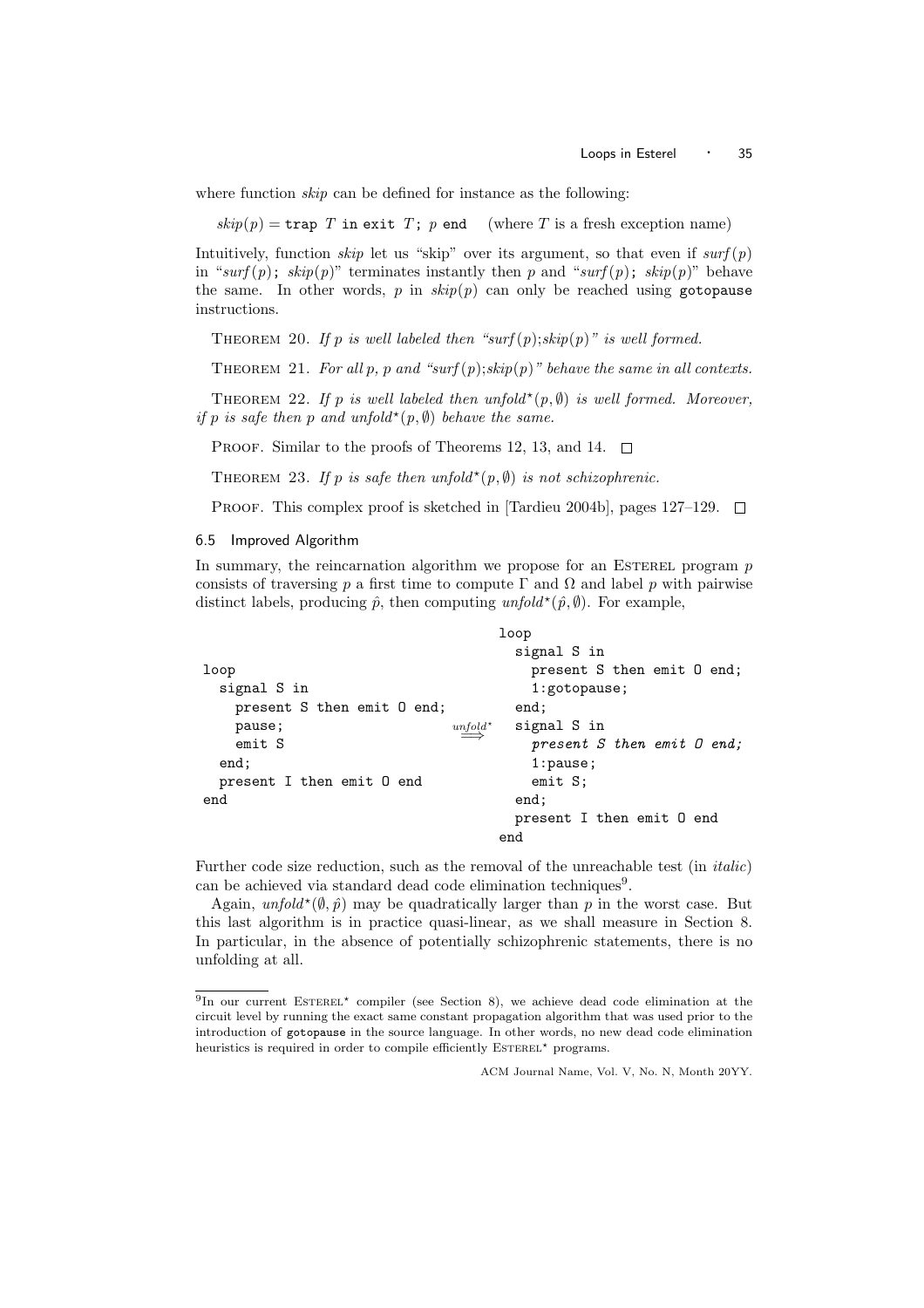where function *skip* can be defined for instance as the following:

$skip(p) =$ `trap` $T$ `in exit` $T$`;` $p$ `end` (where $T$ is a fresh exception name)

Intuitively, function *skip* let us "skip" over its argument, so that even if $surf(p)$ in "$surf(p)$; $skip(p)$" terminates instantly then $p$ and "$surf(p)$; $skip(p)$" behave the same. In other words, $p$ in $skip(p)$ can only be reached using `gotopause` instructions.

THEOREM 20. *If p is well labeled then "$surf(p);skip(p)$" is well formed.*

THEOREM 21. *For all p, p and "$surf(p);skip(p)$" behave the same in all contexts.*

THEOREM 22. *If p is well labeled then $unfold^\star(p, \emptyset)$ is well formed. Moreover, if p is safe then p and $unfold^\star(p, \emptyset)$ behave the same.*

PROOF. Similar to the proofs of Theorems 12, 13, and 14. □

THEOREM 23. *If p is safe then $unfold^\star(p, \emptyset)$ is not schizophrenic.*

PROOF. This complex proof is sketched in [Tardieu 2004b], pages 127–129. □

### 6.5 Improved Algorithm

In summary, the reincarnation algorithm we propose for an ESTEREL program $p$ consists of traversing $p$ a first time to compute $\Gamma$ and $\Omega$ and label $p$ with pairwise distinct labels, producing $\hat{p}$, then computing $unfold^\star(\hat{p}, \emptyset)$. For example,

```
loop
  signal S in
    present S then emit O end;
    pause;
    emit S
  end;
  present I then emit O end
end
```

$\overset{unfold^\star}{\Longrightarrow}$

```
loop
  signal S in
    present S then emit O end;
    1:gotopause;
  end;
  signal S in
    present S then emit O end;
    1:pause;
    emit S;
  end;
  present I then emit O end
end
```

Further code size reduction, such as the removal of the unreachable test (in *italic*) can be achieved via standard dead code elimination techniques[9].

Again, $unfold^\star(\emptyset, \hat{p})$ may be quadratically larger than $p$ in the worst case. But this last algorithm is in practice quasi-linear, as we shall measure in Section 8. In particular, in the absence of potentially schizophrenic statements, there is no unfolding at all.

---

[9] In our current ESTEREL$^\star$ compiler (see Section 8), we achieve dead code elimination at the circuit level by running the exact same constant propagation algorithm that was used prior to the introduction of `gotopause` in the source language. In other words, no new dead code elimination heuristics is required in order to compile efficiently ESTEREL$^\star$ programs.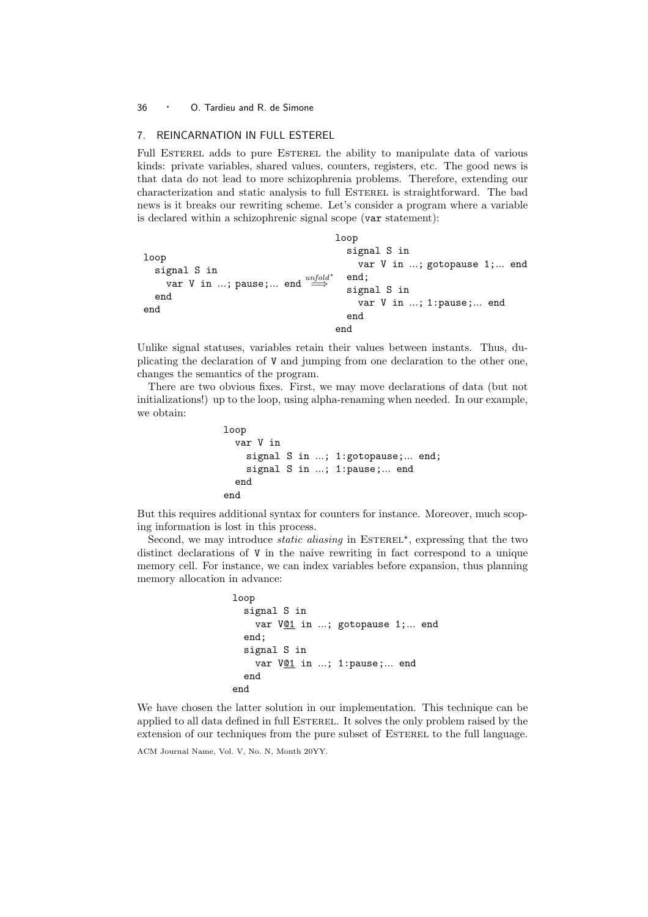## 7. REINCARNATION IN FULL ESTEREL

Full Esterel adds to pure Esterel the ability to manipulate data of various kinds: private variables, shared values, counters, registers, etc. The good news is that data do not lead to more schizophrenia problems. Therefore, extending our characterization and static analysis to full Esterel is straightforward. The bad news is it breaks our rewriting scheme. Let's consider a program where a variable is declared within a schizophrenic signal scope (`var` statement):

```
                                          loop
                                            signal S in
loop                                          var V in ...; gotopause 1;... end
  signal S in                     unfold*   end;
    var V in ...; pause;... end    ==>      signal S in
  end                                         var V in ...; 1:pause;... end
end                                         end
                                          end
```

Unlike signal statuses, variables retain their values between instants. Thus, duplicating the declaration of `V` and jumping from one declaration to the other one, changes the semantics of the program.

There are two obvious fixes. First, we may move declarations of data (but not initializations!) up to the loop, using alpha-renaming when needed. In our example, we obtain:

```
loop
  var V in
    signal S in ...; 1:gotopause;... end;
    signal S in ...; 1:pause;... end
  end
end
```

But this requires additional syntax for counters for instance. Moreover, much scoping information is lost in this process.

Second, we may introduce *static aliasing* in Esterel*, expressing that the two distinct declarations of `V` in the naive rewriting in fact correspond to a unique memory cell. For instance, we can index variables before expansion, thus planning memory allocation in advance:

```
loop
  signal S in
    var V@1 in ...; gotopause 1;... end
  end;
  signal S in
    var V@1 in ...; 1:pause;... end
  end
end
```

We have chosen the latter solution in our implementation. This technique can be applied to all data defined in full Esterel. It solves the only problem raised by the extension of our techniques from the pure subset of Esterel to the full language.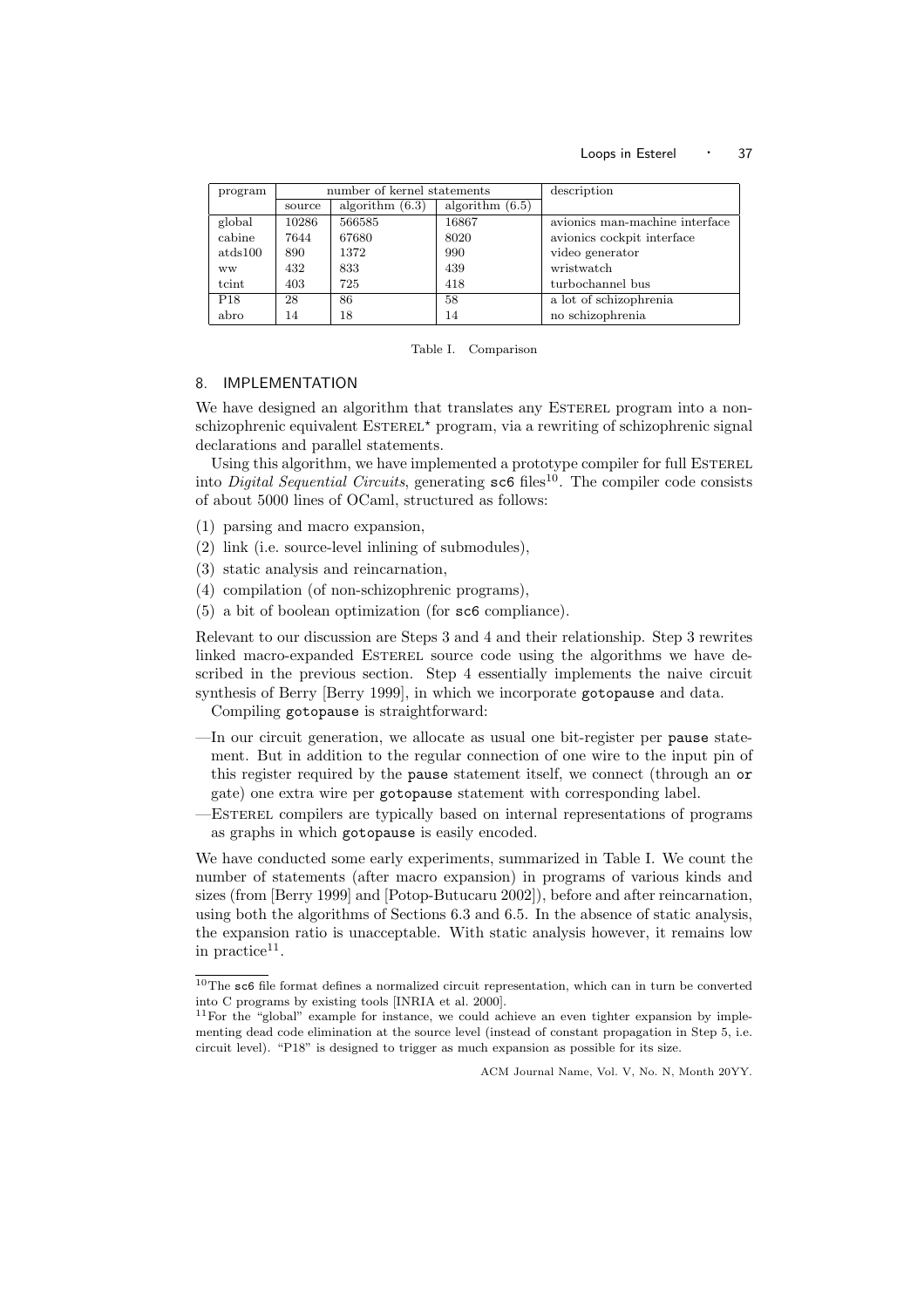| program | number of kernel statements | | | description |
|---|---|---|---|---|
| | source | algorithm (6.3) | algorithm (6.5) | |
| global | 10286 | 566585 | 16867 | avionics man-machine interface |
| cabine | 7644 | 67680 | 8020 | avionics cockpit interface |
| atds100 | 890 | 1372 | 990 | video generator |
| ww | 432 | 833 | 439 | wristwatch |
| tcint | 403 | 725 | 418 | turbochannel bus |
| P18 | 28 | 86 | 58 | a lot of schizophrenia |
| abro | 14 | 18 | 14 | no schizophrenia |

Table I. Comparison

## 8. IMPLEMENTATION

We have designed an algorithm that translates any ESTEREL program into a non-schizophrenic equivalent ESTEREL⋆ program, via a rewriting of schizophrenic signal declarations and parallel statements.

Using this algorithm, we have implemented a prototype compiler for full ESTEREL into *Digital Sequential Circuits*, generating `sc6` files[10]. The compiler code consists of about 5000 lines of OCaml, structured as follows:

(1) parsing and macro expansion,

(2) link (i.e. source-level inlining of submodules),

(3) static analysis and reincarnation,

(4) compilation (of non-schizophrenic programs),

(5) a bit of boolean optimization (for `sc6` compliance).

Relevant to our discussion are Steps 3 and 4 and their relationship. Step 3 rewrites linked macro-expanded ESTEREL source code using the algorithms we have described in the previous section. Step 4 essentially implements the naive circuit synthesis of Berry [Berry 1999], in which we incorporate `gotopause` and data.

Compiling `gotopause` is straightforward:

—In our circuit generation, we allocate as usual one bit-register per `pause` statement. But in addition to the regular connection of one wire to the input pin of this register required by the `pause` statement itself, we connect (through an `or` gate) one extra wire per `gotopause` statement with corresponding label.

—ESTEREL compilers are typically based on internal representations of programs as graphs in which `gotopause` is easily encoded.

We have conducted some early experiments, summarized in Table I. We count the number of statements (after macro expansion) in programs of various kinds and sizes (from [Berry 1999] and [Potop-Butucaru 2002]), before and after reincarnation, using both the algorithms of Sections 6.3 and 6.5. In the absence of static analysis, the expansion ratio is unacceptable. With static analysis however, it remains low in practice[11].

---

[10] The `sc6` file format defines a normalized circuit representation, which can in turn be converted into C programs by existing tools [INRIA et al. 2000].

[11] For the "global" example for instance, we could achieve an even tighter expansion by implementing dead code elimination at the source level (instead of constant propagation in Step 5, i.e. circuit level). "P18" is designed to trigger as much expansion as possible for its size.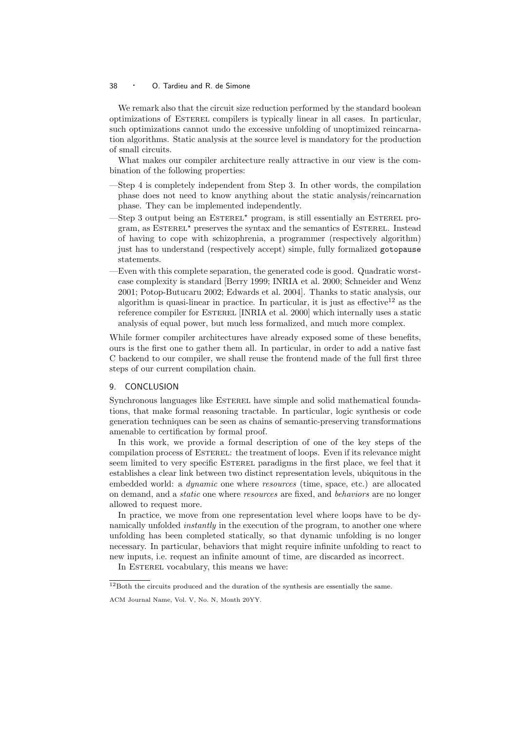We remark also that the circuit size reduction performed by the standard boolean optimizations of Esterel compilers is typically linear in all cases. In particular, such optimizations cannot undo the excessive unfolding of unoptimized reincarnation algorithms. Static analysis at the source level is mandatory for the production of small circuits.

What makes our compiler architecture really attractive in our view is the combination of the following properties:

- Step 4 is completely independent from Step 3. In other words, the compilation phase does not need to know anything about the static analysis/reincarnation phase. They can be implemented independently.
- Step 3 output being an Esterel⋆ program, is still essentially an Esterel program, as Esterel⋆ preserves the syntax and the semantics of Esterel. Instead of having to cope with schizophrenia, a programmer (respectively algorithm) just has to understand (respectively accept) simple, fully formalized `gotopause` statements.
- Even with this complete separation, the generated code is good. Quadratic worst-case complexity is standard [Berry 1999; INRIA et al. 2000; Schneider and Wenz 2001; Potop-Butucaru 2002; Edwards et al. 2004]. Thanks to static analysis, our algorithm is quasi-linear in practice. In particular, it is just as effective[12] as the reference compiler for Esterel [INRIA et al. 2000] which internally uses a static analysis of equal power, but much less formalized, and much more complex.

While former compiler architectures have already exposed some of these benefits, ours is the first one to gather them all. In particular, in order to add a native fast C backend to our compiler, we shall reuse the frontend made of the full first three steps of our current compilation chain.

## 9. CONCLUSION

Synchronous languages like Esterel have simple and solid mathematical foundations, that make formal reasoning tractable. In particular, logic synthesis or code generation techniques can be seen as chains of semantic-preserving transformations amenable to certification by formal proof.

In this work, we provide a formal description of one of the key steps of the compilation process of Esterel: the treatment of loops. Even if its relevance might seem limited to very specific Esterel paradigms in the first place, we feel that it establishes a clear link between two distinct representation levels, ubiquitous in the embedded world: a *dynamic* one where *resources* (time, space, etc.) are allocated on demand, and a *static* one where *resources* are fixed, and *behaviors* are no longer allowed to request more.

In practice, we move from one representation level where loops have to be dynamically unfolded *instantly* in the execution of the program, to another one where unfolding has been completed statically, so that dynamic unfolding is no longer necessary. In particular, behaviors that might require infinite unfolding to react to new inputs, i.e. request an infinite amount of time, are discarded as incorrect.

In Esterel vocabulary, this means we have:

[12] Both the circuits produced and the duration of the synthesis are essentially the same.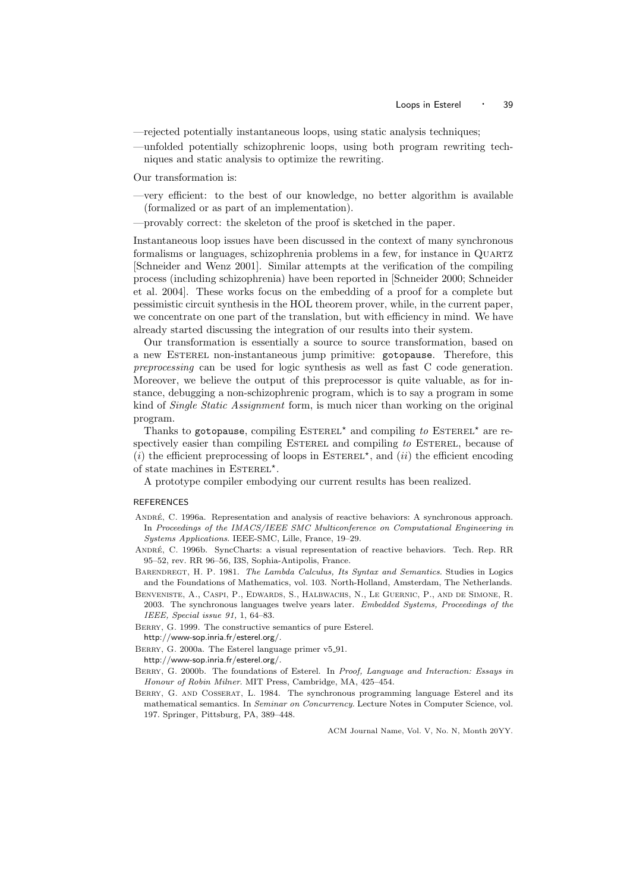—rejected potentially instantaneous loops, using static analysis techniques;

—unfolded potentially schizophrenic loops, using both program rewriting techniques and static analysis to optimize the rewriting.

Our transformation is:

—very efficient: to the best of our knowledge, no better algorithm is available (formalized or as part of an implementation).

—provably correct: the skeleton of the proof is sketched in the paper.

Instantaneous loop issues have been discussed in the context of many synchronous formalisms or languages, schizophrenia problems in a few, for instance in Quartz [Schneider and Wenz 2001]. Similar attempts at the verification of the compiling process (including schizophrenia) have been reported in [Schneider 2000; Schneider et al. 2004]. These works focus on the embedding of a proof for a complete but pessimistic circuit synthesis in the HOL theorem prover, while, in the current paper, we concentrate on one part of the translation, but with efficiency in mind. We have already started discussing the integration of our results into their system.

Our transformation is essentially a source to source transformation, based on a new Esterel non-instantaneous jump primitive: `gotopause`. Therefore, this *preprocessing* can be used for logic synthesis as well as fast C code generation. Moreover, we believe the output of this preprocessor is quite valuable, as for instance, debugging a non-schizophrenic program, which is to say a program in some kind of *Single Static Assignment* form, is much nicer than working on the original program.

Thanks to `gotopause`, compiling Esterel$^\star$ and compiling *to* Esterel$^\star$ are respectively easier than compiling Esterel and compiling *to* Esterel, because of ($i$) the efficient preprocessing of loops in Esterel$^\star$, and ($ii$) the efficient encoding of state machines in Esterel$^\star$.

A prototype compiler embodying our current results has been realized.

## REFERENCES

André, C. 1996a. Representation and analysis of reactive behaviors: A synchronous approach. In *Proceedings of the IMACS/IEEE SMC Multiconference on Computational Engineering in Systems Applications*. IEEE-SMC, Lille, France, 19–29.

André, C. 1996b. SyncCharts: a visual representation of reactive behaviors. Tech. Rep. RR 95–52, rev. RR 96–56, I3S, Sophia-Antipolis, France.

Barendregt, H. P. 1981. *The Lambda Calculus, Its Syntax and Semantics*. Studies in Logics and the Foundations of Mathematics, vol. 103. North-Holland, Amsterdam, The Netherlands.

Benveniste, A., Caspi, P., Edwards, S., Halbwachs, N., Le Guernic, P., and de Simone, R. 2003. The synchronous languages twelve years later. *Embedded Systems, Proceedings of the IEEE, Special issue 91,* 1, 64–83.

Berry, G. 1999. The constructive semantics of pure Esterel. http://www-sop.inria.fr/esterel.org/.

Berry, G. 2000a. The Esterel language primer v5_91. http://www-sop.inria.fr/esterel.org/.

Berry, G. 2000b. The foundations of Esterel. In *Proof, Language and Interaction: Essays in Honour of Robin Milner*. MIT Press, Cambridge, MA, 425–454.

Berry, G. and Cosserat, L. 1984. The synchronous programming language Esterel and its mathematical semantics. In *Seminar on Concurrency*. Lecture Notes in Computer Science, vol. 197. Springer, Pittsburg, PA, 389–448.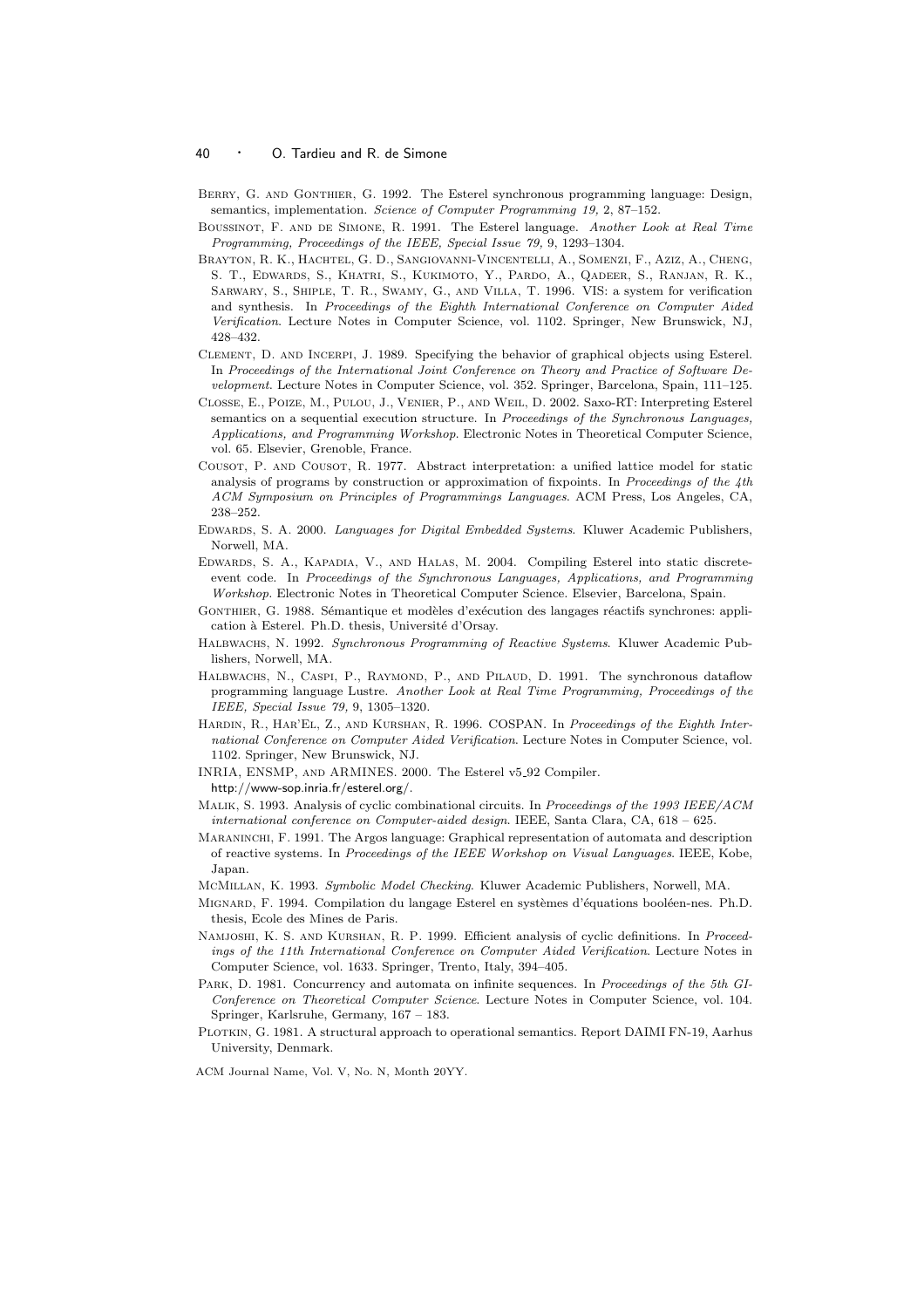Berry, G. and Gonthier, G. 1992. The Esterel synchronous programming language: Design, semantics, implementation. *Science of Computer Programming 19,* 2, 87–152.

Boussinot, F. and de Simone, R. 1991. The Esterel language. *Another Look at Real Time Programming, Proceedings of the IEEE, Special Issue 79,* 9, 1293–1304.

Brayton, R. K., Hachtel, G. D., Sangiovanni-Vincentelli, A., Somenzi, F., Aziz, A., Cheng, S. T., Edwards, S., Khatri, S., Kukimoto, Y., Pardo, A., Qadeer, S., Ranjan, R. K., Sarwary, S., Shiple, T. R., Swamy, G., and Villa, T. 1996. VIS: a system for verification and synthesis. In *Proceedings of the Eighth International Conference on Computer Aided Verification*. Lecture Notes in Computer Science, vol. 1102. Springer, New Brunswick, NJ, 428–432.

Clement, D. and Incerpi, J. 1989. Specifying the behavior of graphical objects using Esterel. In *Proceedings of the International Joint Conference on Theory and Practice of Software Development*. Lecture Notes in Computer Science, vol. 352. Springer, Barcelona, Spain, 111–125.

Closse, E., Poize, M., Pulou, J., Venier, P., and Weil, D. 2002. Saxo-RT: Interpreting Esterel semantics on a sequential execution structure. In *Proceedings of the Synchronous Languages, Applications, and Programming Workshop*. Electronic Notes in Theoretical Computer Science, vol. 65. Elsevier, Grenoble, France.

Cousot, P. and Cousot, R. 1977. Abstract interpretation: a unified lattice model for static analysis of programs by construction or approximation of fixpoints. In *Proceedings of the 4th ACM Symposium on Principles of Programmings Languages*. ACM Press, Los Angeles, CA, 238–252.

Edwards, S. A. 2000. *Languages for Digital Embedded Systems*. Kluwer Academic Publishers, Norwell, MA.

Edwards, S. A., Kapadia, V., and Halas, M. 2004. Compiling Esterel into static discrete-event code. In *Proceedings of the Synchronous Languages, Applications, and Programming Workshop*. Electronic Notes in Theoretical Computer Science. Elsevier, Barcelona, Spain.

Gonthier, G. 1988. Sémantique et modèles d'exécution des langages réactifs synchrones: application à Esterel. Ph.D. thesis, Université d'Orsay.

Halbwachs, N. 1992. *Synchronous Programming of Reactive Systems*. Kluwer Academic Publishers, Norwell, MA.

Halbwachs, N., Caspi, P., Raymond, P., and Pilaud, D. 1991. The synchronous dataflow programming language Lustre. *Another Look at Real Time Programming, Proceedings of the IEEE, Special Issue 79,* 9, 1305–1320.

Hardin, R., Har'El, Z., and Kurshan, R. 1996. COSPAN. In *Proceedings of the Eighth International Conference on Computer Aided Verification*. Lecture Notes in Computer Science, vol. 1102. Springer, New Brunswick, NJ.

INRIA, ENSMP, and ARMINES. 2000. The Esterel v5_92 Compiler. http://www-sop.inria.fr/esterel.org/.

Malik, S. 1993. Analysis of cyclic combinational circuits. In *Proceedings of the 1993 IEEE/ACM international conference on Computer-aided design*. IEEE, Santa Clara, CA, 618 – 625.

Maraninchi, F. 1991. The Argos language: Graphical representation of automata and description of reactive systems. In *Proceedings of the IEEE Workshop on Visual Languages*. IEEE, Kobe, Japan.

McMillan, K. 1993. *Symbolic Model Checking*. Kluwer Academic Publishers, Norwell, MA.

Mignard, F. 1994. Compilation du langage Esterel en systèmes d'équations booléen-nes. Ph.D. thesis, Ecole des Mines de Paris.

Namjoshi, K. S. and Kurshan, R. P. 1999. Efficient analysis of cyclic definitions. In *Proceedings of the 11th International Conference on Computer Aided Verification*. Lecture Notes in Computer Science, vol. 1633. Springer, Trento, Italy, 394–405.

Park, D. 1981. Concurrency and automata on infinite sequences. In *Proceedings of the 5th GI-Conference on Theoretical Computer Science*. Lecture Notes in Computer Science, vol. 104. Springer, Karlsruhe, Germany, 167 – 183.

Plotkin, G. 1981. A structural approach to operational semantics. Report DAIMI FN-19, Aarhus University, Denmark.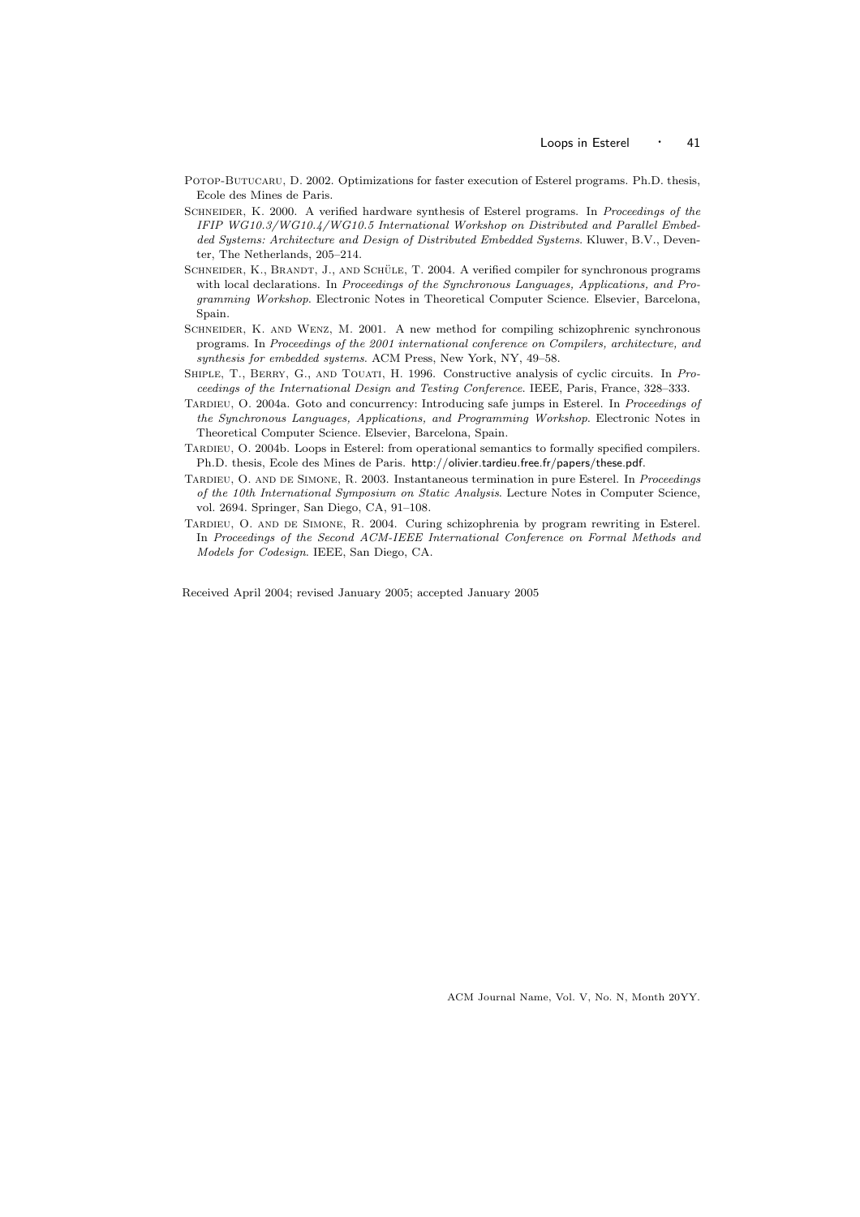Potop-Butucaru, D. 2002. Optimizations for faster execution of Esterel programs. Ph.D. thesis, Ecole des Mines de Paris.

Schneider, K. 2000. A verified hardware synthesis of Esterel programs. In *Proceedings of the IFIP WG10.3/WG10.4/WG10.5 International Workshop on Distributed and Parallel Embedded Systems: Architecture and Design of Distributed Embedded Systems*. Kluwer, B.V., Deventer, The Netherlands, 205–214.

Schneider, K., Brandt, J., and Schüle, T. 2004. A verified compiler for synchronous programs with local declarations. In *Proceedings of the Synchronous Languages, Applications, and Programming Workshop*. Electronic Notes in Theoretical Computer Science. Elsevier, Barcelona, Spain.

Schneider, K. and Wenz, M. 2001. A new method for compiling schizophrenic synchronous programs. In *Proceedings of the 2001 international conference on Compilers, architecture, and synthesis for embedded systems*. ACM Press, New York, NY, 49–58.

Shiple, T., Berry, G., and Touati, H. 1996. Constructive analysis of cyclic circuits. In *Proceedings of the International Design and Testing Conference*. IEEE, Paris, France, 328–333.

Tardieu, O. 2004a. Goto and concurrency: Introducing safe jumps in Esterel. In *Proceedings of the Synchronous Languages, Applications, and Programming Workshop*. Electronic Notes in Theoretical Computer Science. Elsevier, Barcelona, Spain.

Tardieu, O. 2004b. Loops in Esterel: from operational semantics to formally specified compilers. Ph.D. thesis, Ecole des Mines de Paris. http://olivier.tardieu.free.fr/papers/these.pdf.

Tardieu, O. and de Simone, R. 2003. Instantaneous termination in pure Esterel. In *Proceedings of the 10th International Symposium on Static Analysis*. Lecture Notes in Computer Science, vol. 2694. Springer, San Diego, CA, 91–108.

Tardieu, O. and de Simone, R. 2004. Curing schizophrenia by program rewriting in Esterel. In *Proceedings of the Second ACM-IEEE International Conference on Formal Methods and Models for Codesign*. IEEE, San Diego, CA.

Received April 2004; revised January 2005; accepted January 2005